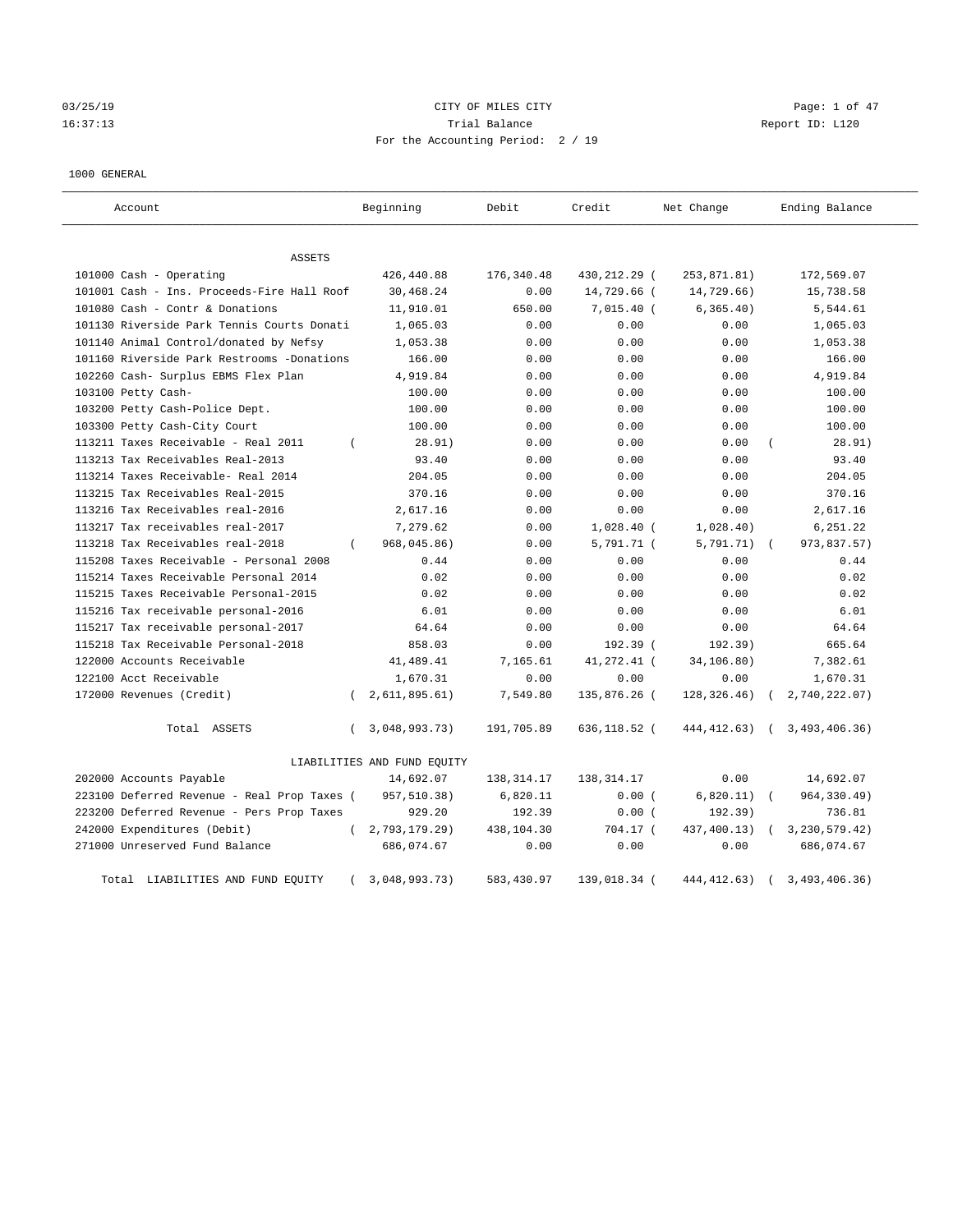CITY OF MILES CITY

Trial Balance

For the Accounting Period: 2 / 19

03/25/19
16:37:13

Report ID: L120

1000 GENERAL

| Account | Beginning | Debit | Credit | Net Change | Ending Balance |
|---|---|---|---|---|---|
| ASSETS | | | | | |
| 101000 Cash - Operating | 426,440.88 | 176,340.48 | 430,212.29 | ( 253,871.81) | 172,569.07 |
| 101001 Cash - Ins. Proceeds-Fire Hall Roof | 30,468.24 | 0.00 | 14,729.66 | ( 14,729.66) | 15,738.58 |
| 101080 Cash - Contr & Donations | 11,910.01 | 650.00 | 7,015.40 | ( 6,365.40) | 5,544.61 |
| 101130 Riverside Park Tennis Courts Donati | 1,065.03 | 0.00 | 0.00 | 0.00 | 1,065.03 |
| 101140 Animal Control/donated by Nefsy | 1,053.38 | 0.00 | 0.00 | 0.00 | 1,053.38 |
| 101160 Riverside Park Restrooms -Donations | 166.00 | 0.00 | 0.00 | 0.00 | 166.00 |
| 102260 Cash- Surplus EBMS Flex Plan | 4,919.84 | 0.00 | 0.00 | 0.00 | 4,919.84 |
| 103100 Petty Cash- | 100.00 | 0.00 | 0.00 | 0.00 | 100.00 |
| 103200 Petty Cash-Police Dept. | 100.00 | 0.00 | 0.00 | 0.00 | 100.00 |
| 103300 Petty Cash-City Court | 100.00 | 0.00 | 0.00 | 0.00 | 100.00 |
| 113211 Taxes Receivable - Real 2011 | ( 28.91) | 0.00 | 0.00 | 0.00 | ( 28.91) |
| 113213 Tax Receivables Real-2013 | 93.40 | 0.00 | 0.00 | 0.00 | 93.40 |
| 113214 Taxes Receivable- Real 2014 | 204.05 | 0.00 | 0.00 | 0.00 | 204.05 |
| 113215 Tax Receivables Real-2015 | 370.16 | 0.00 | 0.00 | 0.00 | 370.16 |
| 113216 Tax Receivables real-2016 | 2,617.16 | 0.00 | 0.00 | 0.00 | 2,617.16 |
| 113217 Tax receivables real-2017 | 7,279.62 | 0.00 | 1,028.40 | ( 1,028.40) | 6,251.22 |
| 113218 Tax Receivables real-2018 | ( 968,045.86) | 0.00 | 5,791.71 | ( 5,791.71) | ( 973,837.57) |
| 115208 Taxes Receivable - Personal 2008 | 0.44 | 0.00 | 0.00 | 0.00 | 0.44 |
| 115214 Taxes Receivable Personal 2014 | 0.02 | 0.00 | 0.00 | 0.00 | 0.02 |
| 115215 Taxes Receivable Personal-2015 | 0.02 | 0.00 | 0.00 | 0.00 | 0.02 |
| 115216 Tax receivable personal-2016 | 6.01 | 0.00 | 0.00 | 0.00 | 6.01 |
| 115217 Tax receivable personal-2017 | 64.64 | 0.00 | 0.00 | 0.00 | 64.64 |
| 115218 Tax Receivable Personal-2018 | 858.03 | 0.00 | 192.39 | ( 192.39) | 665.64 |
| 122000 Accounts Receivable | 41,489.41 | 7,165.61 | 41,272.41 | ( 34,106.80) | 7,382.61 |
| 122100 Acct Receivable | 1,670.31 | 0.00 | 0.00 | 0.00 | 1,670.31 |
| 172000 Revenues (Credit) | ( 2,611,895.61) | 7,549.80 | 135,876.26 | ( 128,326.46) | ( 2,740,222.07) |
| Total ASSETS | ( 3,048,993.73) | 191,705.89 | 636,118.52 | ( 444,412.63) | ( 3,493,406.36) |
| LIABILITIES AND FUND EQUITY | | | | | |
| 202000 Accounts Payable | 14,692.07 | 138,314.17 | 138,314.17 | 0.00 | 14,692.07 |
| 223100 Deferred Revenue - Real Prop Taxes | ( 957,510.38) | 6,820.11 | 0.00 | ( 6,820.11) | ( 964,330.49) |
| 223200 Deferred Revenue - Pers Prop Taxes | 929.20 | 192.39 | 0.00 | ( 192.39) | 736.81 |
| 242000 Expenditures (Debit) | ( 2,793,179.29) | 438,104.30 | 704.17 | ( 437,400.13) | ( 3,230,579.42) |
| 271000 Unreserved Fund Balance | 686,074.67 | 0.00 | 0.00 | 0.00 | 686,074.67 |
| Total LIABILITIES AND FUND EQUITY | ( 3,048,993.73) | 583,430.97 | 139,018.34 | ( 444,412.63) | ( 3,493,406.36) |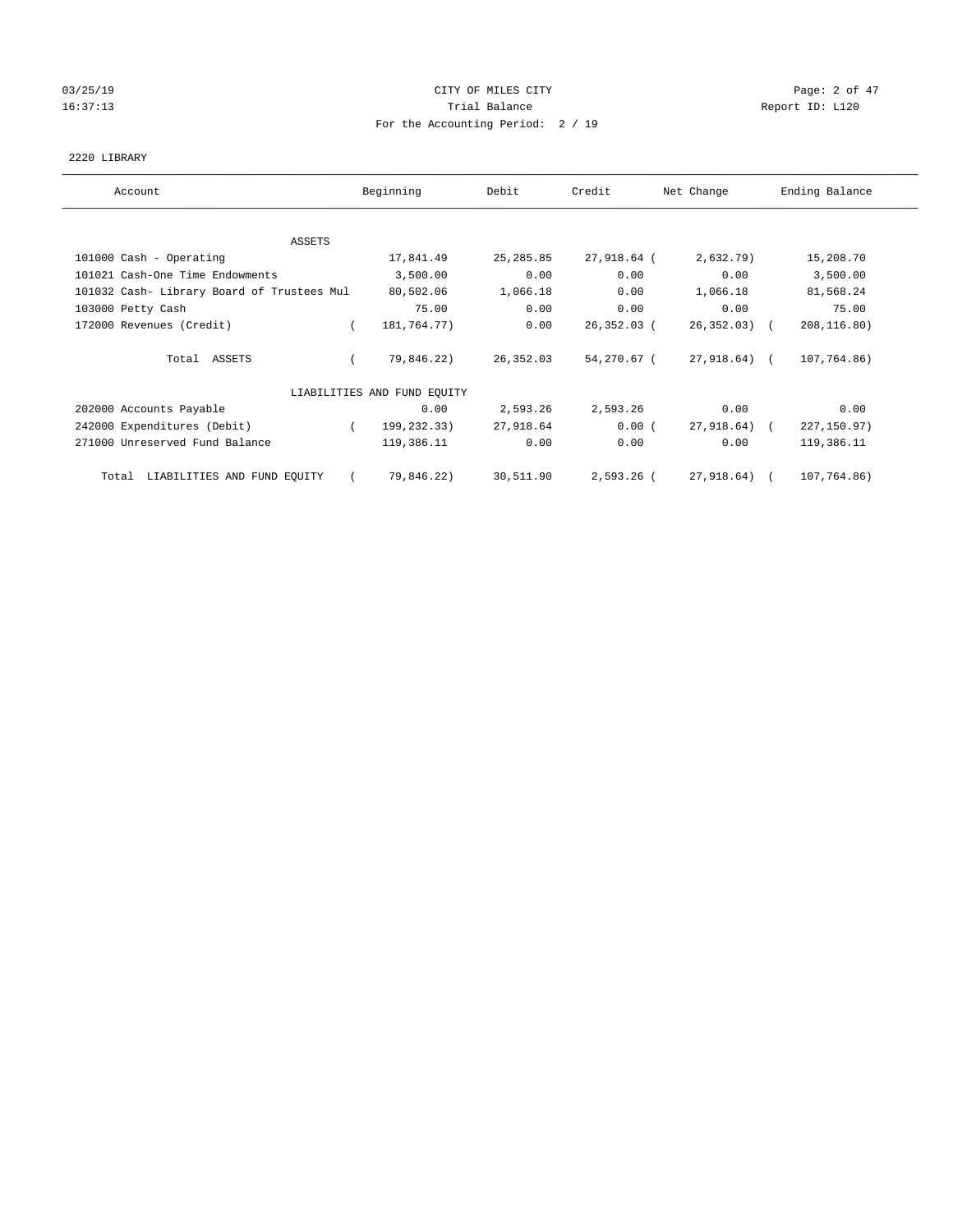CITY OF MILES CITY

Trial Balance

For the Accounting Period: 2 / 19

03/25/19 16:37:13 — Report ID: L120

2220 LIBRARY

| Account | Beginning | Debit | Credit | Net Change | Ending Balance |
|---|---|---|---|---|---|
| ASSETS | | | | | |
| 101000 Cash - Operating | 17,841.49 | 25,285.85 | 27,918.64 | ( 2,632.79) | 15,208.70 |
| 101021 Cash-One Time Endowments | 3,500.00 | 0.00 | 0.00 | 0.00 | 3,500.00 |
| 101032 Cash- Library Board of Trustees Mul | 80,502.06 | 1,066.18 | 0.00 | 1,066.18 | 81,568.24 |
| 103000 Petty Cash | 75.00 | 0.00 | 0.00 | 0.00 | 75.00 |
| 172000 Revenues (Credit) | ( 181,764.77) | 0.00 | 26,352.03 | ( 26,352.03) | ( 208,116.80) |
| Total ASSETS | ( 79,846.22) | 26,352.03 | 54,270.67 | ( 27,918.64) | ( 107,764.86) |
| LIABILITIES AND FUND EQUITY | | | | | |
| 202000 Accounts Payable | 0.00 | 2,593.26 | 2,593.26 | 0.00 | 0.00 |
| 242000 Expenditures (Debit) | ( 199,232.33) | 27,918.64 | 0.00 | ( 27,918.64) | ( 227,150.97) |
| 271000 Unreserved Fund Balance | 119,386.11 | 0.00 | 0.00 | 0.00 | 119,386.11 |
| Total LIABILITIES AND FUND EQUITY | ( 79,846.22) | 30,511.90 | 2,593.26 | ( 27,918.64) | ( 107,764.86) |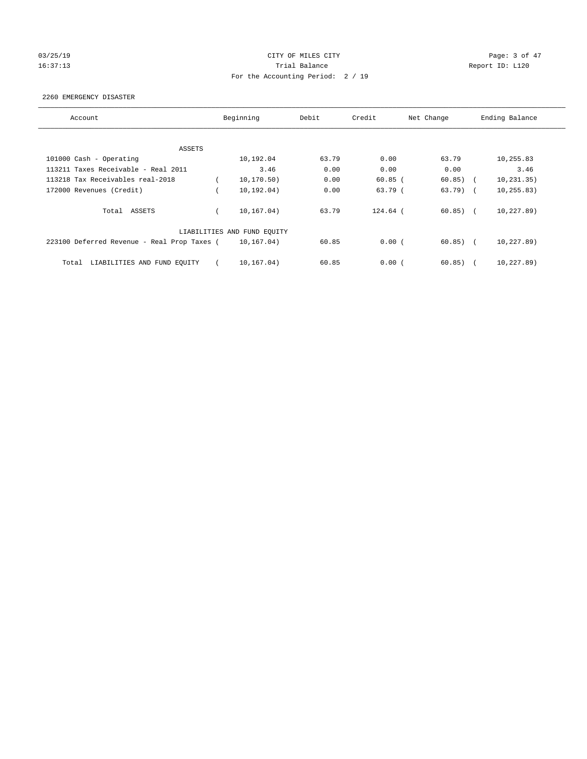CITY OF MILES CITY

Trial Balance

For the Accounting Period: 2 / 19

03/25/19
16:37:13

Report ID: L120

2260 EMERGENCY DISASTER

| Account | Beginning | Debit | Credit | Net Change | Ending Balance |
|---|---|---|---|---|---|
| ASSETS | | | | | |
| 101000 Cash - Operating | 10,192.04 | 63.79 | 0.00 | 63.79 | 10,255.83 |
| 113211 Taxes Receivable - Real 2011 | 3.46 | 0.00 | 0.00 | 0.00 | 3.46 |
| 113218 Tax Receivables real-2018 | ( 10,170.50) | 0.00 | 60.85 | ( 60.85) | ( 10,231.35) |
| 172000 Revenues (Credit) | ( 10,192.04) | 0.00 | 63.79 | ( 63.79) | ( 10,255.83) |
| Total ASSETS | ( 10,167.04) | 63.79 | 124.64 | ( 60.85) | ( 10,227.89) |
| LIABILITIES AND FUND EQUITY | | | | | |
| 223100 Deferred Revenue - Real Prop Taxes | ( 10,167.04) | 60.85 | 0.00 | ( 60.85) | ( 10,227.89) |
| Total LIABILITIES AND FUND EQUITY | ( 10,167.04) | 60.85 | 0.00 | ( 60.85) | ( 10,227.89) |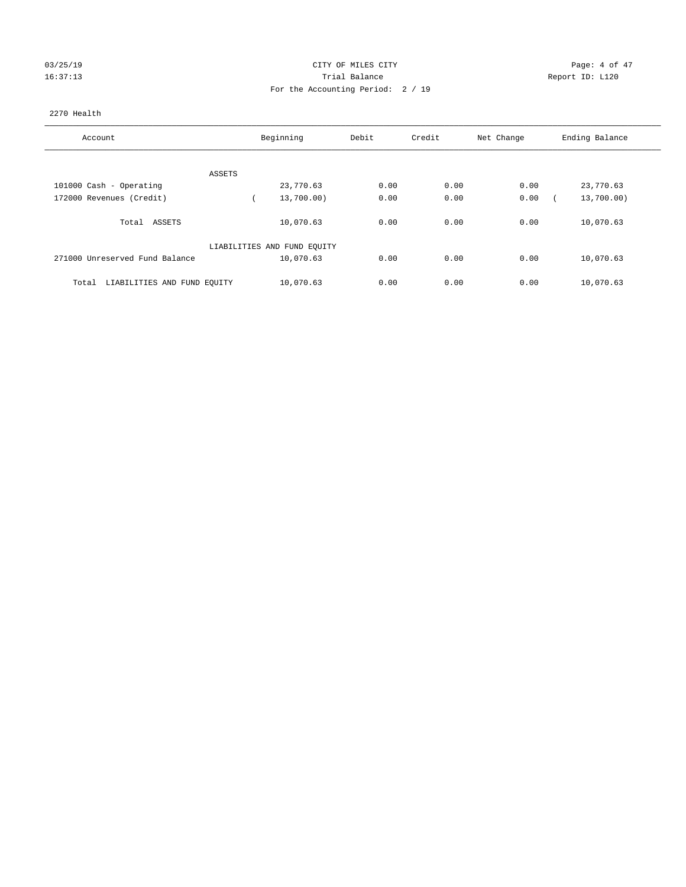CITY OF MILES CITY

Trial Balance

For the Accounting Period: 2 / 19

03/25/19 16:37:13 — Report ID: L120

2270 Health

| Account | Beginning | Debit | Credit | Net Change | Ending Balance |
|---|---|---|---|---|---|
| ASSETS | | | | | |
| 101000 Cash - Operating | 23,770.63 | 0.00 | 0.00 | 0.00 | 23,770.63 |
| 172000 Revenues (Credit) | ( 13,700.00) | 0.00 | 0.00 | 0.00 | ( 13,700.00) |
| Total ASSETS | 10,070.63 | 0.00 | 0.00 | 0.00 | 10,070.63 |
| LIABILITIES AND FUND EQUITY | | | | | |
| 271000 Unreserved Fund Balance | 10,070.63 | 0.00 | 0.00 | 0.00 | 10,070.63 |
| Total LIABILITIES AND FUND EQUITY | 10,070.63 | 0.00 | 0.00 | 0.00 | 10,070.63 |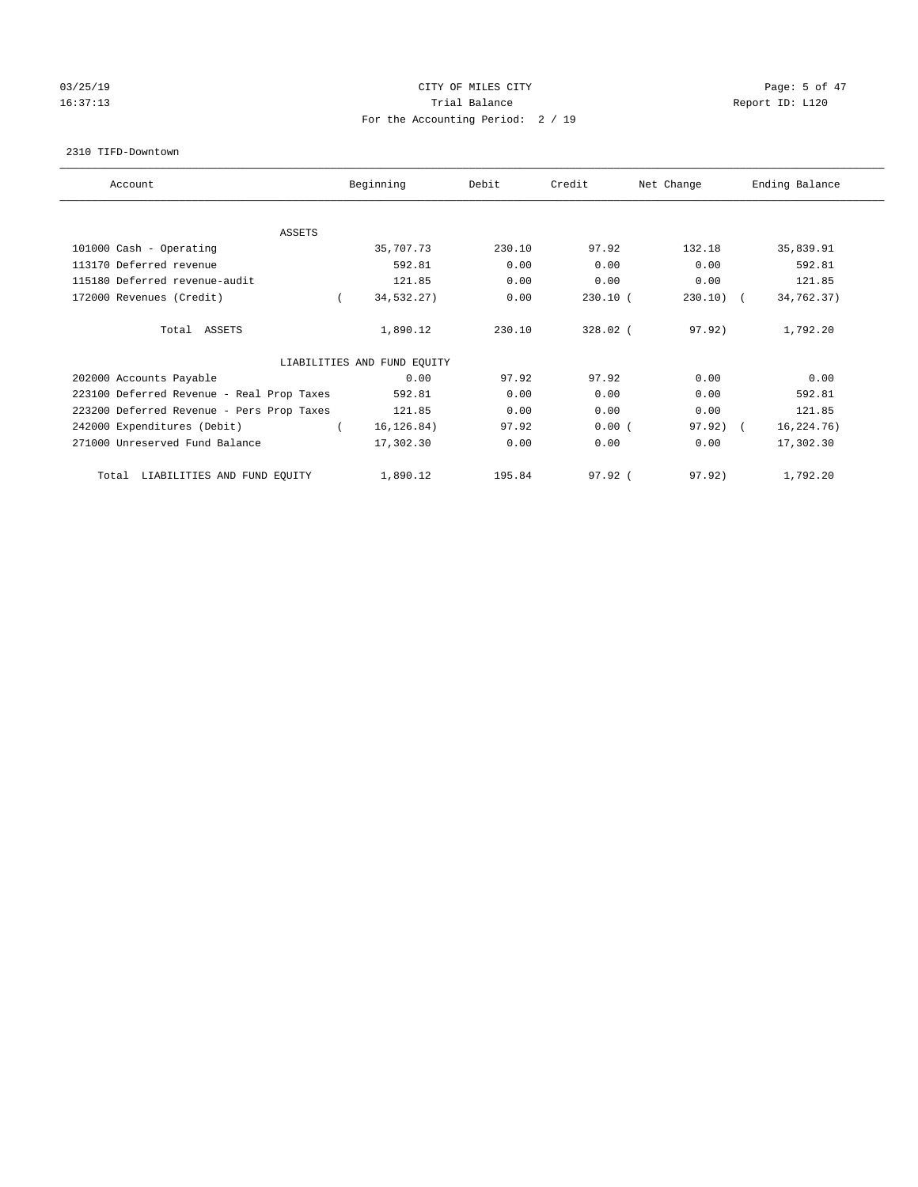CITY OF MILES CITY

Trial Balance

For the Accounting Period: 2 / 19

03/25/19 16:37:13 Report ID: L120

2310 TIFD-Downtown

| Account | Beginning | Debit | Credit | Net Change | Ending Balance |
|---|---|---|---|---|---|
| ASSETS | | | | | |
| 101000 Cash - Operating | 35,707.73 | 230.10 | 97.92 | 132.18 | 35,839.91 |
| 113170 Deferred revenue | 592.81 | 0.00 | 0.00 | 0.00 | 592.81 |
| 115180 Deferred revenue-audit | 121.85 | 0.00 | 0.00 | 0.00 | 121.85 |
| 172000 Revenues (Credit) | ( 34,532.27) | 0.00 | 230.10 | ( 230.10) | ( 34,762.37) |
| Total ASSETS | 1,890.12 | 230.10 | 328.02 | ( 97.92) | 1,792.20 |
| LIABILITIES AND FUND EQUITY | | | | | |
| 202000 Accounts Payable | 0.00 | 97.92 | 97.92 | 0.00 | 0.00 |
| 223100 Deferred Revenue - Real Prop Taxes | 592.81 | 0.00 | 0.00 | 0.00 | 592.81 |
| 223200 Deferred Revenue - Pers Prop Taxes | 121.85 | 0.00 | 0.00 | 0.00 | 121.85 |
| 242000 Expenditures (Debit) | ( 16,126.84) | 97.92 | 0.00 | ( 97.92) | ( 16,224.76) |
| 271000 Unreserved Fund Balance | 17,302.30 | 0.00 | 0.00 | 0.00 | 17,302.30 |
| Total LIABILITIES AND FUND EQUITY | 1,890.12 | 195.84 | 97.92 | ( 97.92) | 1,792.20 |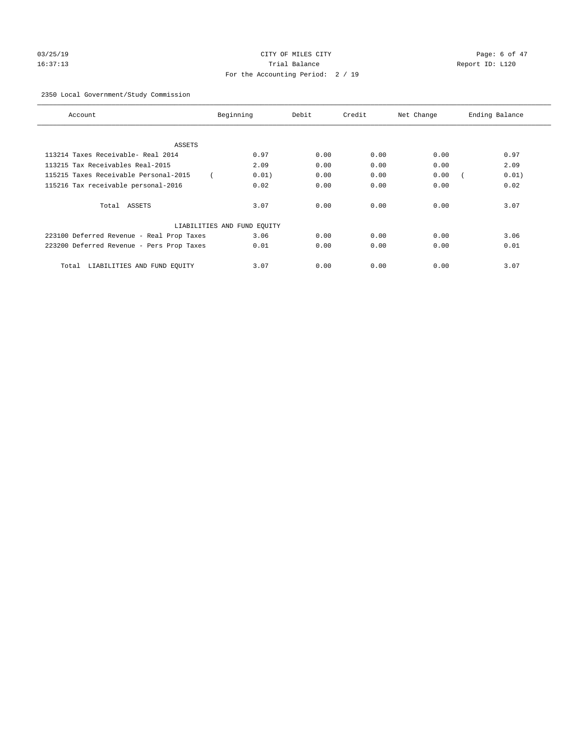03/25/19 CITY OF MILES CITY
16:37:13 Trial Balance Report ID: L120
For the Accounting Period: 2 / 19

2350 Local Government/Study Commission

| Account | Beginning | Debit | Credit | Net Change | Ending Balance |
|---|---|---|---|---|---|
| ASSETS | | | | | |
| 113214 Taxes Receivable- Real 2014 | 0.97 | 0.00 | 0.00 | 0.00 | 0.97 |
| 113215 Tax Receivables Real-2015 | 2.09 | 0.00 | 0.00 | 0.00 | 2.09 |
| 115215 Taxes Receivable Personal-2015 | ( 0.01) | 0.00 | 0.00 | 0.00 | ( 0.01) |
| 115216 Tax receivable personal-2016 | 0.02 | 0.00 | 0.00 | 0.00 | 0.02 |
| Total ASSETS | 3.07 | 0.00 | 0.00 | 0.00 | 3.07 |
| LIABILITIES AND FUND EQUITY | | | | | |
| 223100 Deferred Revenue - Real Prop Taxes | 3.06 | 0.00 | 0.00 | 0.00 | 3.06 |
| 223200 Deferred Revenue - Pers Prop Taxes | 0.01 | 0.00 | 0.00 | 0.00 | 0.01 |
| Total LIABILITIES AND FUND EQUITY | 3.07 | 0.00 | 0.00 | 0.00 | 3.07 |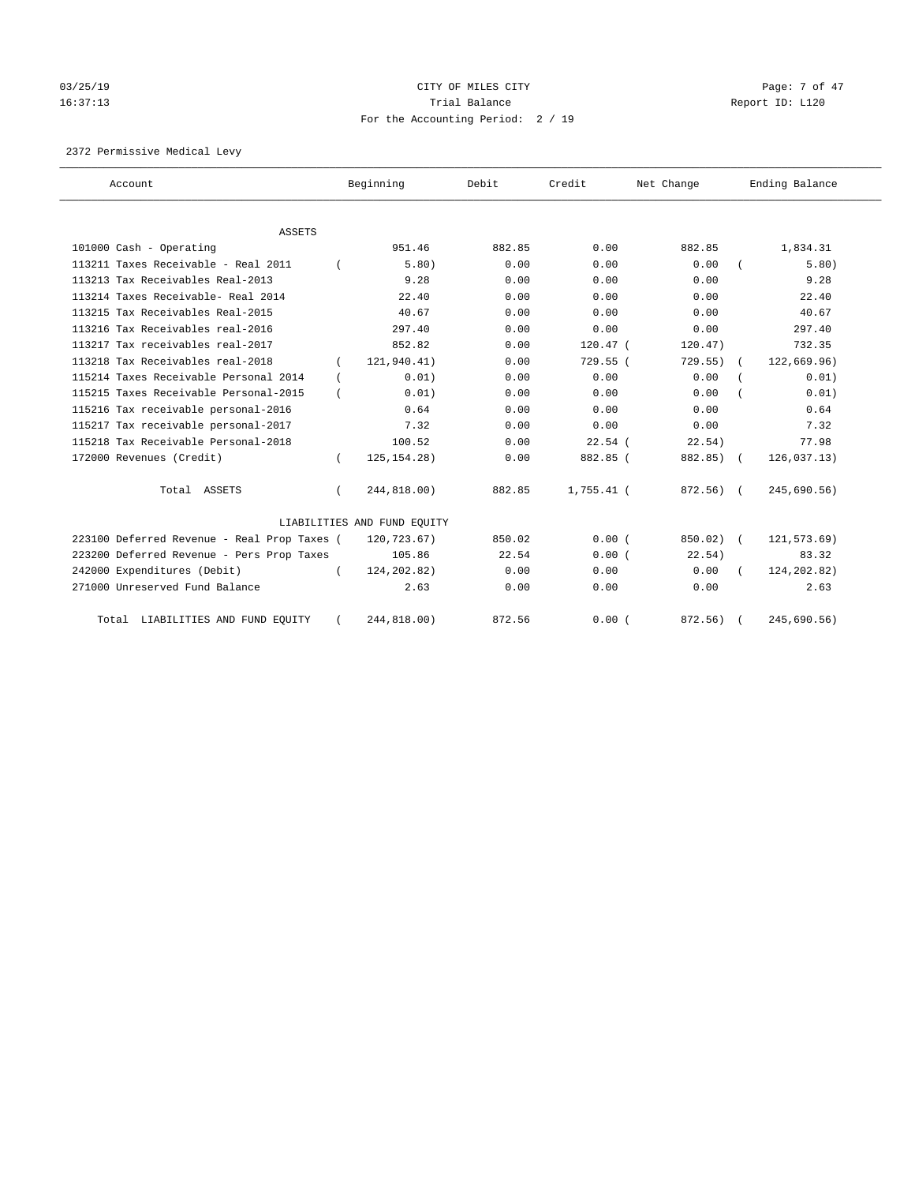CITY OF MILES CITY

Trial Balance

For the Accounting Period: 2 / 19

03/25/19 16:37:13 — Report ID: L120

2372 Permissive Medical Levy

| Account | Beginning | Debit | Credit | Net Change | Ending Balance |
|---|---|---|---|---|---|
| **ASSETS** | | | | | |
| 101000 Cash - Operating | 951.46 | 882.85 | 0.00 | 882.85 | 1,834.31 |
| 113211 Taxes Receivable - Real 2011 | ( 5.80) | 0.00 | 0.00 | 0.00 | ( 5.80) |
| 113213 Tax Receivables Real-2013 | 9.28 | 0.00 | 0.00 | 0.00 | 9.28 |
| 113214 Taxes Receivable- Real 2014 | 22.40 | 0.00 | 0.00 | 0.00 | 22.40 |
| 113215 Tax Receivables Real-2015 | 40.67 | 0.00 | 0.00 | 0.00 | 40.67 |
| 113216 Tax Receivables real-2016 | 297.40 | 0.00 | 0.00 | 0.00 | 297.40 |
| 113217 Tax receivables real-2017 | 852.82 | 0.00 | 120.47 | ( 120.47) | 732.35 |
| 113218 Tax Receivables real-2018 | ( 121,940.41) | 0.00 | 729.55 | ( 729.55) | ( 122,669.96) |
| 115214 Taxes Receivable Personal 2014 | ( 0.01) | 0.00 | 0.00 | 0.00 | ( 0.01) |
| 115215 Taxes Receivable Personal-2015 | ( 0.01) | 0.00 | 0.00 | 0.00 | ( 0.01) |
| 115216 Tax receivable personal-2016 | 0.64 | 0.00 | 0.00 | 0.00 | 0.64 |
| 115217 Tax receivable personal-2017 | 7.32 | 0.00 | 0.00 | 0.00 | 7.32 |
| 115218 Tax Receivable Personal-2018 | 100.52 | 0.00 | 22.54 | ( 22.54) | 77.98 |
| 172000 Revenues (Credit) | ( 125,154.28) | 0.00 | 882.85 | ( 882.85) | ( 126,037.13) |
| Total ASSETS | ( 244,818.00) | 882.85 | 1,755.41 | ( 872.56) | ( 245,690.56) |
| **LIABILITIES AND FUND EQUITY** | | | | | |
| 223100 Deferred Revenue - Real Prop Taxes | ( 120,723.67) | 850.02 | 0.00 | ( 850.02) | ( 121,573.69) |
| 223200 Deferred Revenue - Pers Prop Taxes | 105.86 | 22.54 | 0.00 | ( 22.54) | 83.32 |
| 242000 Expenditures (Debit) | ( 124,202.82) | 0.00 | 0.00 | 0.00 | ( 124,202.82) |
| 271000 Unreserved Fund Balance | 2.63 | 0.00 | 0.00 | 0.00 | 2.63 |
| Total LIABILITIES AND FUND EQUITY | ( 244,818.00) | 872.56 | 0.00 | ( 872.56) | ( 245,690.56) |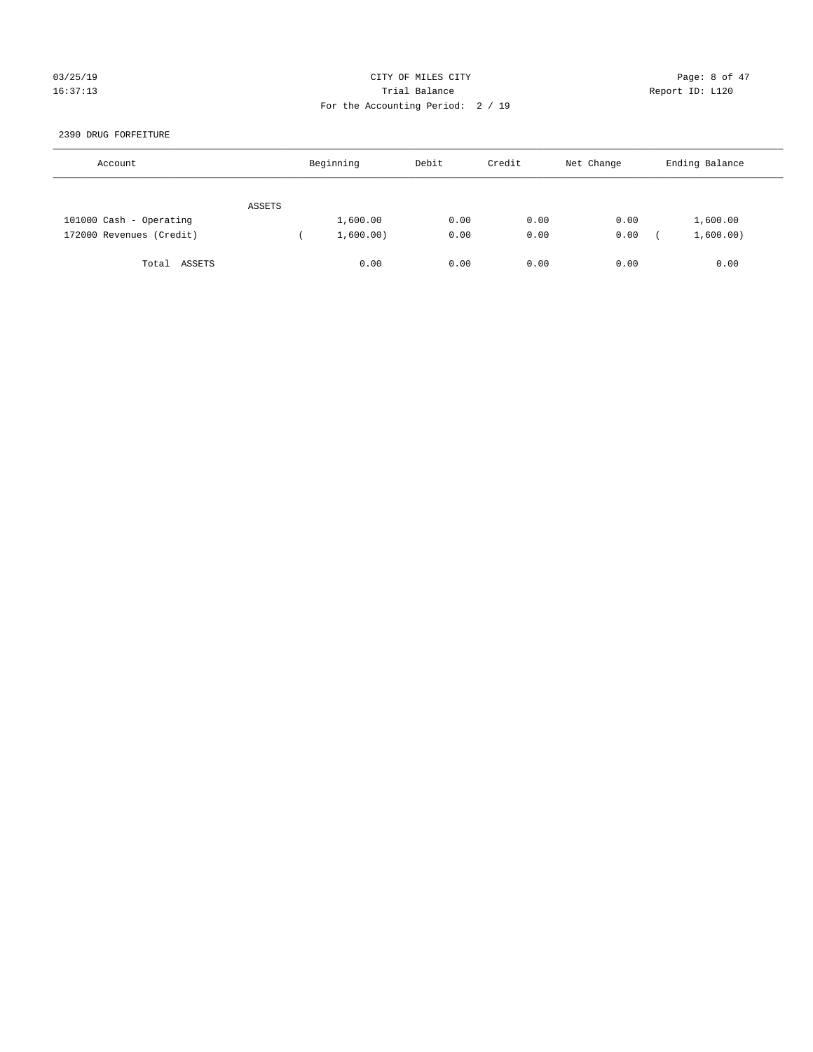CITY OF MILES CITY

Trial Balance

For the Accounting Period: 2 / 19

03/25/19 16:37:13 — Report ID: L120

2390 DRUG FORFEITURE

| Account | Beginning | Debit | Credit | Net Change | Ending Balance |
|---|---|---|---|---|---|
| ASSETS | | | | | |
| 101000 Cash - Operating | 1,600.00 | 0.00 | 0.00 | 0.00 | 1,600.00 |
| 172000 Revenues (Credit) | ( 1,600.00) | 0.00 | 0.00 | 0.00 | ( 1,600.00) |
| Total ASSETS | 0.00 | 0.00 | 0.00 | 0.00 | 0.00 |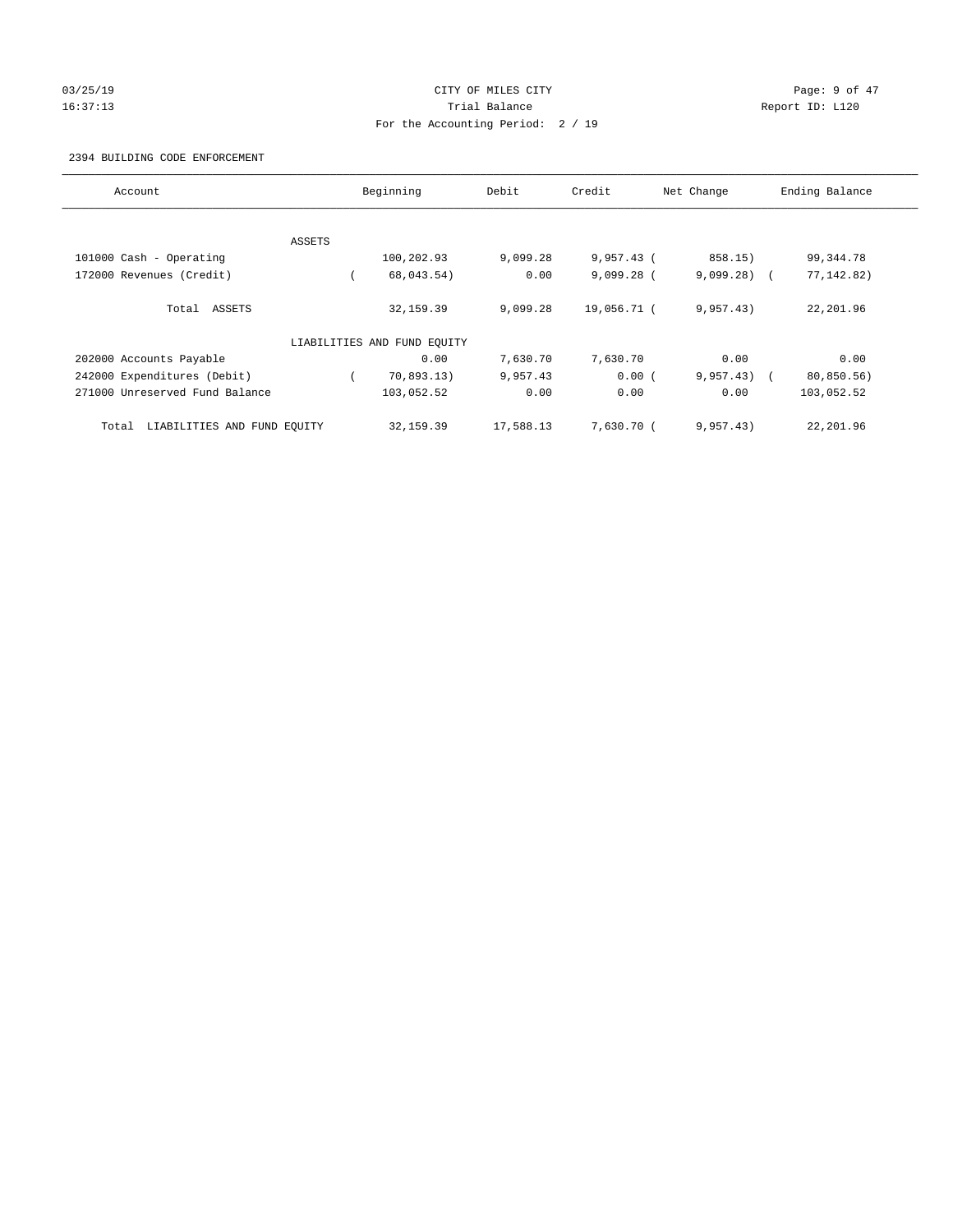CITY OF MILES CITY
Trial Balance
For the Accounting Period: 2 / 19

03/25/19
16:37:13

Report ID: L120

2394 BUILDING CODE ENFORCEMENT

| Account | Beginning | Debit | Credit | Net Change | Ending Balance |
|---|---|---|---|---|---|
| ASSETS | | | | | |
| 101000 Cash - Operating | 100,202.93 | 9,099.28 | 9,957.43 | ( 858.15) | 99,344.78 |
| 172000 Revenues (Credit) | ( 68,043.54) | 0.00 | 9,099.28 | ( 9,099.28) | ( 77,142.82) |
| Total ASSETS | 32,159.39 | 9,099.28 | 19,056.71 | ( 9,957.43) | 22,201.96 |
| LIABILITIES AND FUND EQUITY | | | | | |
| 202000 Accounts Payable | 0.00 | 7,630.70 | 7,630.70 | 0.00 | 0.00 |
| 242000 Expenditures (Debit) | ( 70,893.13) | 9,957.43 | 0.00 | ( 9,957.43) | ( 80,850.56) |
| 271000 Unreserved Fund Balance | 103,052.52 | 0.00 | 0.00 | 0.00 | 103,052.52 |
| Total LIABILITIES AND FUND EQUITY | 32,159.39 | 17,588.13 | 7,630.70 | ( 9,957.43) | 22,201.96 |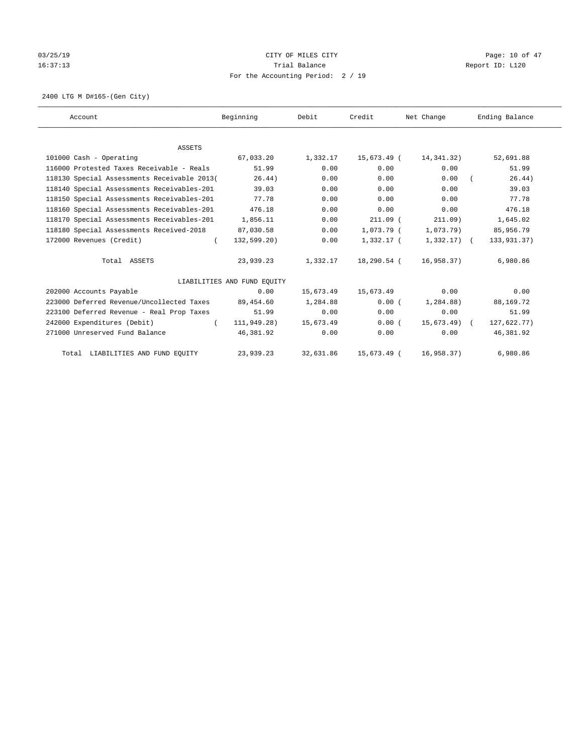CITY OF MILES CITY
Trial Balance
For the Accounting Period: 2 / 19

03/25/19
16:37:13

Report ID: L120

2400 LTG M D#165-(Gen City)

| Account | Beginning | Debit | Credit | Net Change | Ending Balance |
|---|---|---|---|---|---|
| ASSETS | | | | | |
| 101000 Cash - Operating | 67,033.20 | 1,332.17 | 15,673.49 | ( 14,341.32) | 52,691.88 |
| 116000 Protested Taxes Receivable - Reals | 51.99 | 0.00 | 0.00 | 0.00 | 51.99 |
| 118130 Special Assessments Receivable 2013 | ( 26.44) | 0.00 | 0.00 | 0.00 | ( 26.44) |
| 118140 Special Assessments Receivables-201 | 39.03 | 0.00 | 0.00 | 0.00 | 39.03 |
| 118150 Special Assessments Receivables-201 | 77.78 | 0.00 | 0.00 | 0.00 | 77.78 |
| 118160 Special Assessments Receivables-201 | 476.18 | 0.00 | 0.00 | 0.00 | 476.18 |
| 118170 Special Assessments Receivables-201 | 1,856.11 | 0.00 | 211.09 | ( 211.09) | 1,645.02 |
| 118180 Special Assessments Received-2018 | 87,030.58 | 0.00 | 1,073.79 | ( 1,073.79) | 85,956.79 |
| 172000 Revenues (Credit) | ( 132,599.20) | 0.00 | 1,332.17 | ( 1,332.17) | ( 133,931.37) |
| Total ASSETS | 23,939.23 | 1,332.17 | 18,290.54 | ( 16,958.37) | 6,980.86 |
| LIABILITIES AND FUND EQUITY | | | | | |
| 202000 Accounts Payable | 0.00 | 15,673.49 | 15,673.49 | 0.00 | 0.00 |
| 223000 Deferred Revenue/Uncollected Taxes | 89,454.60 | 1,284.88 | 0.00 | ( 1,284.88) | 88,169.72 |
| 223100 Deferred Revenue - Real Prop Taxes | 51.99 | 0.00 | 0.00 | 0.00 | 51.99 |
| 242000 Expenditures (Debit) | ( 111,949.28) | 15,673.49 | 0.00 | ( 15,673.49) | ( 127,622.77) |
| 271000 Unreserved Fund Balance | 46,381.92 | 0.00 | 0.00 | 0.00 | 46,381.92 |
| Total LIABILITIES AND FUND EQUITY | 23,939.23 | 32,631.86 | 15,673.49 | ( 16,958.37) | 6,980.86 |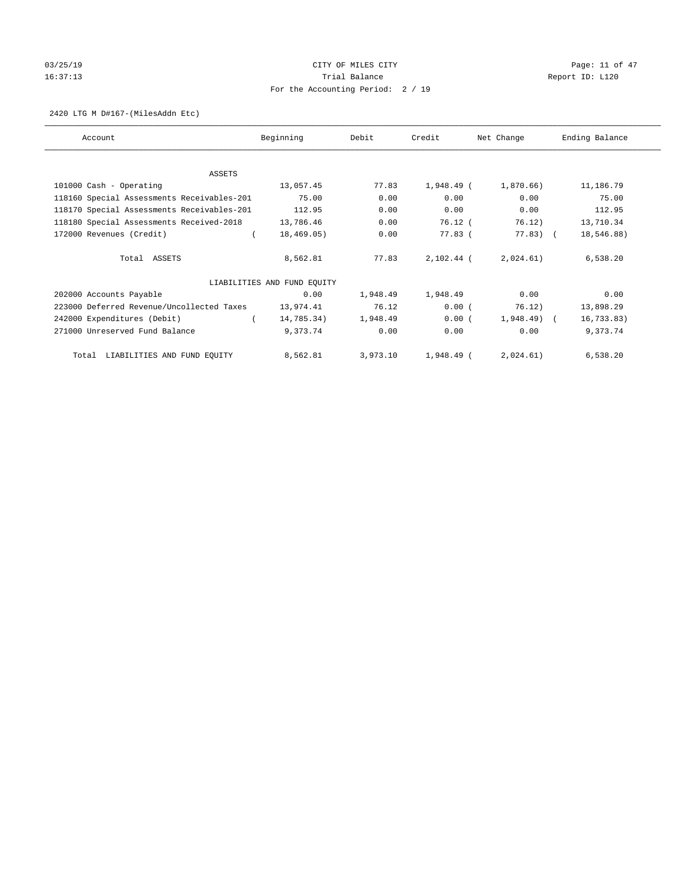CITY OF MILES CITY

Trial Balance

For the Accounting Period: 2 / 19

2420 LTG M D#167-(MilesAddn Etc)

| Account | Beginning | Debit | Credit | Net Change | Ending Balance |
|---|---|---|---|---|---|
| ASSETS | | | | | |
| 101000 Cash - Operating | 13,057.45 | 77.83 | 1,948.49 | (1,870.66) | 11,186.79 |
| 118160 Special Assessments Receivables-201 | 75.00 | 0.00 | 0.00 | 0.00 | 75.00 |
| 118170 Special Assessments Receivables-201 | 112.95 | 0.00 | 0.00 | 0.00 | 112.95 |
| 118180 Special Assessments Received-2018 | 13,786.46 | 0.00 | 76.12 | (76.12) | 13,710.34 |
| 172000 Revenues (Credit) | (18,469.05) | 0.00 | 77.83 | (77.83) | (18,546.88) |
| Total ASSETS | 8,562.81 | 77.83 | 2,102.44 | (2,024.61) | 6,538.20 |
| LIABILITIES AND FUND EQUITY | | | | | |
| 202000 Accounts Payable | 0.00 | 1,948.49 | 1,948.49 | 0.00 | 0.00 |
| 223000 Deferred Revenue/Uncollected Taxes | 13,974.41 | 76.12 | 0.00 | (76.12) | 13,898.29 |
| 242000 Expenditures (Debit) | (14,785.34) | 1,948.49 | 0.00 | (1,948.49) | (16,733.83) |
| 271000 Unreserved Fund Balance | 9,373.74 | 0.00 | 0.00 | 0.00 | 9,373.74 |
| Total LIABILITIES AND FUND EQUITY | 8,562.81 | 3,973.10 | 1,948.49 | (2,024.61) | 6,538.20 |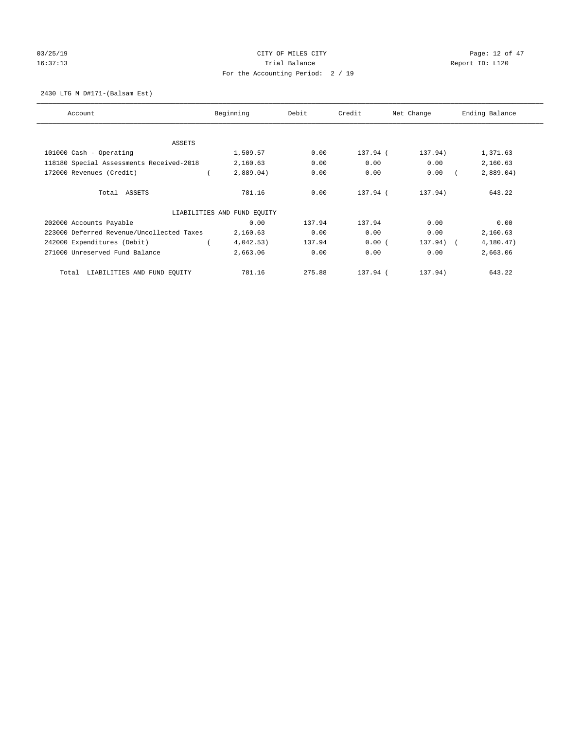CITY OF MILES CITY
Trial Balance
For the Accounting Period: 2 / 19

03/25/19
16:37:13

Report ID: L120

2430 LTG M D#171-(Balsam Est)

| Account | Beginning | Debit | Credit | Net Change | Ending Balance |
|---|---|---|---|---|---|
| ASSETS | | | | | |
| 101000 Cash - Operating | 1,509.57 | 0.00 | 137.94 | (137.94) | 1,371.63 |
| 118180 Special Assessments Received-2018 | 2,160.63 | 0.00 | 0.00 | 0.00 | 2,160.63 |
| 172000 Revenues (Credit) | (2,889.04) | 0.00 | 0.00 | 0.00 | (2,889.04) |
| Total ASSETS | 781.16 | 0.00 | 137.94 | (137.94) | 643.22 |
| LIABILITIES AND FUND EQUITY | | | | | |
| 202000 Accounts Payable | 0.00 | 137.94 | 137.94 | 0.00 | 0.00 |
| 223000 Deferred Revenue/Uncollected Taxes | 2,160.63 | 0.00 | 0.00 | 0.00 | 2,160.63 |
| 242000 Expenditures (Debit) | (4,042.53) | 137.94 | 0.00 | (137.94) | (4,180.47) |
| 271000 Unreserved Fund Balance | 2,663.06 | 0.00 | 0.00 | 0.00 | 2,663.06 |
| Total LIABILITIES AND FUND EQUITY | 781.16 | 275.88 | 137.94 | (137.94) | 643.22 |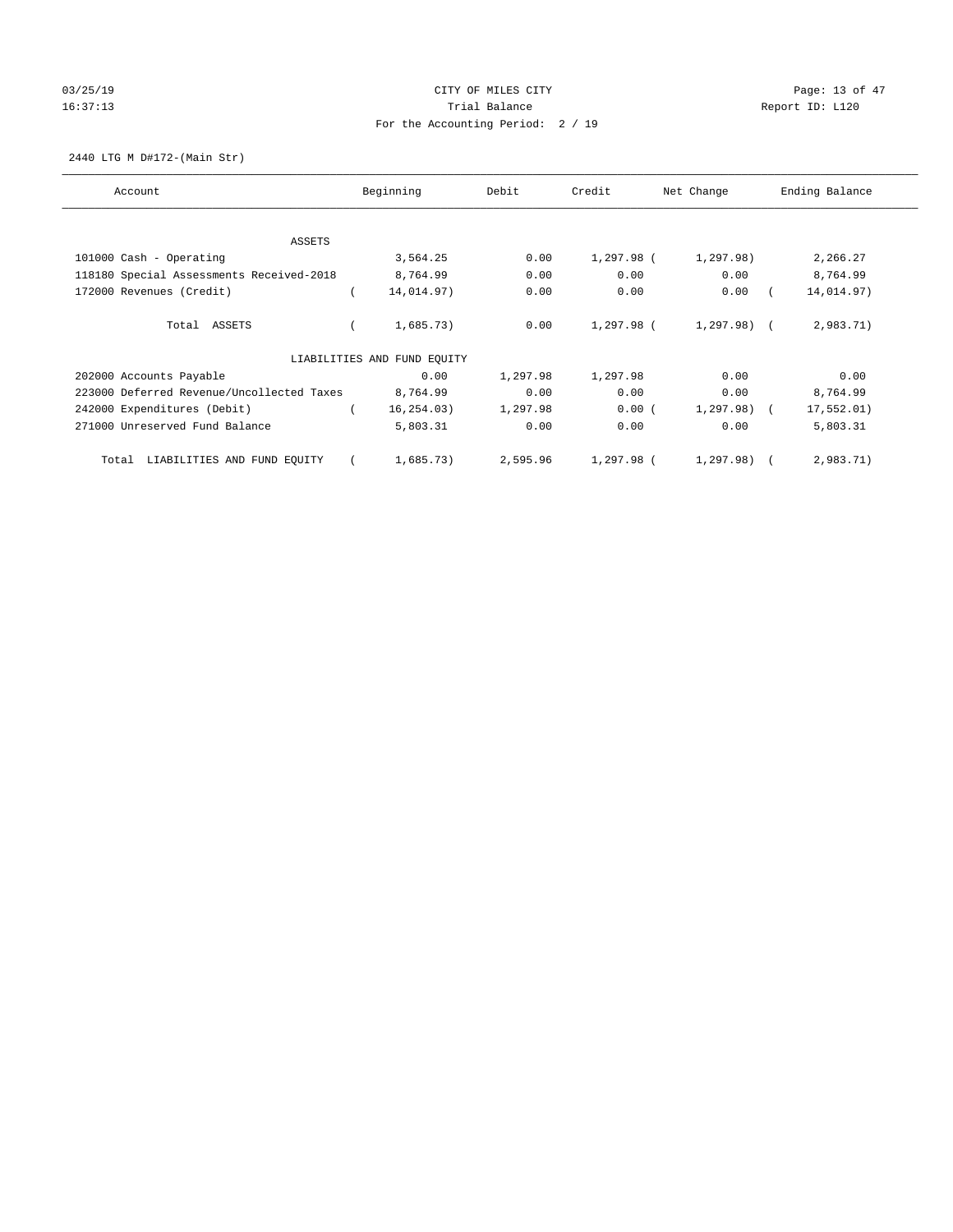CITY OF MILES CITY
Trial Balance
For the Accounting Period: 2 / 19

2440 LTG M D#172-(Main Str)

| Account | Beginning | Debit | Credit | Net Change | Ending Balance |
|---|---|---|---|---|---|
| ASSETS | | | | | |
| 101000 Cash - Operating | 3,564.25 | 0.00 | 1,297.98 | ( 1,297.98) | 2,266.27 |
| 118180 Special Assessments Received-2018 | 8,764.99 | 0.00 | 0.00 | 0.00 | 8,764.99 |
| 172000 Revenues (Credit) | ( 14,014.97) | 0.00 | 0.00 | 0.00 | ( 14,014.97) |
| Total ASSETS | ( 1,685.73) | 0.00 | 1,297.98 | ( 1,297.98) | ( 2,983.71) |
| LIABILITIES AND FUND EQUITY | | | | | |
| 202000 Accounts Payable | 0.00 | 1,297.98 | 1,297.98 | 0.00 | 0.00 |
| 223000 Deferred Revenue/Uncollected Taxes | 8,764.99 | 0.00 | 0.00 | 0.00 | 8,764.99 |
| 242000 Expenditures (Debit) | ( 16,254.03) | 1,297.98 | 0.00 | ( 1,297.98) | ( 17,552.01) |
| 271000 Unreserved Fund Balance | 5,803.31 | 0.00 | 0.00 | 0.00 | 5,803.31 |
| Total LIABILITIES AND FUND EQUITY | ( 1,685.73) | 2,595.96 | 1,297.98 | ( 1,297.98) | ( 2,983.71) |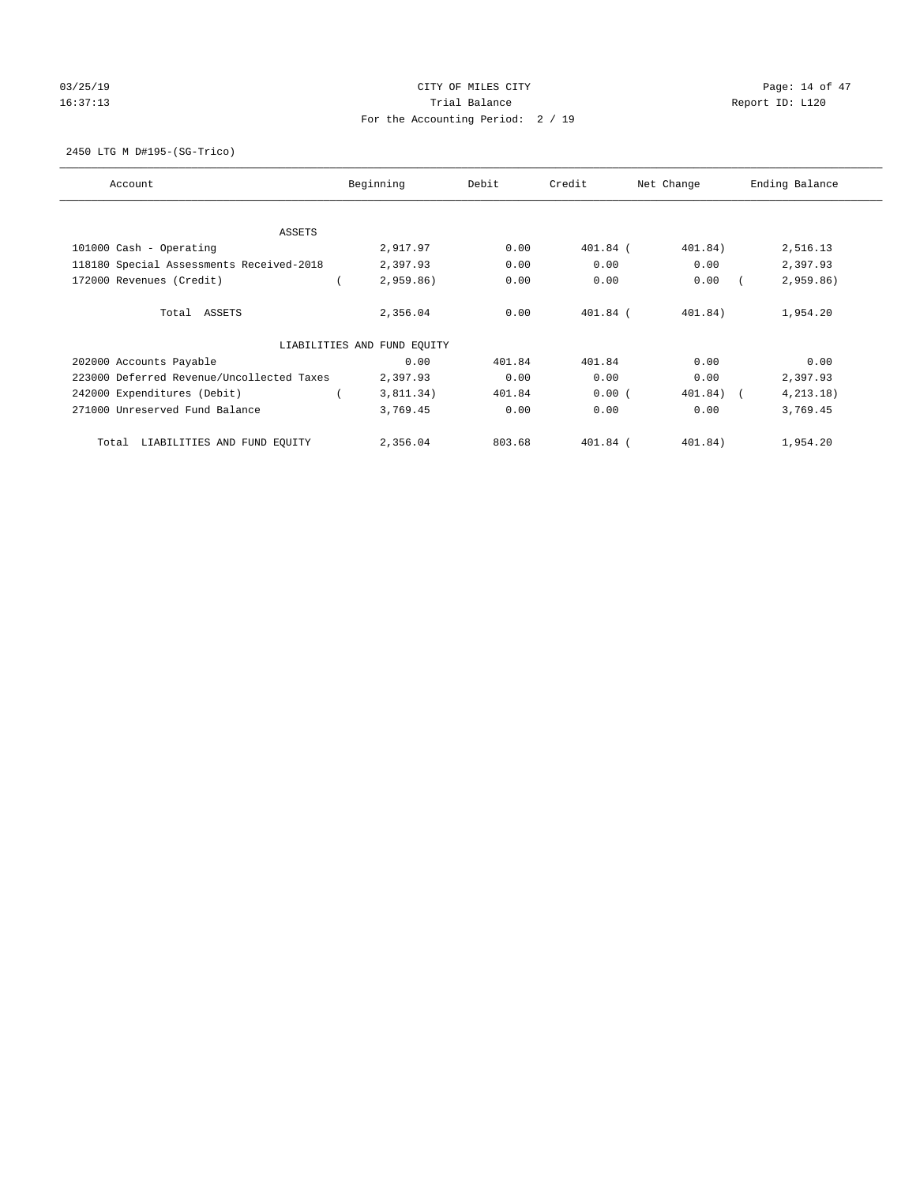CITY OF MILES CITY
Trial Balance
For the Accounting Period: 2 / 19

03/25/19
16:37:13

Report ID: L120

2450 LTG M D#195-(SG-Trico)

| Account | Beginning | Debit | Credit | Net Change | Ending Balance |
|---|---|---|---|---|---|
| ASSETS | | | | | |
| 101000 Cash - Operating | 2,917.97 | 0.00 | 401.84 | ( 401.84) | 2,516.13 |
| 118180 Special Assessments Received-2018 | 2,397.93 | 0.00 | 0.00 | 0.00 | 2,397.93 |
| 172000 Revenues (Credit) | ( 2,959.86) | 0.00 | 0.00 | 0.00 | ( 2,959.86) |
| Total ASSETS | 2,356.04 | 0.00 | 401.84 | ( 401.84) | 1,954.20 |
| LIABILITIES AND FUND EQUITY | | | | | |
| 202000 Accounts Payable | 0.00 | 401.84 | 401.84 | 0.00 | 0.00 |
| 223000 Deferred Revenue/Uncollected Taxes | 2,397.93 | 0.00 | 0.00 | 0.00 | 2,397.93 |
| 242000 Expenditures (Debit) | ( 3,811.34) | 401.84 | 0.00 | ( 401.84) | ( 4,213.18) |
| 271000 Unreserved Fund Balance | 3,769.45 | 0.00 | 0.00 | 0.00 | 3,769.45 |
| Total LIABILITIES AND FUND EQUITY | 2,356.04 | 803.68 | 401.84 | ( 401.84) | 1,954.20 |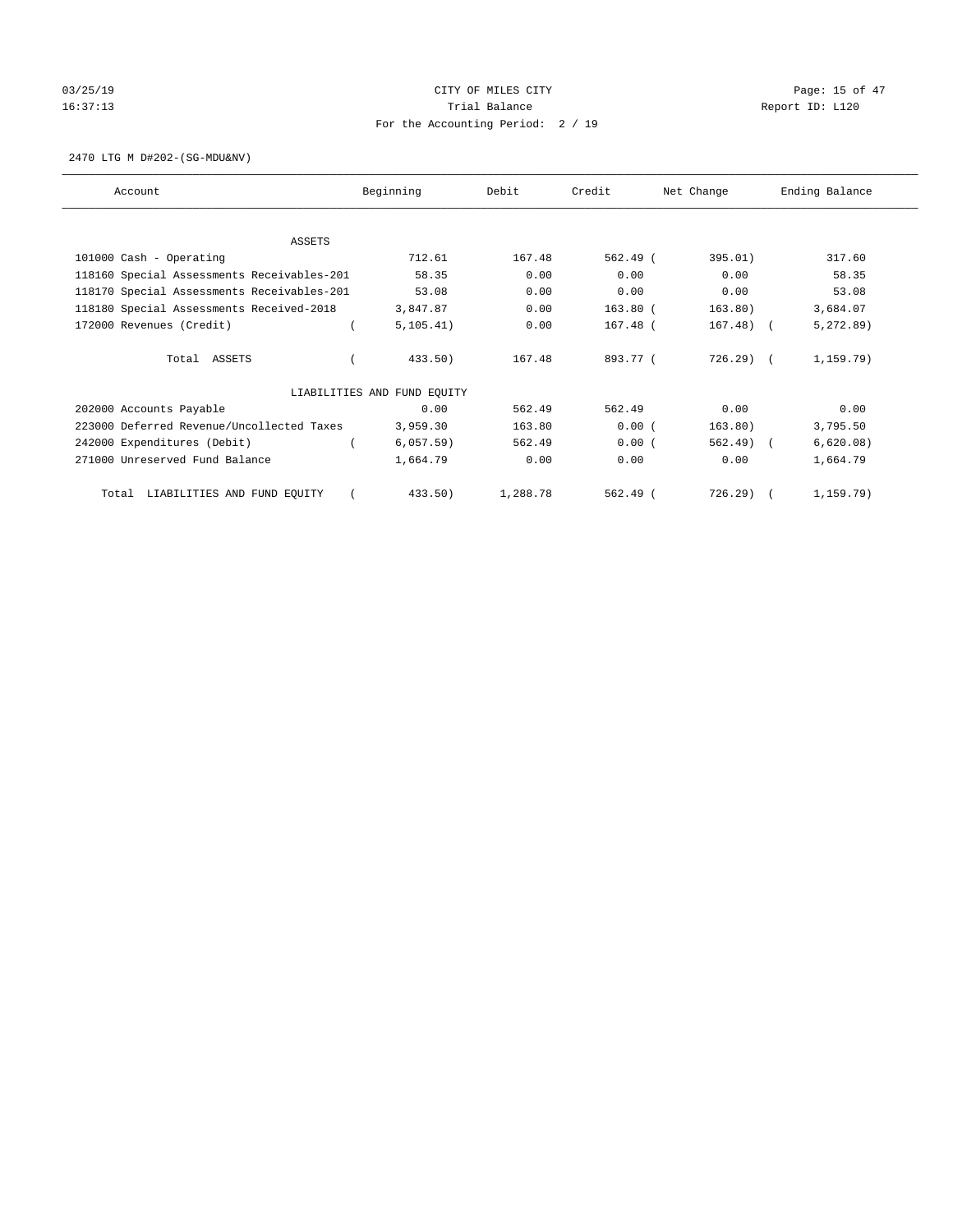CITY OF MILES CITY

Trial Balance

For the Accounting Period: 2 / 19

03/25/19 16:37:13 — Report ID: L120

2470 LTG M D#202-(SG-MDU&NV)

| Account | Beginning | Debit | Credit | Net Change | Ending Balance |
|---|---|---|---|---|---|
| ASSETS | | | | | |
| 101000 Cash - Operating | 712.61 | 167.48 | 562.49 | ( 395.01) | 317.60 |
| 118160 Special Assessments Receivables-201 | 58.35 | 0.00 | 0.00 | 0.00 | 58.35 |
| 118170 Special Assessments Receivables-201 | 53.08 | 0.00 | 0.00 | 0.00 | 53.08 |
| 118180 Special Assessments Received-2018 | 3,847.87 | 0.00 | 163.80 | ( 163.80) | 3,684.07 |
| 172000 Revenues (Credit) | ( 5,105.41) | 0.00 | 167.48 | ( 167.48) | ( 5,272.89) |
| Total ASSETS | ( 433.50) | 167.48 | 893.77 | ( 726.29) | ( 1,159.79) |
| LIABILITIES AND FUND EQUITY | | | | | |
| 202000 Accounts Payable | 0.00 | 562.49 | 562.49 | 0.00 | 0.00 |
| 223000 Deferred Revenue/Uncollected Taxes | 3,959.30 | 163.80 | 0.00 | ( 163.80) | 3,795.50 |
| 242000 Expenditures (Debit) | ( 6,057.59) | 562.49 | 0.00 | ( 562.49) | ( 6,620.08) |
| 271000 Unreserved Fund Balance | 1,664.79 | 0.00 | 0.00 | 0.00 | 1,664.79 |
| Total LIABILITIES AND FUND EQUITY | ( 433.50) | 1,288.78 | 562.49 | ( 726.29) | ( 1,159.79) |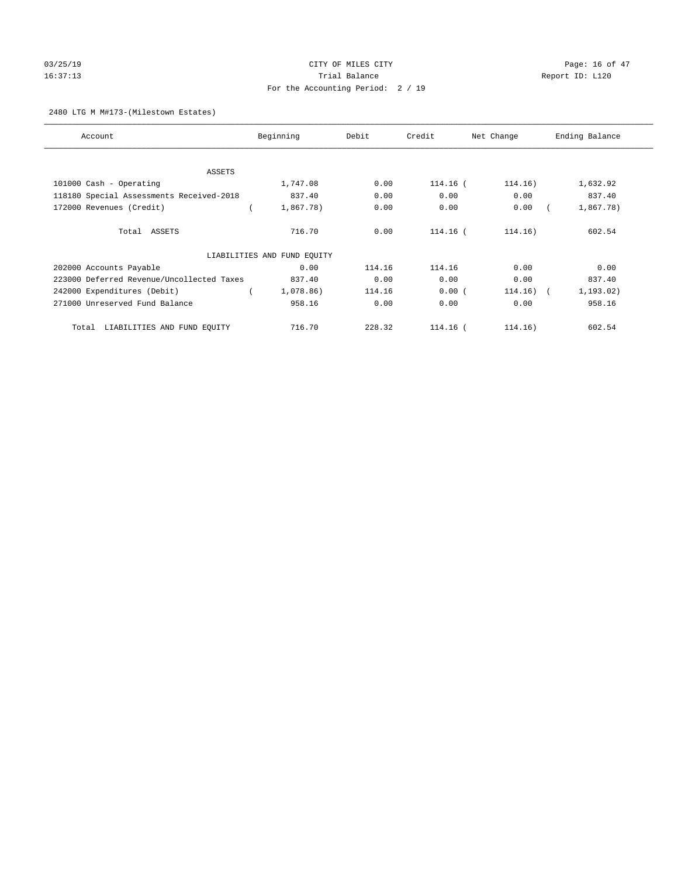CITY OF MILES CITY
Trial Balance
For the Accounting Period: 2 / 19

03/25/19
16:37:13

Report ID: L120

2480 LTG M M#173-(Milestown Estates)

| Account | Beginning | Debit | Credit | Net Change | Ending Balance |
|---|---|---|---|---|---|
| ASSETS | | | | | |
| 101000 Cash - Operating | 1,747.08 | 0.00 | 114.16 | ( 114.16) | 1,632.92 |
| 118180 Special Assessments Received-2018 | 837.40 | 0.00 | 0.00 | 0.00 | 837.40 |
| 172000 Revenues (Credit) | ( 1,867.78) | 0.00 | 0.00 | 0.00 | ( 1,867.78) |
| Total ASSETS | 716.70 | 0.00 | 114.16 | ( 114.16) | 602.54 |
| LIABILITIES AND FUND EQUITY | | | | | |
| 202000 Accounts Payable | 0.00 | 114.16 | 114.16 | 0.00 | 0.00 |
| 223000 Deferred Revenue/Uncollected Taxes | 837.40 | 0.00 | 0.00 | 0.00 | 837.40 |
| 242000 Expenditures (Debit) | ( 1,078.86) | 114.16 | 0.00 | ( 114.16) | ( 1,193.02) |
| 271000 Unreserved Fund Balance | 958.16 | 0.00 | 0.00 | 0.00 | 958.16 |
| Total LIABILITIES AND FUND EQUITY | 716.70 | 228.32 | 114.16 | ( 114.16) | 602.54 |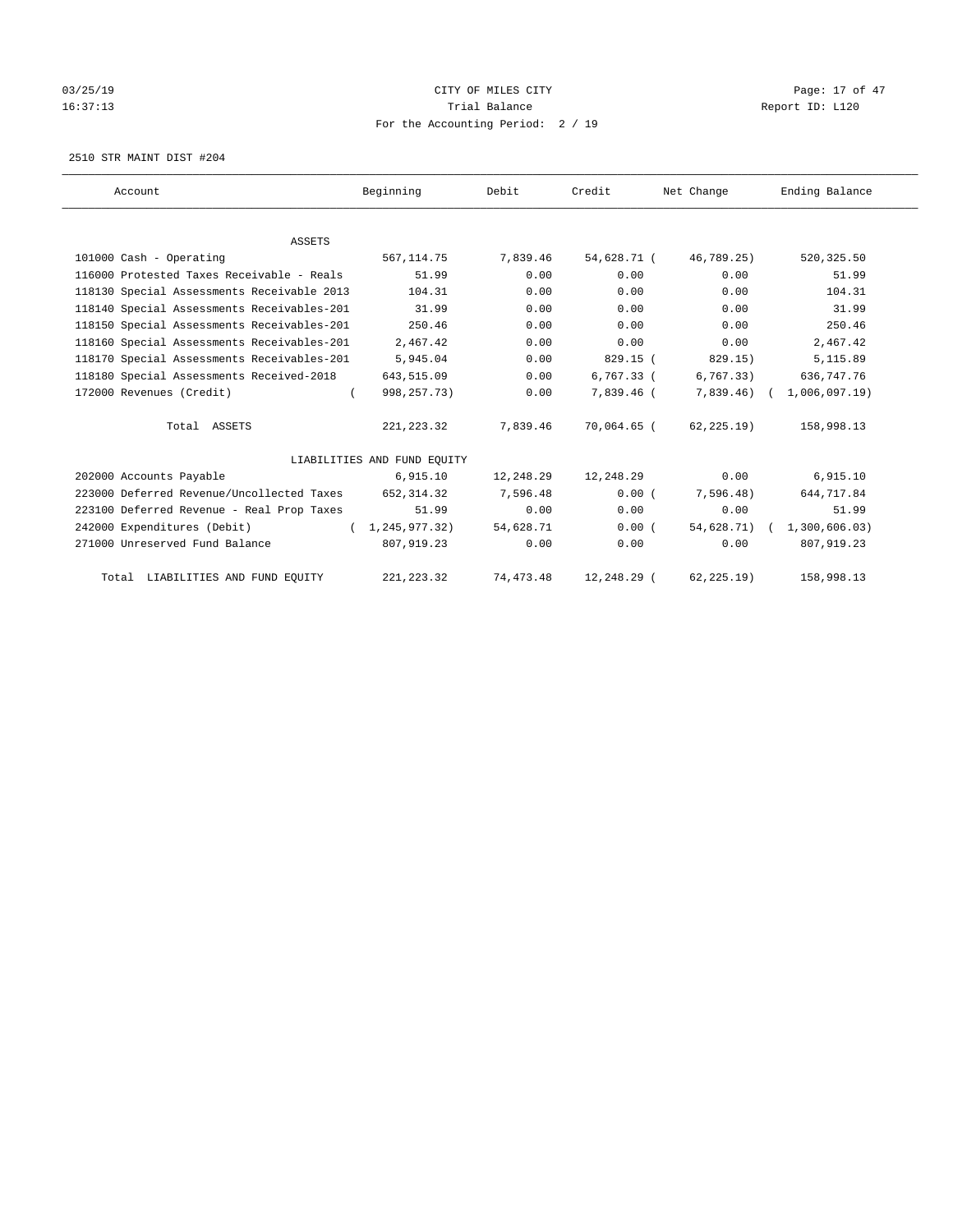CITY OF MILES CITY
Trial Balance
For the Accounting Period: 2 / 19

03/25/19
16:37:13

Report ID: L120

2510 STR MAINT DIST #204

| Account | Beginning | Debit | Credit | Net Change | Ending Balance |
|---|---|---|---|---|---|
| ASSETS | | | | | |
| 101000 Cash - Operating | 567,114.75 | 7,839.46 | 54,628.71 | ( 46,789.25) | 520,325.50 |
| 116000 Protested Taxes Receivable - Reals | 51.99 | 0.00 | 0.00 | 0.00 | 51.99 |
| 118130 Special Assessments Receivable 2013 | 104.31 | 0.00 | 0.00 | 0.00 | 104.31 |
| 118140 Special Assessments Receivables-201 | 31.99 | 0.00 | 0.00 | 0.00 | 31.99 |
| 118150 Special Assessments Receivables-201 | 250.46 | 0.00 | 0.00 | 0.00 | 250.46 |
| 118160 Special Assessments Receivables-201 | 2,467.42 | 0.00 | 0.00 | 0.00 | 2,467.42 |
| 118170 Special Assessments Receivables-201 | 5,945.04 | 0.00 | 829.15 | ( 829.15) | 5,115.89 |
| 118180 Special Assessments Received-2018 | 643,515.09 | 0.00 | 6,767.33 | ( 6,767.33) | 636,747.76 |
| 172000 Revenues (Credit) | ( 998,257.73) | 0.00 | 7,839.46 | ( 7,839.46) | ( 1,006,097.19) |
| Total ASSETS | 221,223.32 | 7,839.46 | 70,064.65 | ( 62,225.19) | 158,998.13 |
| LIABILITIES AND FUND EQUITY | | | | | |
| 202000 Accounts Payable | 6,915.10 | 12,248.29 | 12,248.29 | 0.00 | 6,915.10 |
| 223000 Deferred Revenue/Uncollected Taxes | 652,314.32 | 7,596.48 | 0.00 | ( 7,596.48) | 644,717.84 |
| 223100 Deferred Revenue - Real Prop Taxes | 51.99 | 0.00 | 0.00 | 0.00 | 51.99 |
| 242000 Expenditures (Debit) | ( 1,245,977.32) | 54,628.71 | 0.00 | ( 54,628.71) | ( 1,300,606.03) |
| 271000 Unreserved Fund Balance | 807,919.23 | 0.00 | 0.00 | 0.00 | 807,919.23 |
| Total LIABILITIES AND FUND EQUITY | 221,223.32 | 74,473.48 | 12,248.29 | ( 62,225.19) | 158,998.13 |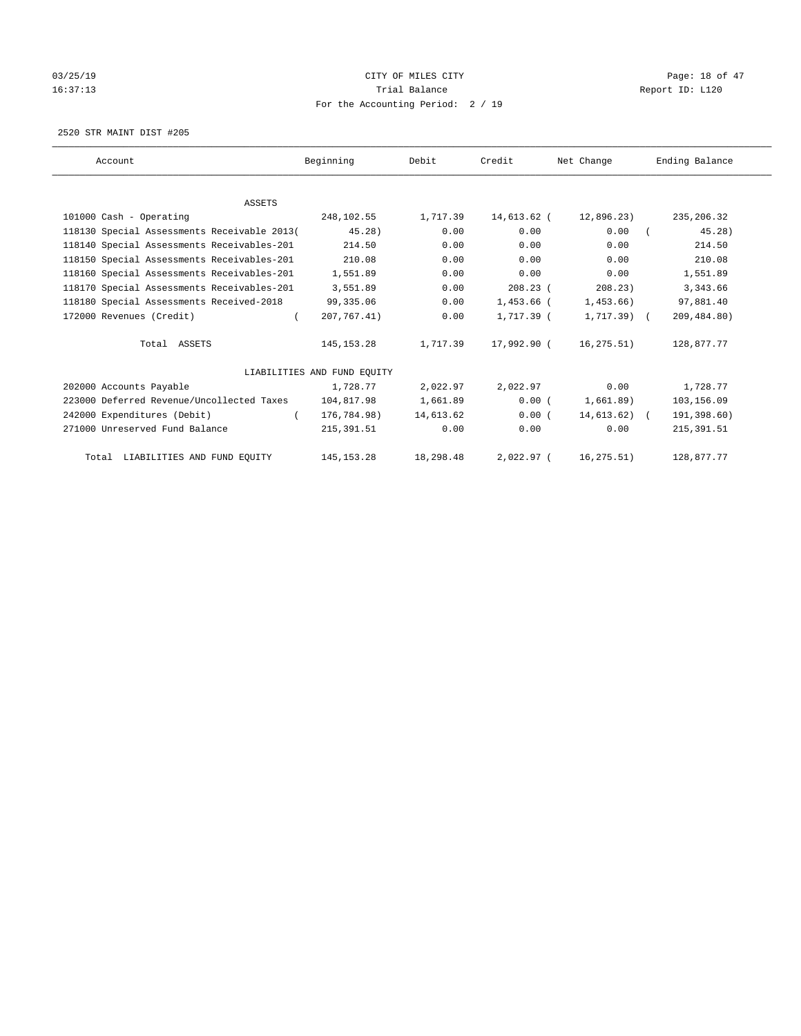CITY OF MILES CITY
Trial Balance
For the Accounting Period: 2 / 19

03/25/19
16:37:13

Report ID: L120

2520 STR MAINT DIST #205

| Account | Beginning | Debit | Credit | Net Change | Ending Balance |
|---|---|---|---|---|---|
| ASSETS | | | | | |
| 101000 Cash - Operating | 248,102.55 | 1,717.39 | 14,613.62 | ( 12,896.23) | 235,206.32 |
| 118130 Special Assessments Receivable 2013 | ( 45.28) | 0.00 | 0.00 | 0.00 | ( 45.28) |
| 118140 Special Assessments Receivables-201 | 214.50 | 0.00 | 0.00 | 0.00 | 214.50 |
| 118150 Special Assessments Receivables-201 | 210.08 | 0.00 | 0.00 | 0.00 | 210.08 |
| 118160 Special Assessments Receivables-201 | 1,551.89 | 0.00 | 0.00 | 0.00 | 1,551.89 |
| 118170 Special Assessments Receivables-201 | 3,551.89 | 0.00 | 208.23 | ( 208.23) | 3,343.66 |
| 118180 Special Assessments Received-2018 | 99,335.06 | 0.00 | 1,453.66 | ( 1,453.66) | 97,881.40 |
| 172000 Revenues (Credit) | ( 207,767.41) | 0.00 | 1,717.39 | ( 1,717.39) | ( 209,484.80) |
| Total ASSETS | 145,153.28 | 1,717.39 | 17,992.90 | ( 16,275.51) | 128,877.77 |
| LIABILITIES AND FUND EQUITY | | | | | |
| 202000 Accounts Payable | 1,728.77 | 2,022.97 | 2,022.97 | 0.00 | 1,728.77 |
| 223000 Deferred Revenue/Uncollected Taxes | 104,817.98 | 1,661.89 | 0.00 | ( 1,661.89) | 103,156.09 |
| 242000 Expenditures (Debit) | ( 176,784.98) | 14,613.62 | 0.00 | ( 14,613.62) | ( 191,398.60) |
| 271000 Unreserved Fund Balance | 215,391.51 | 0.00 | 0.00 | 0.00 | 215,391.51 |
| Total LIABILITIES AND FUND EQUITY | 145,153.28 | 18,298.48 | 2,022.97 | ( 16,275.51) | 128,877.77 |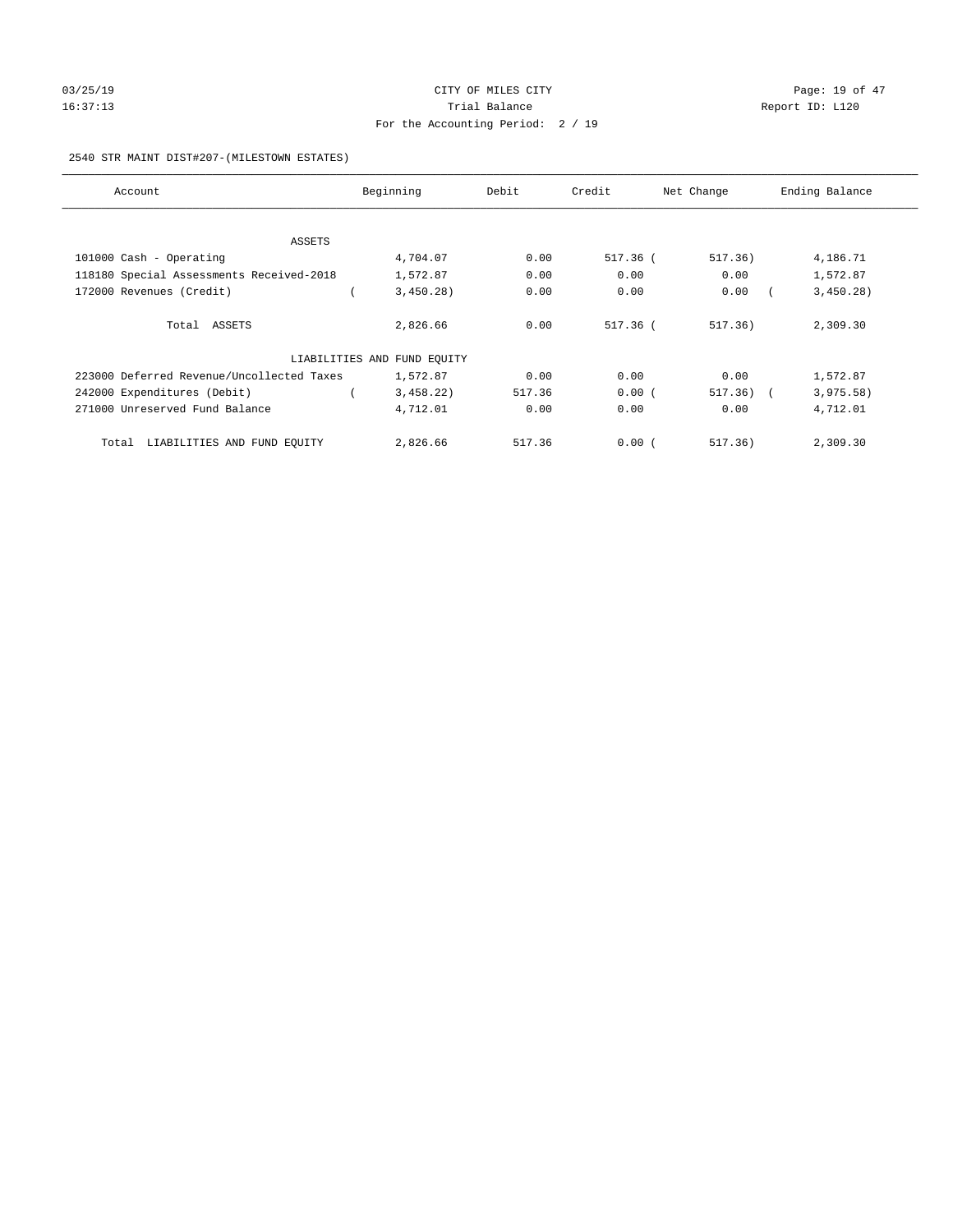CITY OF MILES CITY

Trial Balance

For the Accounting Period: 2 / 19

03/25/19 16:37:13 — Report ID: L120

2540 STR MAINT DIST#207-(MILESTOWN ESTATES)

| Account | Beginning | Debit | Credit | Net Change | Ending Balance |
|---|---|---|---|---|---|
| ASSETS | | | | | |
| 101000 Cash - Operating | 4,704.07 | 0.00 | 517.36 | (517.36) | 4,186.71 |
| 118180 Special Assessments Received-2018 | 1,572.87 | 0.00 | 0.00 | 0.00 | 1,572.87 |
| 172000 Revenues (Credit) | (3,450.28) | 0.00 | 0.00 | 0.00 | (3,450.28) |
| Total ASSETS | 2,826.66 | 0.00 | 517.36 | (517.36) | 2,309.30 |
| LIABILITIES AND FUND EQUITY | | | | | |
| 223000 Deferred Revenue/Uncollected Taxes | 1,572.87 | 0.00 | 0.00 | 0.00 | 1,572.87 |
| 242000 Expenditures (Debit) | (3,458.22) | 517.36 | 0.00 | (517.36) | (3,975.58) |
| 271000 Unreserved Fund Balance | 4,712.01 | 0.00 | 0.00 | 0.00 | 4,712.01 |
| Total LIABILITIES AND FUND EQUITY | 2,826.66 | 517.36 | 0.00 | (517.36) | 2,309.30 |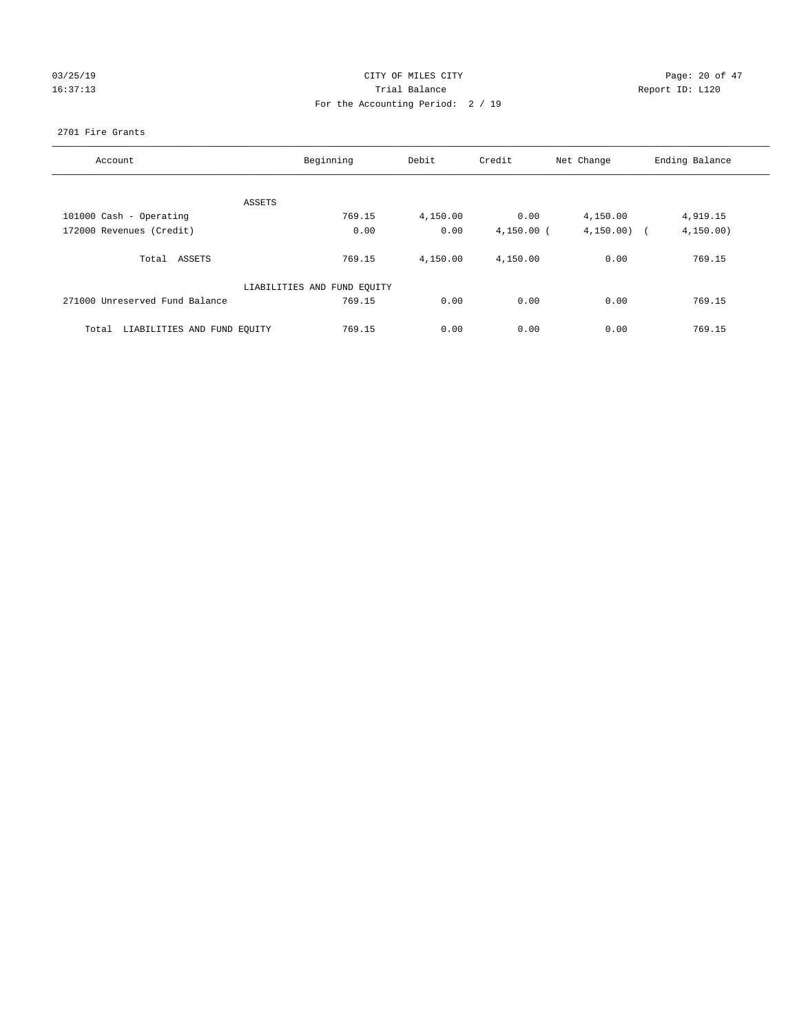CITY OF MILES CITY
Trial Balance
For the Accounting Period: 2 / 19

03/25/19
16:37:13

Report ID: L120

2701 Fire Grants

| Account | Beginning | Debit | Credit | Net Change | Ending Balance |
|---|---|---|---|---|---|
| ASSETS | | | | | |
| 101000 Cash - Operating | 769.15 | 4,150.00 | 0.00 | 4,150.00 | 4,919.15 |
| 172000 Revenues (Credit) | 0.00 | 0.00 | 4,150.00 ( | 4,150.00) ( | 4,150.00) |
| Total ASSETS | 769.15 | 4,150.00 | 4,150.00 | 0.00 | 769.15 |
| LIABILITIES AND FUND EQUITY | | | | | |
| 271000 Unreserved Fund Balance | 769.15 | 0.00 | 0.00 | 0.00 | 769.15 |
| Total LIABILITIES AND FUND EQUITY | 769.15 | 0.00 | 0.00 | 0.00 | 769.15 |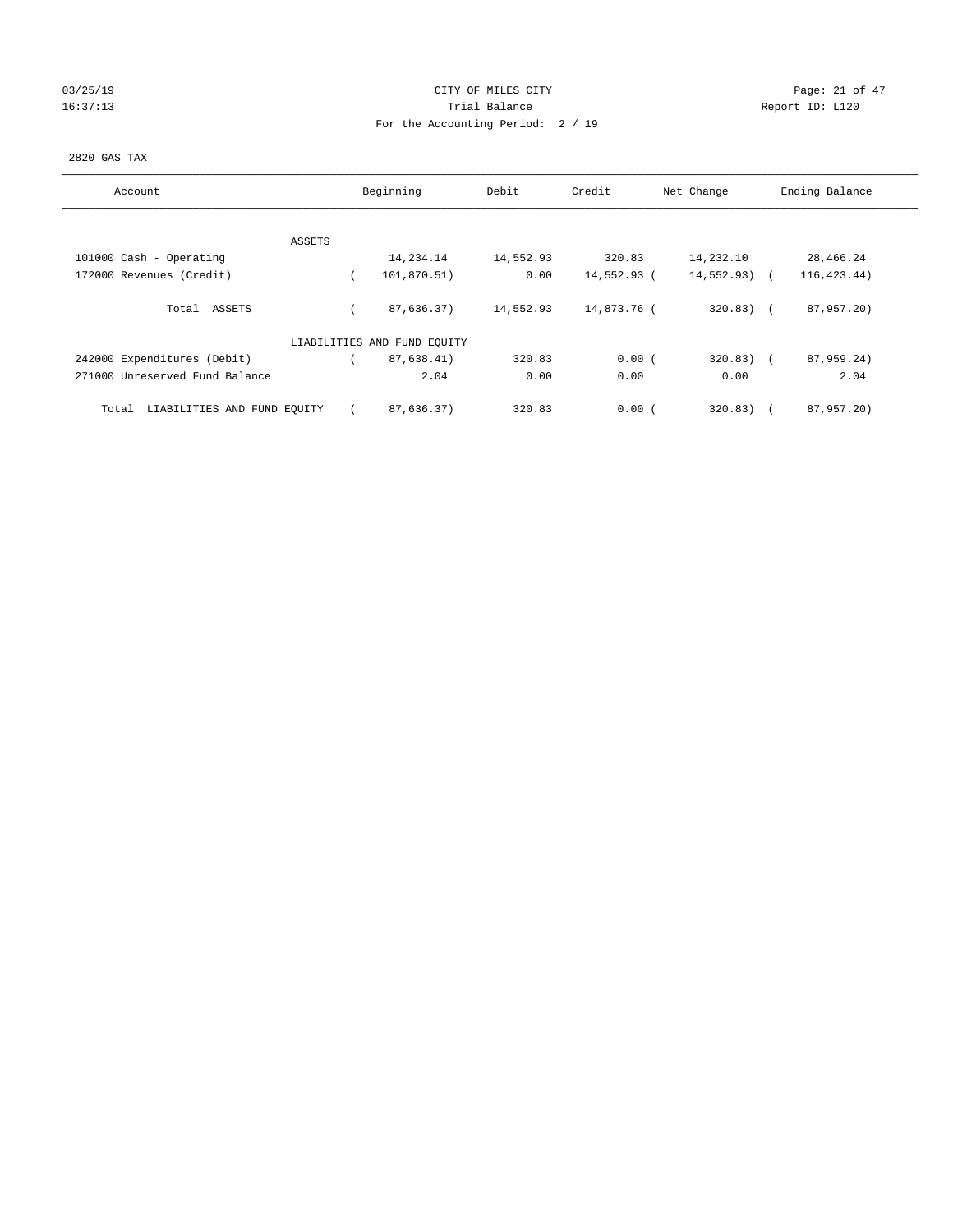CITY OF MILES CITY
Trial Balance
For the Accounting Period: 2 / 19

03/25/19
16:37:13

Report ID: L120

2820 GAS TAX

| Account | Beginning | Debit | Credit | Net Change | Ending Balance |
|---|---|---|---|---|---|
| ASSETS | | | | | |
| 101000 Cash - Operating | 14,234.14 | 14,552.93 | 320.83 | 14,232.10 | 28,466.24 |
| 172000 Revenues (Credit) | ( 101,870.51) | 0.00 | 14,552.93 | ( 14,552.93) | ( 116,423.44) |
| Total ASSETS | ( 87,636.37) | 14,552.93 | 14,873.76 | ( 320.83) | ( 87,957.20) |
| LIABILITIES AND FUND EQUITY | | | | | |
| 242000 Expenditures (Debit) | ( 87,638.41) | 320.83 | 0.00 | ( 320.83) | ( 87,959.24) |
| 271000 Unreserved Fund Balance | 2.04 | 0.00 | 0.00 | 0.00 | 2.04 |
| Total LIABILITIES AND FUND EQUITY | ( 87,636.37) | 320.83 | 0.00 | ( 320.83) | ( 87,957.20) |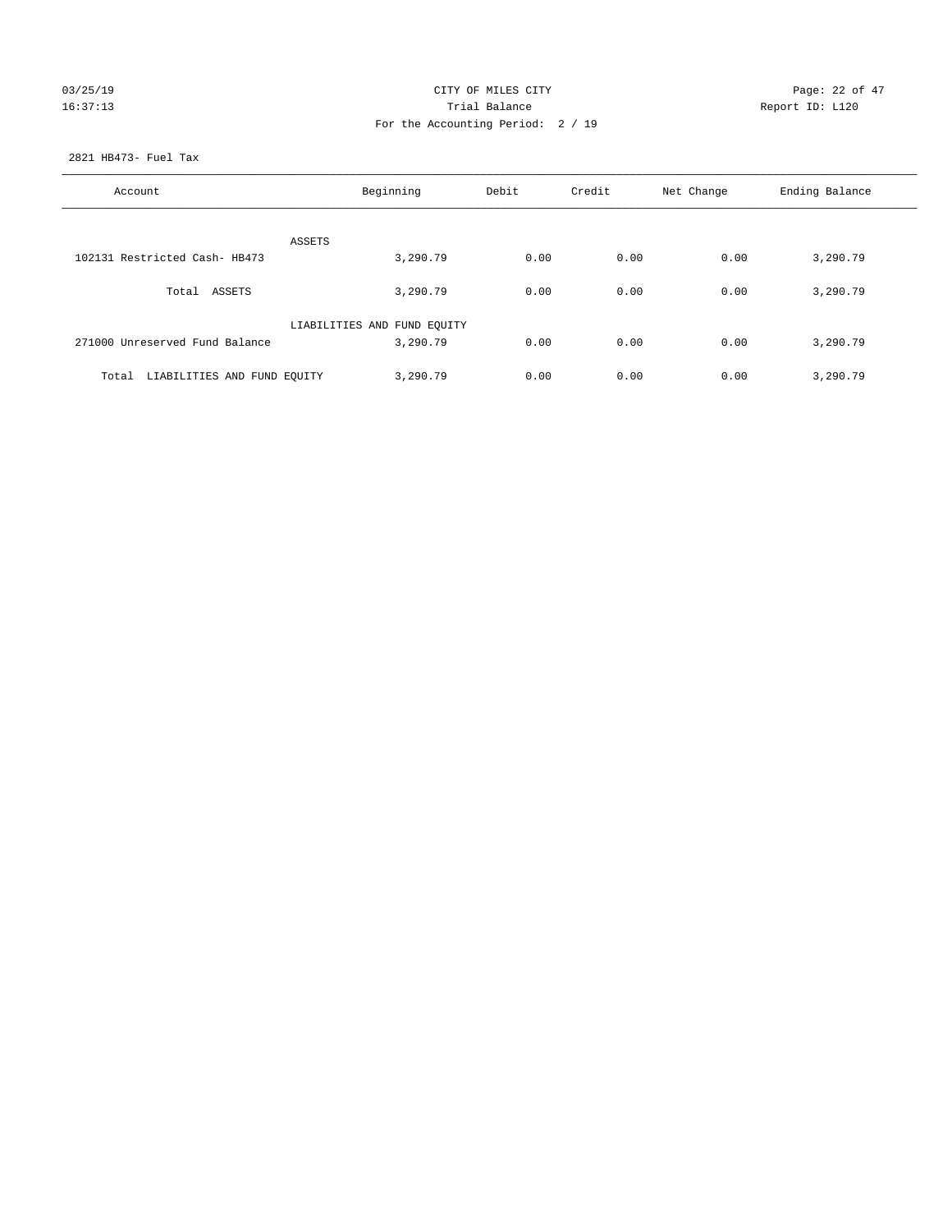CITY OF MILES CITY
Trial Balance
For the Accounting Period: 2 / 19

03/25/19
16:37:13

Report ID: L120

2821 HB473- Fuel Tax

| Account | Beginning | Debit | Credit | Net Change | Ending Balance |
|---|---|---|---|---|---|
| ASSETS | | | | | |
| 102131 Restricted Cash- HB473 | 3,290.79 | 0.00 | 0.00 | 0.00 | 3,290.79 |
| Total ASSETS | 3,290.79 | 0.00 | 0.00 | 0.00 | 3,290.79 |
| LIABILITIES AND FUND EQUITY | | | | | |
| 271000 Unreserved Fund Balance | 3,290.79 | 0.00 | 0.00 | 0.00 | 3,290.79 |
| Total LIABILITIES AND FUND EQUITY | 3,290.79 | 0.00 | 0.00 | 0.00 | 3,290.79 |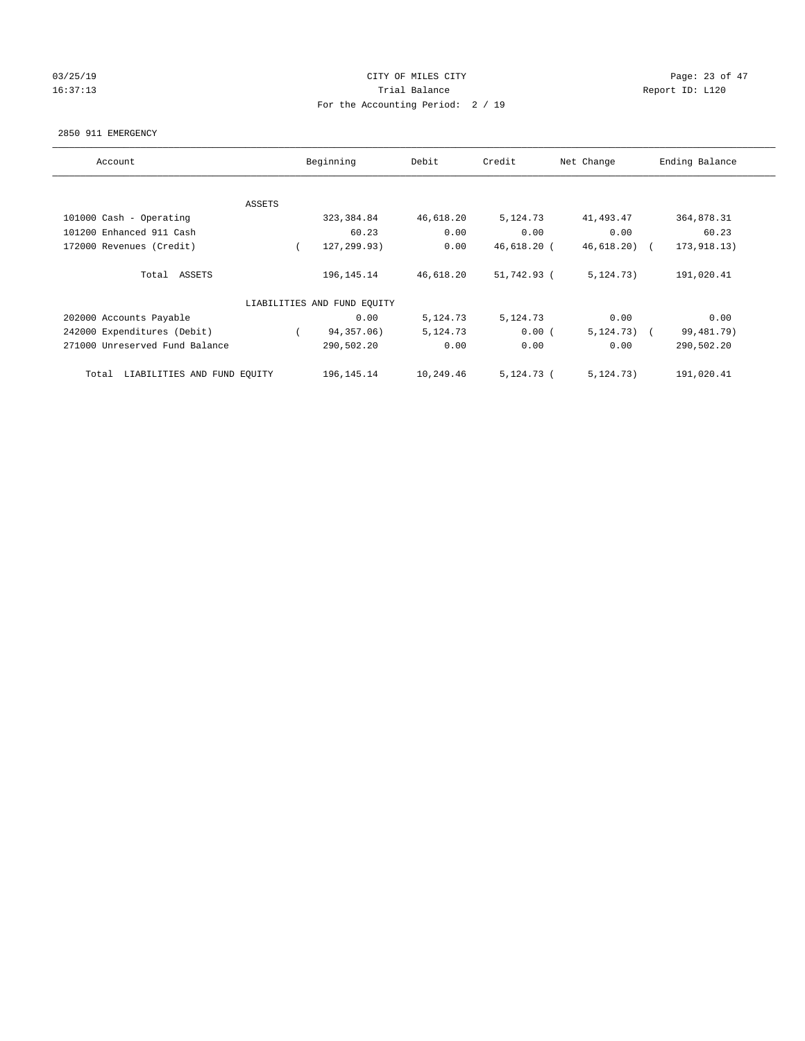CITY OF MILES CITY
Trial Balance
For the Accounting Period: 2 / 19

03/25/19
16:37:13

Report ID: L120

2850 911 EMERGENCY

| Account | Beginning | Debit | Credit | Net Change | Ending Balance |
|---|---|---|---|---|---|
| ASSETS | | | | | |
| 101000 Cash - Operating | 323,384.84 | 46,618.20 | 5,124.73 | 41,493.47 | 364,878.31 |
| 101200 Enhanced 911 Cash | 60.23 | 0.00 | 0.00 | 0.00 | 60.23 |
| 172000 Revenues (Credit) | ( 127,299.93) | 0.00 | 46,618.20 | ( 46,618.20) | ( 173,918.13) |
| Total ASSETS | 196,145.14 | 46,618.20 | 51,742.93 | ( 5,124.73) | 191,020.41 |
| LIABILITIES AND FUND EQUITY | | | | | |
| 202000 Accounts Payable | 0.00 | 5,124.73 | 5,124.73 | 0.00 | 0.00 |
| 242000 Expenditures (Debit) | ( 94,357.06) | 5,124.73 | 0.00 | ( 5,124.73) | ( 99,481.79) |
| 271000 Unreserved Fund Balance | 290,502.20 | 0.00 | 0.00 | 0.00 | 290,502.20 |
| Total LIABILITIES AND FUND EQUITY | 196,145.14 | 10,249.46 | 5,124.73 | ( 5,124.73) | 191,020.41 |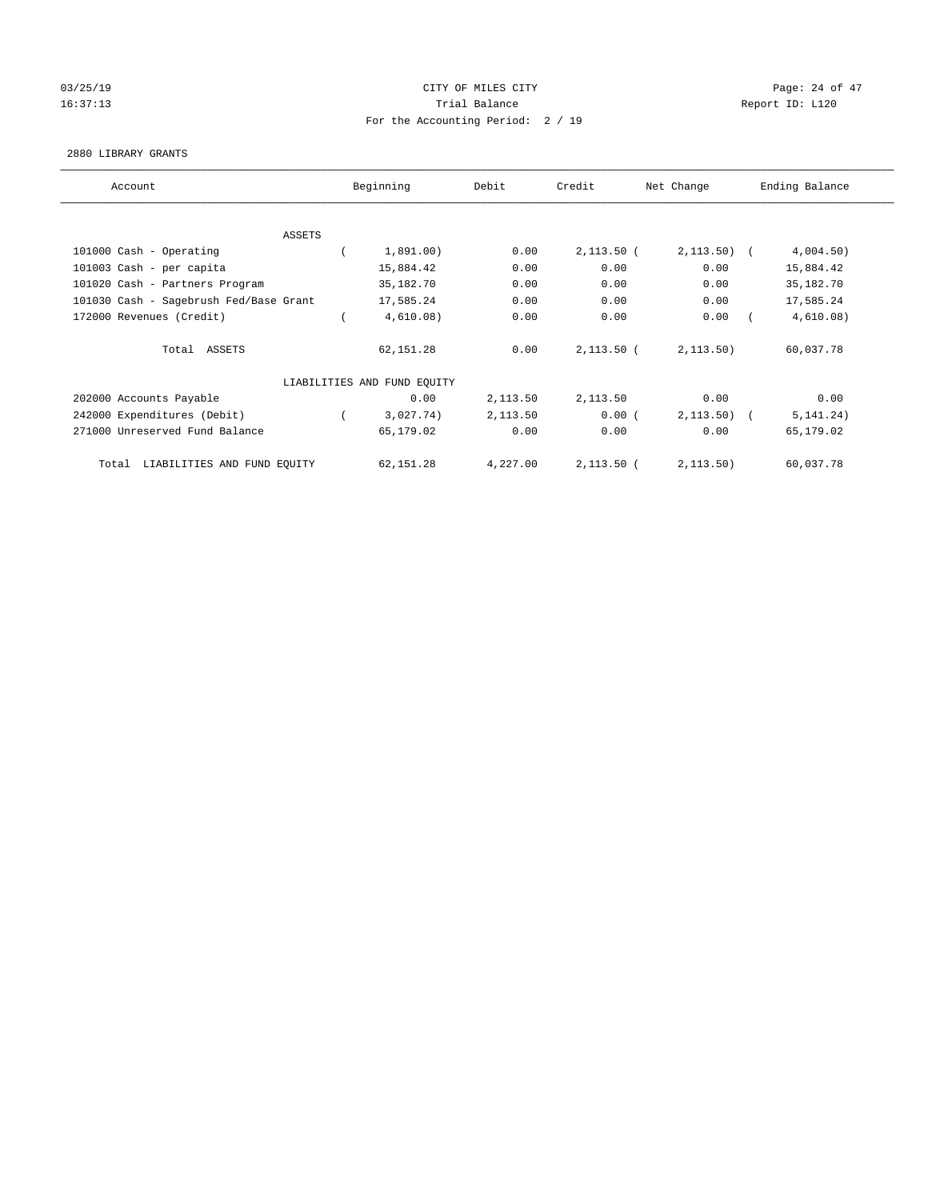CITY OF MILES CITY
Trial Balance
For the Accounting Period: 2 / 19

03/25/19
16:37:13

Report ID: L120

2880 LIBRARY GRANTS

| Account | Beginning | Debit | Credit | Net Change | Ending Balance |
|---|---|---|---|---|---|
| ASSETS | | | | | |
| 101000 Cash - Operating | ( 1,891.00) | 0.00 | 2,113.50 | ( 2,113.50) | ( 4,004.50) |
| 101003 Cash - per capita | 15,884.42 | 0.00 | 0.00 | 0.00 | 15,884.42 |
| 101020 Cash - Partners Program | 35,182.70 | 0.00 | 0.00 | 0.00 | 35,182.70 |
| 101030 Cash - Sagebrush Fed/Base Grant | 17,585.24 | 0.00 | 0.00 | 0.00 | 17,585.24 |
| 172000 Revenues (Credit) | ( 4,610.08) | 0.00 | 0.00 | 0.00 | ( 4,610.08) |
| Total ASSETS | 62,151.28 | 0.00 | 2,113.50 | ( 2,113.50) | 60,037.78 |
| LIABILITIES AND FUND EQUITY | | | | | |
| 202000 Accounts Payable | 0.00 | 2,113.50 | 2,113.50 | 0.00 | 0.00 |
| 242000 Expenditures (Debit) | ( 3,027.74) | 2,113.50 | 0.00 | ( 2,113.50) | ( 5,141.24) |
| 271000 Unreserved Fund Balance | 65,179.02 | 0.00 | 0.00 | 0.00 | 65,179.02 |
| Total LIABILITIES AND FUND EQUITY | 62,151.28 | 4,227.00 | 2,113.50 | ( 2,113.50) | 60,037.78 |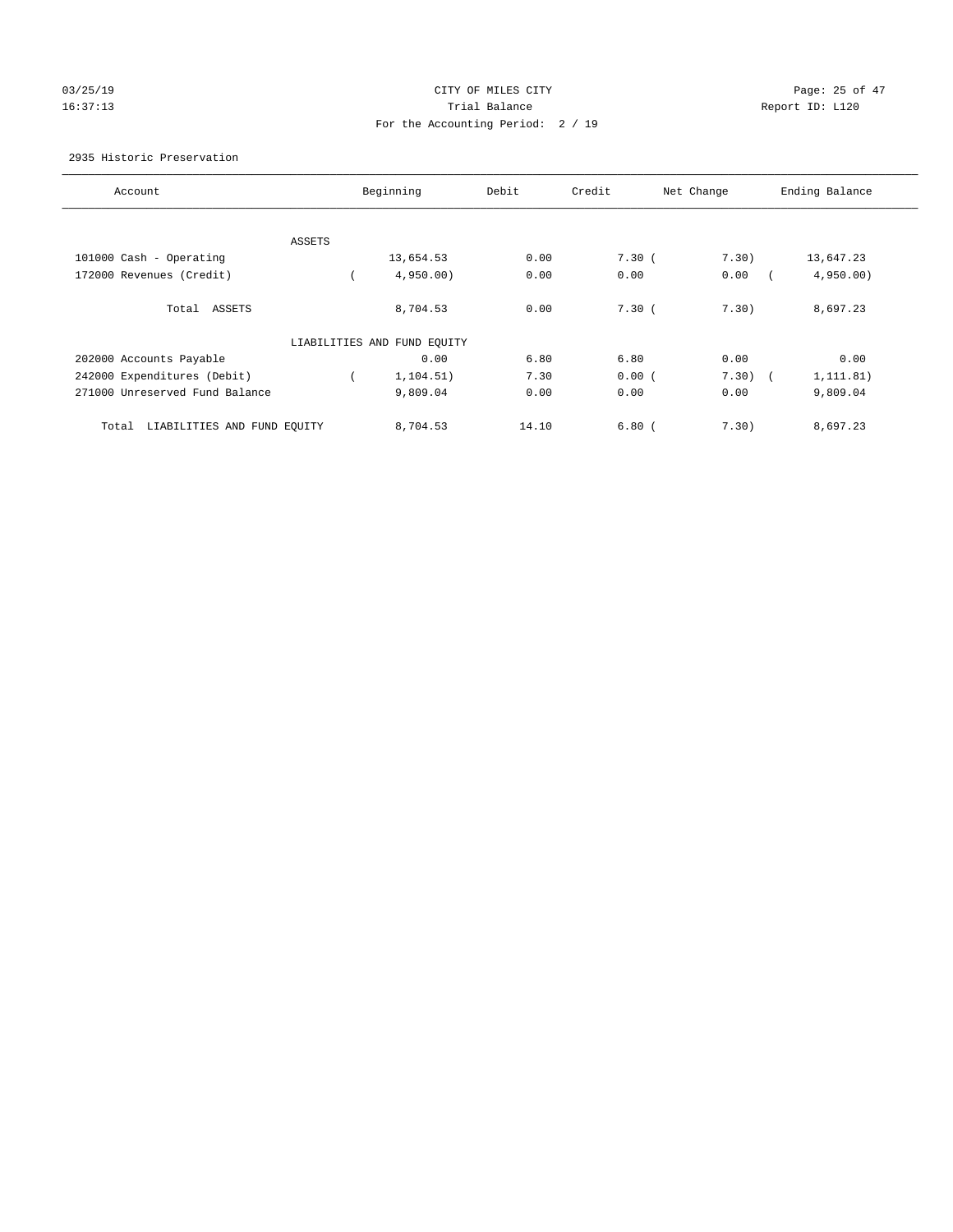CITY OF MILES CITY

Trial Balance

For the Accounting Period: 2 / 19

03/25/19 16:37:13 Report ID: L120

2935 Historic Preservation

| Account | Beginning | Debit | Credit | Net Change | Ending Balance |
|---|---|---|---|---|---|
| ASSETS | | | | | |
| 101000 Cash - Operating | 13,654.53 | 0.00 | 7.30 | ( 7.30) | 13,647.23 |
| 172000 Revenues (Credit) | ( 4,950.00) | 0.00 | 0.00 | 0.00 | ( 4,950.00) |
| Total ASSETS | 8,704.53 | 0.00 | 7.30 | ( 7.30) | 8,697.23 |
| LIABILITIES AND FUND EQUITY | | | | | |
| 202000 Accounts Payable | 0.00 | 6.80 | 6.80 | 0.00 | 0.00 |
| 242000 Expenditures (Debit) | ( 1,104.51) | 7.30 | 0.00 | ( 7.30) | ( 1,111.81) |
| 271000 Unreserved Fund Balance | 9,809.04 | 0.00 | 0.00 | 0.00 | 9,809.04 |
| Total LIABILITIES AND FUND EQUITY | 8,704.53 | 14.10 | 6.80 | ( 7.30) | 8,697.23 |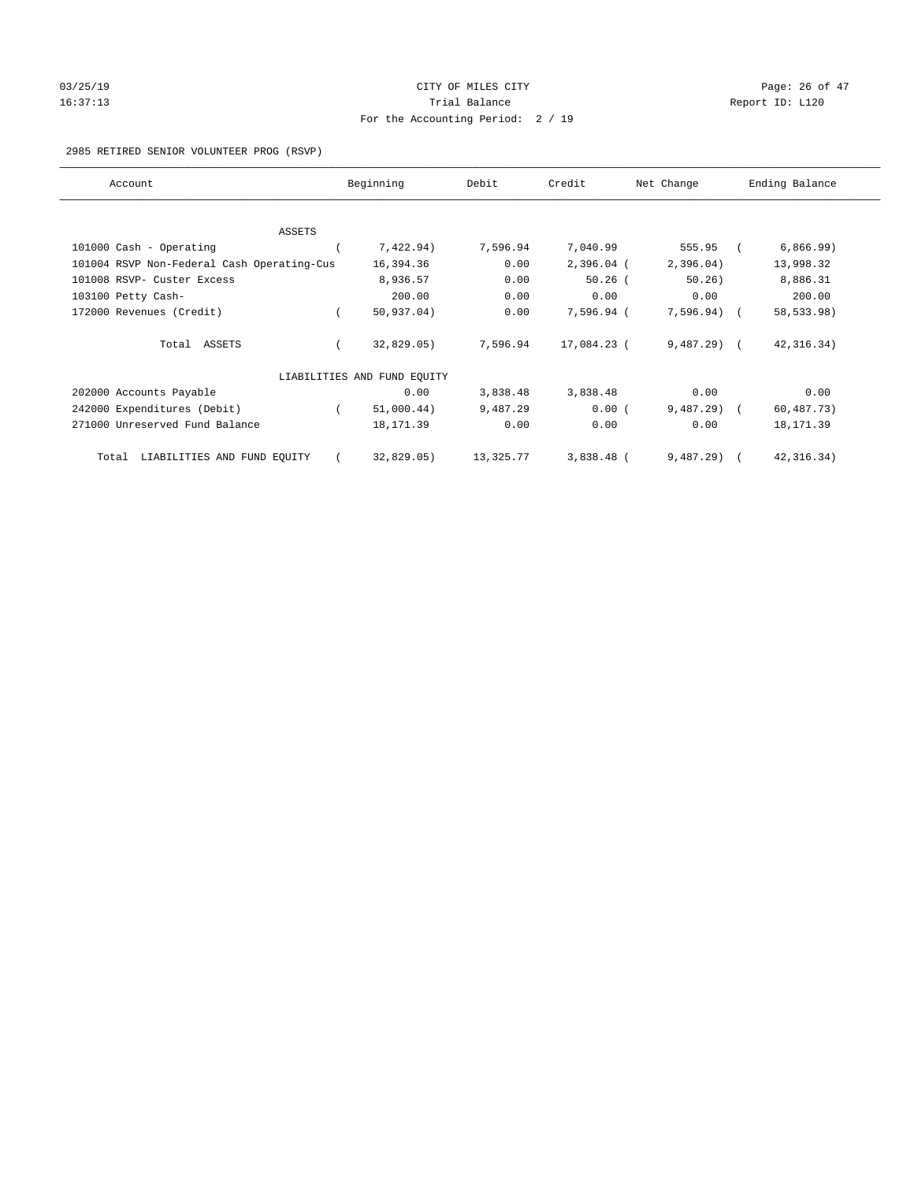CITY OF MILES CITY
Trial Balance
For the Accounting Period: 2 / 19

03/25/19
16:37:13

Report ID: L120

2985 RETIRED SENIOR VOLUNTEER PROG (RSVP)

| Account | Beginning | Debit | Credit | Net Change | Ending Balance |
|---|---|---|---|---|---|
| ASSETS | | | | | |
| 101000 Cash - Operating | ( 7,422.94) | 7,596.94 | 7,040.99 | 555.95 | ( 6,866.99) |
| 101004 RSVP Non-Federal Cash Operating-Cus | 16,394.36 | 0.00 | 2,396.04 | ( 2,396.04) | 13,998.32 |
| 101008 RSVP- Custer Excess | 8,936.57 | 0.00 | 50.26 | ( 50.26) | 8,886.31 |
| 103100 Petty Cash- | 200.00 | 0.00 | 0.00 | 0.00 | 200.00 |
| 172000 Revenues (Credit) | ( 50,937.04) | 0.00 | 7,596.94 | ( 7,596.94) | ( 58,533.98) |
| Total ASSETS | ( 32,829.05) | 7,596.94 | 17,084.23 | ( 9,487.29) | ( 42,316.34) |
| LIABILITIES AND FUND EQUITY | | | | | |
| 202000 Accounts Payable | 0.00 | 3,838.48 | 3,838.48 | 0.00 | 0.00 |
| 242000 Expenditures (Debit) | ( 51,000.44) | 9,487.29 | 0.00 | ( 9,487.29) | ( 60,487.73) |
| 271000 Unreserved Fund Balance | 18,171.39 | 0.00 | 0.00 | 0.00 | 18,171.39 |
| Total LIABILITIES AND FUND EQUITY | ( 32,829.05) | 13,325.77 | 3,838.48 | ( 9,487.29) | ( 42,316.34) |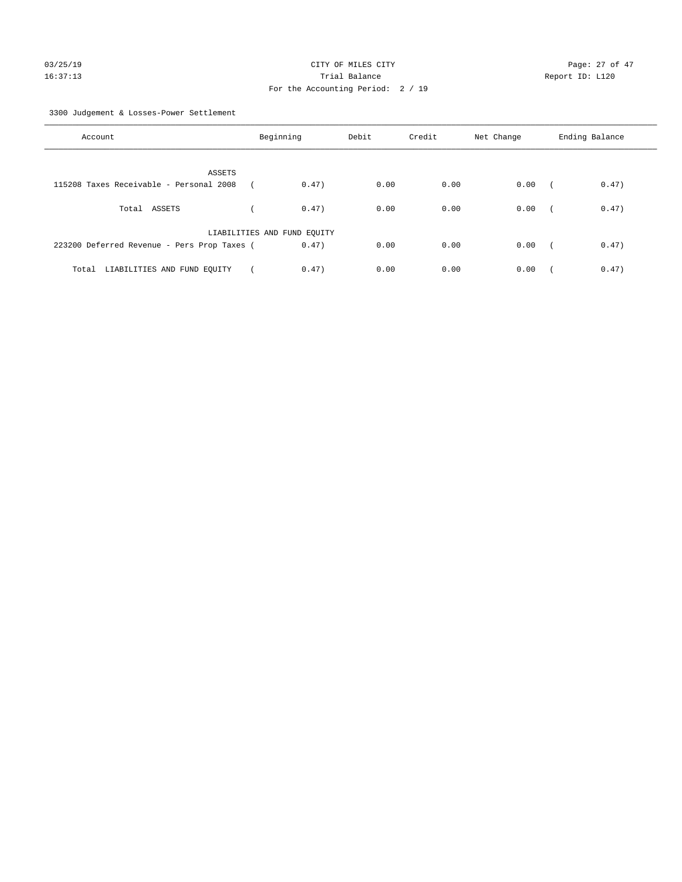CITY OF MILES CITY
Trial Balance
For the Accounting Period: 2 / 19

03/25/19
16:37:13

Report ID: L120

3300 Judgement & Losses-Power Settlement

| Account | Beginning | Debit | Credit | Net Change | Ending Balance |
|---|---|---|---|---|---|
| ASSETS | | | | | |
| 115208 Taxes Receivable - Personal 2008 | ( 0.47) | 0.00 | 0.00 | 0.00 | ( 0.47) |
| Total ASSETS | ( 0.47) | 0.00 | 0.00 | 0.00 | ( 0.47) |
| LIABILITIES AND FUND EQUITY | | | | | |
| 223200 Deferred Revenue - Pers Prop Taxes | ( 0.47) | 0.00 | 0.00 | 0.00 | ( 0.47) |
| Total LIABILITIES AND FUND EQUITY | ( 0.47) | 0.00 | 0.00 | 0.00 | ( 0.47) |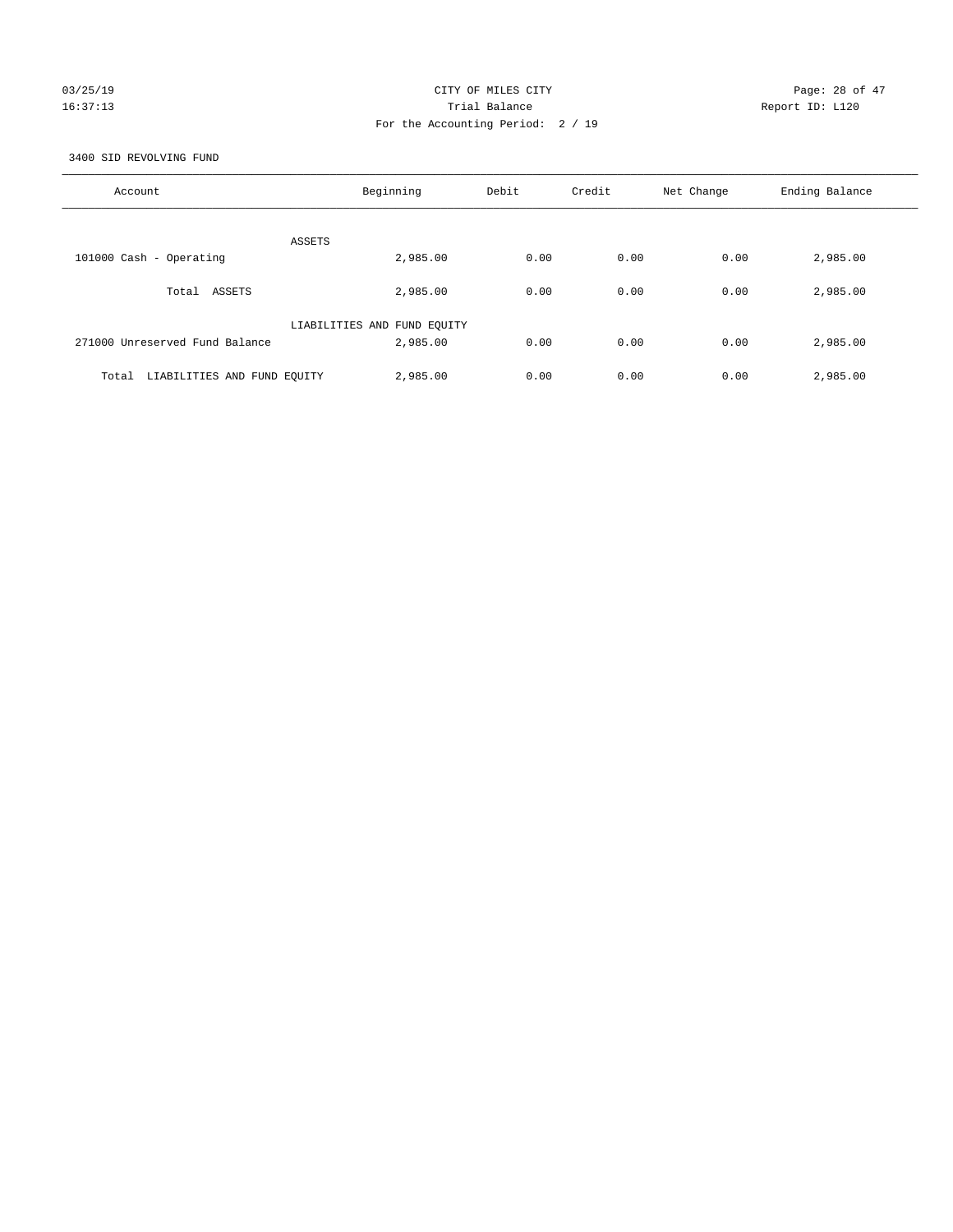CITY OF MILES CITY
Trial Balance
For the Accounting Period: 2 / 19

03/25/19
16:37:13

Report ID: L120

3400 SID REVOLVING FUND

| Account | Beginning | Debit | Credit | Net Change | Ending Balance |
|---|---|---|---|---|---|
| ASSETS | | | | | |
| 101000 Cash - Operating | 2,985.00 | 0.00 | 0.00 | 0.00 | 2,985.00 |
| Total ASSETS | 2,985.00 | 0.00 | 0.00 | 0.00 | 2,985.00 |
| LIABILITIES AND FUND EQUITY | | | | | |
| 271000 Unreserved Fund Balance | 2,985.00 | 0.00 | 0.00 | 0.00 | 2,985.00 |
| Total LIABILITIES AND FUND EQUITY | 2,985.00 | 0.00 | 0.00 | 0.00 | 2,985.00 |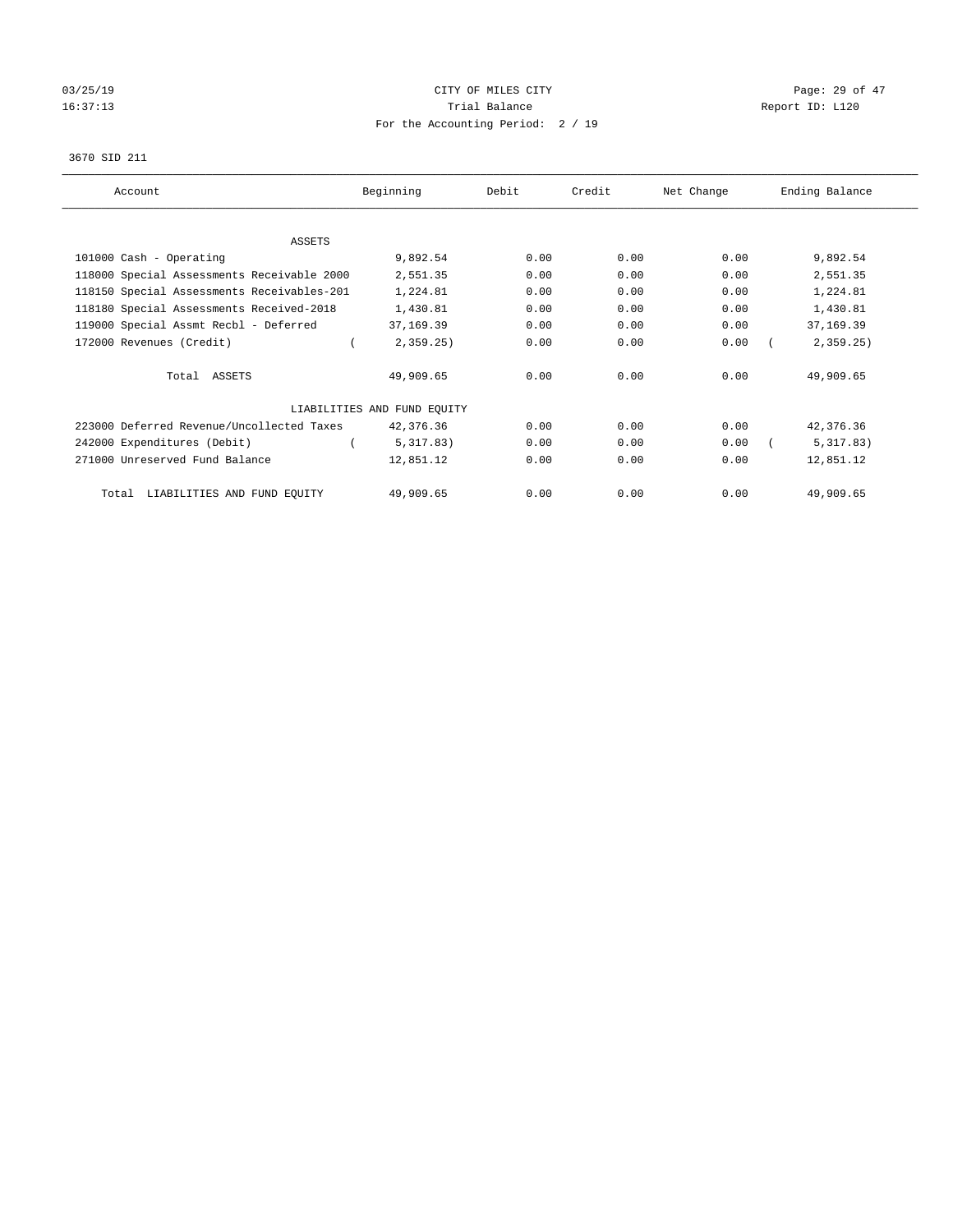CITY OF MILES CITY

Trial Balance

For the Accounting Period: 2 / 19

03/25/19 16:37:13 — Report ID: L120

3670 SID 211

| Account | Beginning | Debit | Credit | Net Change | Ending Balance |
|---|---|---|---|---|---|
| ASSETS | | | | | |
| 101000 Cash - Operating | 9,892.54 | 0.00 | 0.00 | 0.00 | 9,892.54 |
| 118000 Special Assessments Receivable 2000 | 2,551.35 | 0.00 | 0.00 | 0.00 | 2,551.35 |
| 118150 Special Assessments Receivables-201 | 1,224.81 | 0.00 | 0.00 | 0.00 | 1,224.81 |
| 118180 Special Assessments Received-2018 | 1,430.81 | 0.00 | 0.00 | 0.00 | 1,430.81 |
| 119000 Special Assmt Recbl - Deferred | 37,169.39 | 0.00 | 0.00 | 0.00 | 37,169.39 |
| 172000 Revenues (Credit) | ( 2,359.25) | 0.00 | 0.00 | 0.00 | ( 2,359.25) |
| Total ASSETS | 49,909.65 | 0.00 | 0.00 | 0.00 | 49,909.65 |
| LIABILITIES AND FUND EQUITY | | | | | |
| 223000 Deferred Revenue/Uncollected Taxes | 42,376.36 | 0.00 | 0.00 | 0.00 | 42,376.36 |
| 242000 Expenditures (Debit) | ( 5,317.83) | 0.00 | 0.00 | 0.00 | ( 5,317.83) |
| 271000 Unreserved Fund Balance | 12,851.12 | 0.00 | 0.00 | 0.00 | 12,851.12 |
| Total LIABILITIES AND FUND EQUITY | 49,909.65 | 0.00 | 0.00 | 0.00 | 49,909.65 |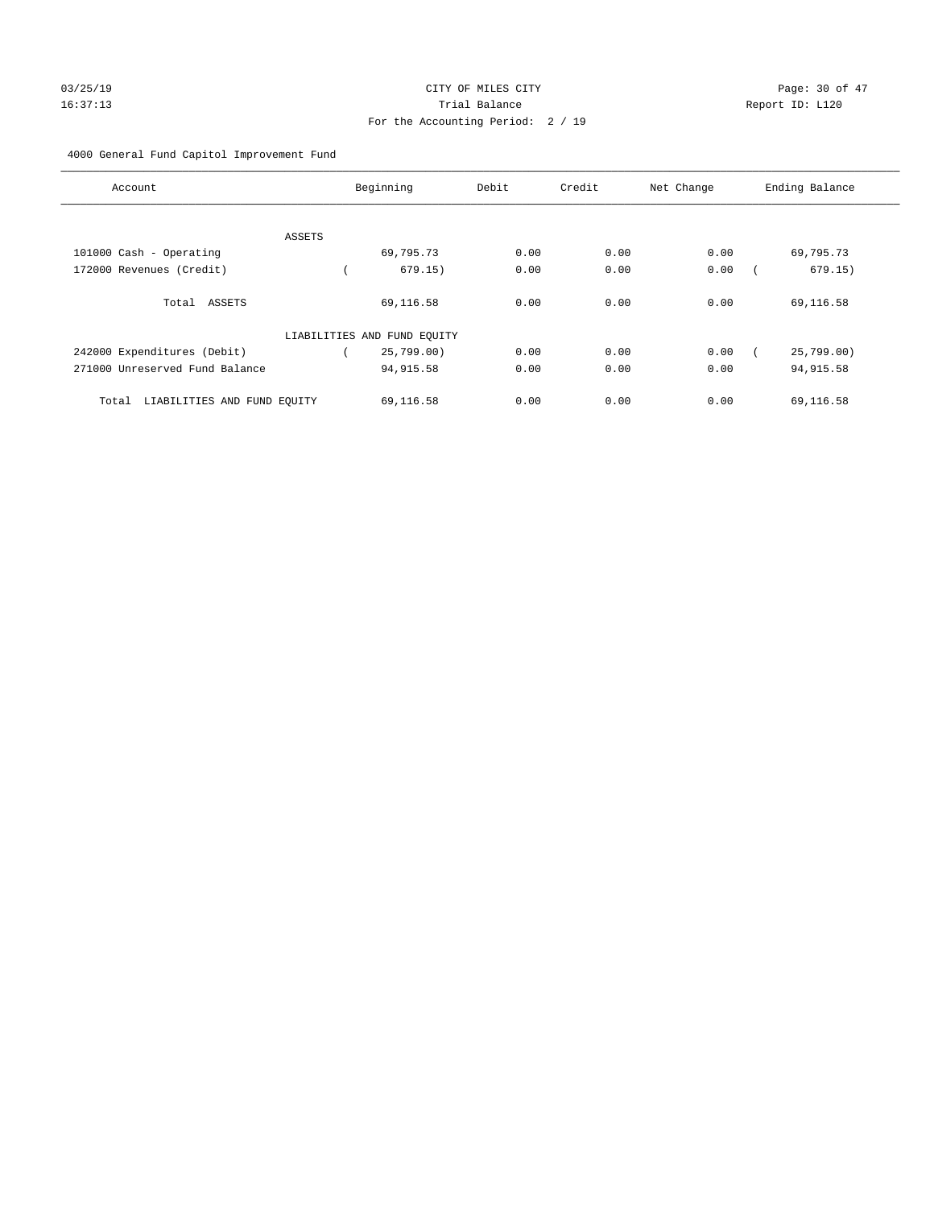03/25/19 CITY OF MILES CITY
16:37:13 Trial Balance Report ID: L120
For the Accounting Period: 2 / 19

4000 General Fund Capitol Improvement Fund

| Account | Beginning | Debit | Credit | Net Change | Ending Balance |
|---|---|---|---|---|---|
| ASSETS | | | | | |
| 101000 Cash - Operating | 69,795.73 | 0.00 | 0.00 | 0.00 | 69,795.73 |
| 172000 Revenues (Credit) | ( 679.15) | 0.00 | 0.00 | 0.00 | ( 679.15) |
| Total ASSETS | 69,116.58 | 0.00 | 0.00 | 0.00 | 69,116.58 |
| LIABILITIES AND FUND EQUITY | | | | | |
| 242000 Expenditures (Debit) | ( 25,799.00) | 0.00 | 0.00 | 0.00 | ( 25,799.00) |
| 271000 Unreserved Fund Balance | 94,915.58 | 0.00 | 0.00 | 0.00 | 94,915.58 |
| Total LIABILITIES AND FUND EQUITY | 69,116.58 | 0.00 | 0.00 | 0.00 | 69,116.58 |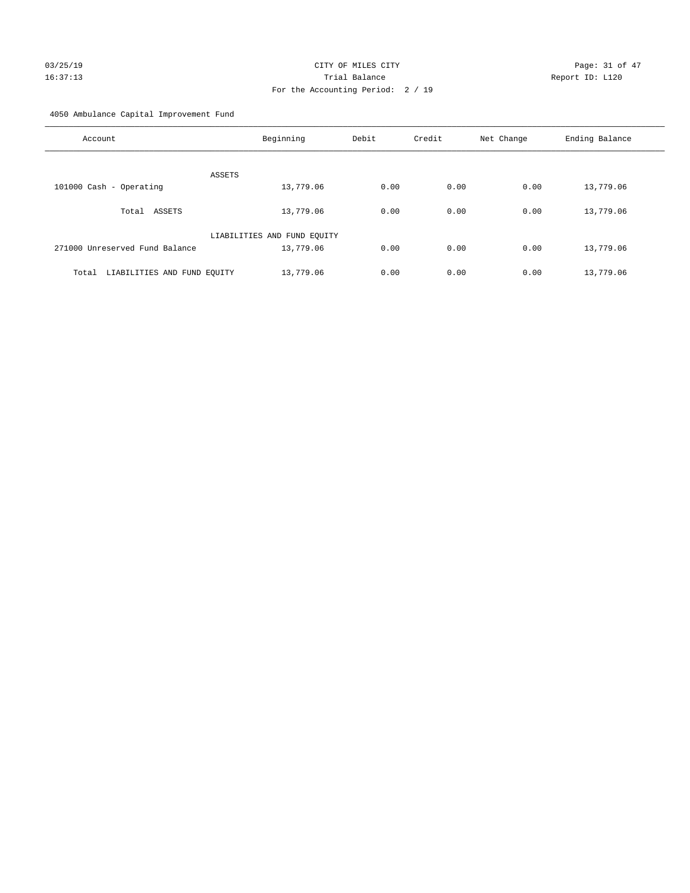CITY OF MILES CITY
Trial Balance
For the Accounting Period: 2 / 19

03/25/19 16:37:13 Report ID: L120

4050 Ambulance Capital Improvement Fund

| Account | Beginning | Debit | Credit | Net Change | Ending Balance |
|---|---|---|---|---|---|
| ASSETS | | | | | |
| 101000 Cash - Operating | 13,779.06 | 0.00 | 0.00 | 0.00 | 13,779.06 |
| Total ASSETS | 13,779.06 | 0.00 | 0.00 | 0.00 | 13,779.06 |
| LIABILITIES AND FUND EQUITY | | | | | |
| 271000 Unreserved Fund Balance | 13,779.06 | 0.00 | 0.00 | 0.00 | 13,779.06 |
| Total LIABILITIES AND FUND EQUITY | 13,779.06 | 0.00 | 0.00 | 0.00 | 13,779.06 |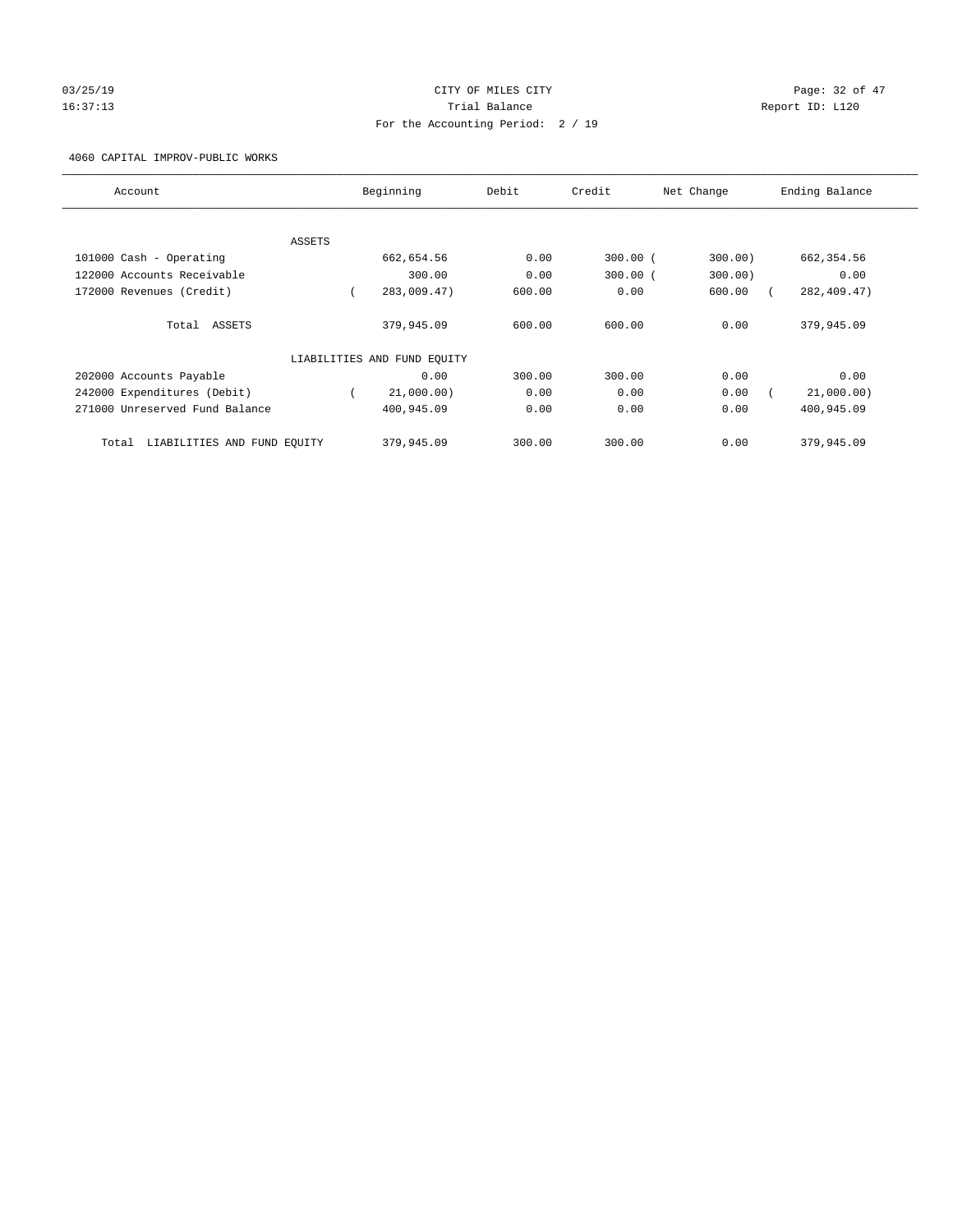CITY OF MILES CITY

Trial Balance

For the Accounting Period: 2 / 19

03/25/19 16:37:13 Report ID: L120

4060 CAPITAL IMPROV-PUBLIC WORKS

| Account | Beginning | Debit | Credit | Net Change | Ending Balance |
|---|---|---|---|---|---|
| ASSETS | | | | | |
| 101000 Cash - Operating | 662,654.56 | 0.00 | 300.00 | (300.00) | 662,354.56 |
| 122000 Accounts Receivable | 300.00 | 0.00 | 300.00 | (300.00) | 0.00 |
| 172000 Revenues (Credit) | (283,009.47) | 600.00 | 0.00 | 600.00 | (282,409.47) |
| Total ASSETS | 379,945.09 | 600.00 | 600.00 | 0.00 | 379,945.09 |
| LIABILITIES AND FUND EQUITY | | | | | |
| 202000 Accounts Payable | 0.00 | 300.00 | 300.00 | 0.00 | 0.00 |
| 242000 Expenditures (Debit) | (21,000.00) | 0.00 | 0.00 | 0.00 | (21,000.00) |
| 271000 Unreserved Fund Balance | 400,945.09 | 0.00 | 0.00 | 0.00 | 400,945.09 |
| Total LIABILITIES AND FUND EQUITY | 379,945.09 | 300.00 | 300.00 | 0.00 | 379,945.09 |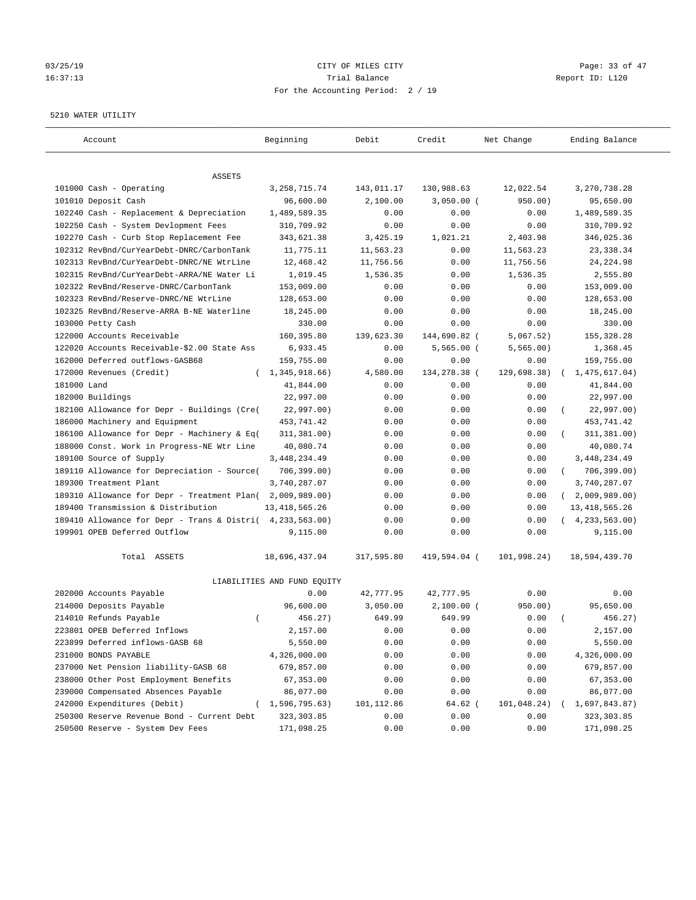03/25/19 CITY OF MILES CITY
16:37:13 Trial Balance Report ID: L120
For the Accounting Period: 2 / 19

5210 WATER UTILITY

| Account | Beginning | Debit | Credit | Net Change | Ending Balance |
|---|---|---|---|---|---|
| ASSETS | | | | | |
| 101000 Cash - Operating | 3,258,715.74 | 143,011.17 | 130,988.63 | 12,022.54 | 3,270,738.28 |
| 101010 Deposit Cash | 96,600.00 | 2,100.00 | 3,050.00 | ( 950.00) | 95,650.00 |
| 102240 Cash - Replacement & Depreciation | 1,489,589.35 | 0.00 | 0.00 | 0.00 | 1,489,589.35 |
| 102250 Cash - System Devlopment Fees | 310,709.92 | 0.00 | 0.00 | 0.00 | 310,709.92 |
| 102270 Cash - Curb Stop Replacement Fee | 343,621.38 | 3,425.19 | 1,021.21 | 2,403.98 | 346,025.36 |
| 102312 RevBnd/CurYearDebt-DNRC/CarbonTank | 11,775.11 | 11,563.23 | 0.00 | 11,563.23 | 23,338.34 |
| 102313 RevBnd/CurYearDebt-DNRC/NE WtrLine | 12,468.42 | 11,756.56 | 0.00 | 11,756.56 | 24,224.98 |
| 102315 RevBnd/CurYearDebt-ARRA/NE Water Li | 1,019.45 | 1,536.35 | 0.00 | 1,536.35 | 2,555.80 |
| 102322 RevBnd/Reserve-DNRC/CarbonTank | 153,009.00 | 0.00 | 0.00 | 0.00 | 153,009.00 |
| 102323 RevBnd/Reserve-DNRC/NE WtrLine | 128,653.00 | 0.00 | 0.00 | 0.00 | 128,653.00 |
| 102325 RevBnd/Reserve-ARRA B-NE Waterline | 18,245.00 | 0.00 | 0.00 | 0.00 | 18,245.00 |
| 103000 Petty Cash | 330.00 | 0.00 | 0.00 | 0.00 | 330.00 |
| 122000 Accounts Receivable | 160,395.80 | 139,623.30 | 144,690.82 | ( 5,067.52) | 155,328.28 |
| 122020 Accounts Receivable-$2.00 State Ass | 6,933.45 | 0.00 | 5,565.00 | ( 5,565.00) | 1,368.45 |
| 162000 Deferred outflows-GASB68 | 159,755.00 | 0.00 | 0.00 | 0.00 | 159,755.00 |
| 172000 Revenues (Credit) | ( 1,345,918.66) | 4,580.00 | 134,278.38 | ( 129,698.38) | ( 1,475,617.04) |
| 181000 Land | 41,844.00 | 0.00 | 0.00 | 0.00 | 41,844.00 |
| 182000 Buildings | 22,997.00 | 0.00 | 0.00 | 0.00 | 22,997.00 |
| 182100 Allowance for Depr - Buildings (Cre( | 22,997.00) | 0.00 | 0.00 | 0.00 | ( 22,997.00) |
| 186000 Machinery and Equipment | 453,741.42 | 0.00 | 0.00 | 0.00 | 453,741.42 |
| 186100 Allowance for Depr - Machinery & Eq( | 311,381.00) | 0.00 | 0.00 | 0.00 | ( 311,381.00) |
| 188000 Const. Work in Progress-NE Wtr Line | 40,080.74 | 0.00 | 0.00 | 0.00 | 40,080.74 |
| 189100 Source of Supply | 3,448,234.49 | 0.00 | 0.00 | 0.00 | 3,448,234.49 |
| 189110 Allowance for Depreciation - Source( | 706,399.00) | 0.00 | 0.00 | 0.00 | ( 706,399.00) |
| 189300 Treatment Plant | 3,740,287.07 | 0.00 | 0.00 | 0.00 | 3,740,287.07 |
| 189310 Allowance for Depr - Treatment Plan( | 2,009,989.00) | 0.00 | 0.00 | 0.00 | ( 2,009,989.00) |
| 189400 Transmission & Distribution | 13,418,565.26 | 0.00 | 0.00 | 0.00 | 13,418,565.26 |
| 189410 Allowance for Depr - Trans & Distri( | 4,233,563.00) | 0.00 | 0.00 | 0.00 | ( 4,233,563.00) |
| 199901 OPEB Deferred Outflow | 9,115.00 | 0.00 | 0.00 | 0.00 | 9,115.00 |
| Total ASSETS | 18,696,437.94 | 317,595.80 | 419,594.04 | ( 101,998.24) | 18,594,439.70 |
| LIABILITIES AND FUND EQUITY | | | | | |
| 202000 Accounts Payable | 0.00 | 42,777.95 | 42,777.95 | 0.00 | 0.00 |
| 214000 Deposits Payable | 96,600.00 | 3,050.00 | 2,100.00 | ( 950.00) | 95,650.00 |
| 214010 Refunds Payable | ( 456.27) | 649.99 | 649.99 | 0.00 | ( 456.27) |
| 223801 OPEB Deferred Inflows | 2,157.00 | 0.00 | 0.00 | 0.00 | 2,157.00 |
| 223899 Deferred inflows-GASB 68 | 5,550.00 | 0.00 | 0.00 | 0.00 | 5,550.00 |
| 231000 BONDS PAYABLE | 4,326,000.00 | 0.00 | 0.00 | 0.00 | 4,326,000.00 |
| 237000 Net Pension liability-GASB 68 | 679,857.00 | 0.00 | 0.00 | 0.00 | 679,857.00 |
| 238000 Other Post Employment Benefits | 67,353.00 | 0.00 | 0.00 | 0.00 | 67,353.00 |
| 239000 Compensated Absences Payable | 86,077.00 | 0.00 | 0.00 | 0.00 | 86,077.00 |
| 242000 Expenditures (Debit) | ( 1,596,795.63) | 101,112.86 | 64.62 | ( 101,048.24) | ( 1,697,843.87) |
| 250300 Reserve Revenue Bond - Current Debt | 323,303.85 | 0.00 | 0.00 | 0.00 | 323,303.85 |
| 250500 Reserve - System Dev Fees | 171,098.25 | 0.00 | 0.00 | 0.00 | 171,098.25 |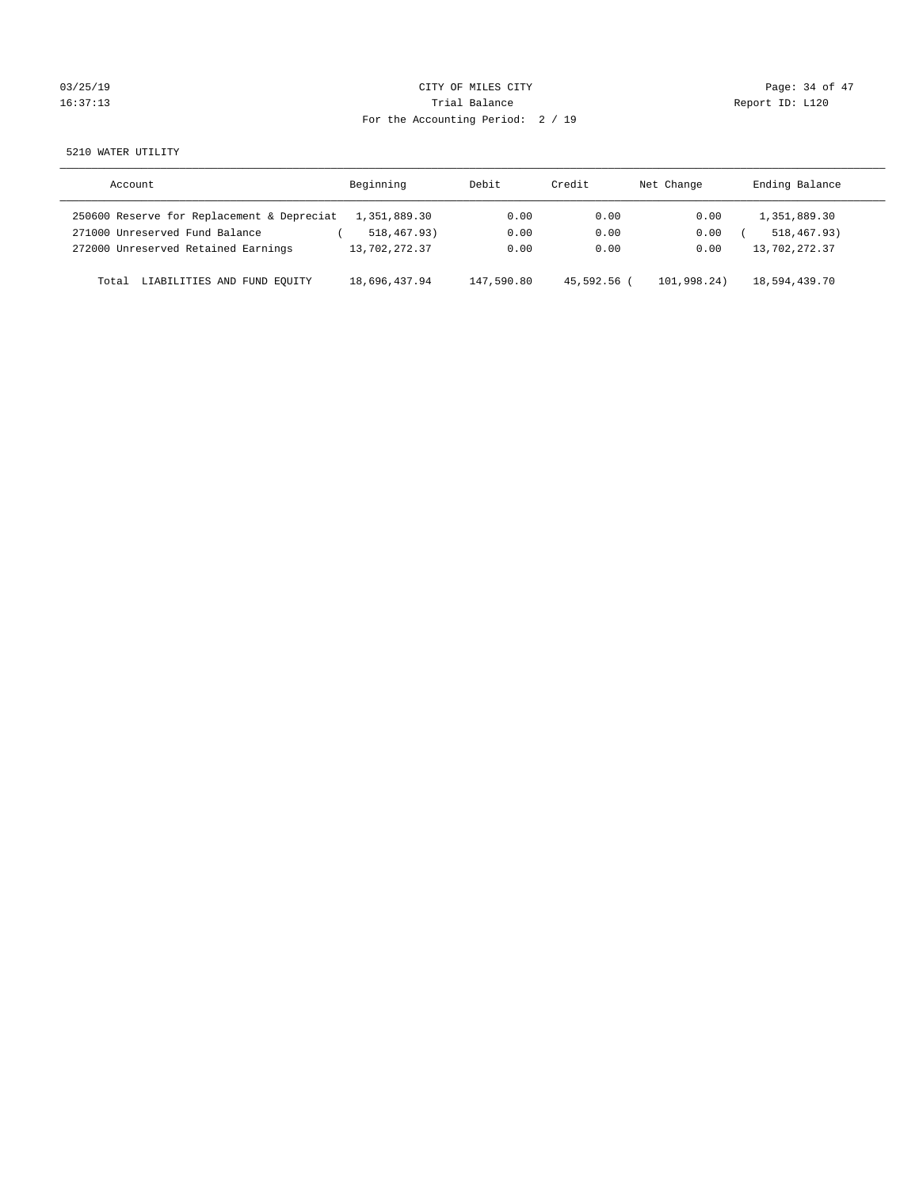CITY OF MILES CITY

Trial Balance

For the Accounting Period: 2 / 19

5210 WATER UTILITY

| Account | Beginning | Debit | Credit | Net Change | Ending Balance |
|---|---|---|---|---|---|
| 250600 Reserve for Replacement & Depreciat | 1,351,889.30 | 0.00 | 0.00 | 0.00 | 1,351,889.30 |
| 271000 Unreserved Fund Balance | ( 518,467.93) | 0.00 | 0.00 | 0.00 | ( 518,467.93) |
| 272000 Unreserved Retained Earnings | 13,702,272.37 | 0.00 | 0.00 | 0.00 | 13,702,272.37 |
| Total LIABILITIES AND FUND EQUITY | 18,696,437.94 | 147,590.80 | 45,592.56 | ( 101,998.24) | 18,594,439.70 |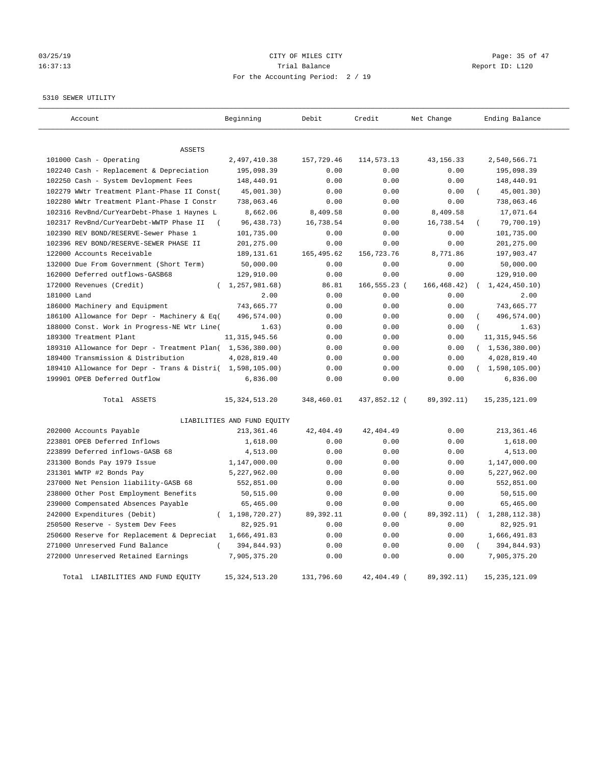CITY OF MILES CITY

Trial Balance

For the Accounting Period: 2 / 19

5310 SEWER UTILITY

| Account | Beginning | Debit | Credit | Net Change | Ending Balance |
|---|---|---|---|---|---|
| ASSETS | | | | | |
| 101000 Cash - Operating | 2,497,410.38 | 157,729.46 | 114,573.13 | 43,156.33 | 2,540,566.71 |
| 102240 Cash - Replacement & Depreciation | 195,098.39 | 0.00 | 0.00 | 0.00 | 195,098.39 |
| 102250 Cash - System Devlopment Fees | 148,440.91 | 0.00 | 0.00 | 0.00 | 148,440.91 |
| 102279 WWtr Treatment Plant-Phase II Const( | 45,001.30) | 0.00 | 0.00 | 0.00 | ( 45,001.30) |
| 102280 WWtr Treatment Plant-Phase I Constr | 738,063.46 | 0.00 | 0.00 | 0.00 | 738,063.46 |
| 102316 RevBnd/CurYearDebt-Phase 1 Haynes L | 8,662.06 | 8,409.58 | 0.00 | 8,409.58 | 17,071.64 |
| 102317 RevBnd/CurYearDebt-WWTP Phase II ( | 96,438.73) | 16,738.54 | 0.00 | 16,738.54 | ( 79,700.19) |
| 102390 REV BOND/RESERVE-Sewer Phase 1 | 101,735.00 | 0.00 | 0.00 | 0.00 | 101,735.00 |
| 102396 REV BOND/RESERVE-SEWER PHASE II | 201,275.00 | 0.00 | 0.00 | 0.00 | 201,275.00 |
| 122000 Accounts Receivable | 189,131.61 | 165,495.62 | 156,723.76 | 8,771.86 | 197,903.47 |
| 132000 Due From Government (Short Term) | 50,000.00 | 0.00 | 0.00 | 0.00 | 50,000.00 |
| 162000 Deferred outflows-GASB68 | 129,910.00 | 0.00 | 0.00 | 0.00 | 129,910.00 |
| 172000 Revenues (Credit) | ( 1,257,981.68) | 86.81 | 166,555.23 ( | 166,468.42) | ( 1,424,450.10) |
| 181000 Land | 2.00 | 0.00 | 0.00 | 0.00 | 2.00 |
| 186000 Machinery and Equipment | 743,665.77 | 0.00 | 0.00 | 0.00 | 743,665.77 |
| 186100 Allowance for Depr - Machinery & Eq( | 496,574.00) | 0.00 | 0.00 | 0.00 | ( 496,574.00) |
| 188000 Const. Work in Progress-NE Wtr Line( | 1.63) | 0.00 | 0.00 | 0.00 | ( 1.63) |
| 189300 Treatment Plant | 11,315,945.56 | 0.00 | 0.00 | 0.00 | 11,315,945.56 |
| 189310 Allowance for Depr - Treatment Plan( | 1,536,380.00) | 0.00 | 0.00 | 0.00 | ( 1,536,380.00) |
| 189400 Transmission & Distribution | 4,028,819.40 | 0.00 | 0.00 | 0.00 | 4,028,819.40 |
| 189410 Allowance for Depr - Trans & Distri( | 1,598,105.00) | 0.00 | 0.00 | 0.00 | ( 1,598,105.00) |
| 199901 OPEB Deferred Outflow | 6,836.00 | 0.00 | 0.00 | 0.00 | 6,836.00 |
| Total ASSETS | 15,324,513.20 | 348,460.01 | 437,852.12 ( | 89,392.11) | 15,235,121.09 |
| LIABILITIES AND FUND EQUITY | | | | | |
| 202000 Accounts Payable | 213,361.46 | 42,404.49 | 42,404.49 | 0.00 | 213,361.46 |
| 223801 OPEB Deferred Inflows | 1,618.00 | 0.00 | 0.00 | 0.00 | 1,618.00 |
| 223899 Deferred inflows-GASB 68 | 4,513.00 | 0.00 | 0.00 | 0.00 | 4,513.00 |
| 231300 Bonds Pay 1979 Issue | 1,147,000.00 | 0.00 | 0.00 | 0.00 | 1,147,000.00 |
| 231301 WWTP #2 Bonds Pay | 5,227,962.00 | 0.00 | 0.00 | 0.00 | 5,227,962.00 |
| 237000 Net Pension liability-GASB 68 | 552,851.00 | 0.00 | 0.00 | 0.00 | 552,851.00 |
| 238000 Other Post Employment Benefits | 50,515.00 | 0.00 | 0.00 | 0.00 | 50,515.00 |
| 239000 Compensated Absences Payable | 65,465.00 | 0.00 | 0.00 | 0.00 | 65,465.00 |
| 242000 Expenditures (Debit) | ( 1,198,720.27) | 89,392.11 | 0.00 ( | 89,392.11) | ( 1,288,112.38) |
| 250500 Reserve - System Dev Fees | 82,925.91 | 0.00 | 0.00 | 0.00 | 82,925.91 |
| 250600 Reserve for Replacement & Depreciat | 1,666,491.83 | 0.00 | 0.00 | 0.00 | 1,666,491.83 |
| 271000 Unreserved Fund Balance | ( 394,844.93) | 0.00 | 0.00 | 0.00 | ( 394,844.93) |
| 272000 Unreserved Retained Earnings | 7,905,375.20 | 0.00 | 0.00 | 0.00 | 7,905,375.20 |
| Total LIABILITIES AND FUND EQUITY | 15,324,513.20 | 131,796.60 | 42,404.49 ( | 89,392.11) | 15,235,121.09 |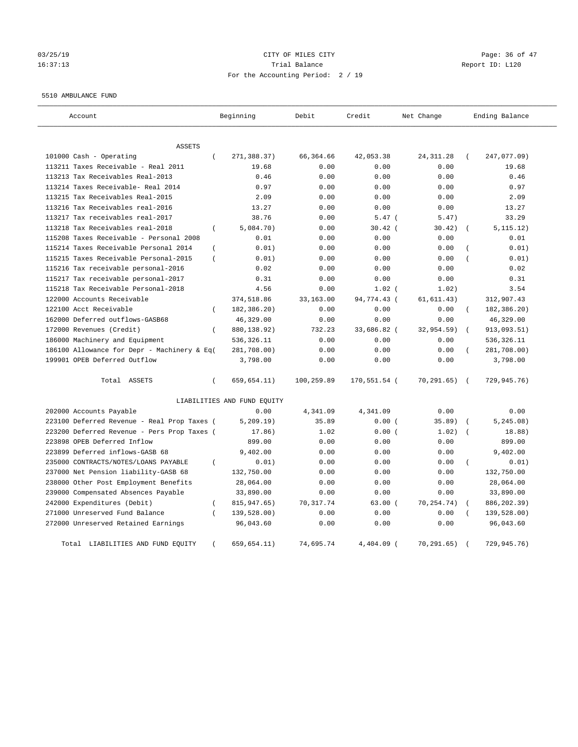# CITY OF MILES CITY

Trial Balance

For the Accounting Period: 2 / 19

03/25/19 16:37:13 — Report ID: L120

5510 AMBULANCE FUND

| Account | Beginning | Debit | Credit | Net Change | Ending Balance |
|---|---|---|---|---|---|
| **ASSETS** | | | | | |
| 101000 Cash - Operating | ( 271,388.37) | 66,364.66 | 42,053.38 | 24,311.28 | ( 247,077.09) |
| 113211 Taxes Receivable - Real 2011 | 19.68 | 0.00 | 0.00 | 0.00 | 19.68 |
| 113213 Tax Receivables Real-2013 | 0.46 | 0.00 | 0.00 | 0.00 | 0.46 |
| 113214 Taxes Receivable- Real 2014 | 0.97 | 0.00 | 0.00 | 0.00 | 0.97 |
| 113215 Tax Receivables Real-2015 | 2.09 | 0.00 | 0.00 | 0.00 | 2.09 |
| 113216 Tax Receivables real-2016 | 13.27 | 0.00 | 0.00 | 0.00 | 13.27 |
| 113217 Tax receivables real-2017 | 38.76 | 0.00 | 5.47 | ( 5.47) | 33.29 |
| 113218 Tax Receivables real-2018 | ( 5,084.70) | 0.00 | 30.42 | ( 30.42) | ( 5,115.12) |
| 115208 Taxes Receivable - Personal 2008 | 0.01 | 0.00 | 0.00 | 0.00 | 0.01 |
| 115214 Taxes Receivable Personal 2014 | ( 0.01) | 0.00 | 0.00 | 0.00 | ( 0.01) |
| 115215 Taxes Receivable Personal-2015 | ( 0.01) | 0.00 | 0.00 | 0.00 | ( 0.01) |
| 115216 Tax receivable personal-2016 | 0.02 | 0.00 | 0.00 | 0.00 | 0.02 |
| 115217 Tax receivable personal-2017 | 0.31 | 0.00 | 0.00 | 0.00 | 0.31 |
| 115218 Tax Receivable Personal-2018 | 4.56 | 0.00 | 1.02 | ( 1.02) | 3.54 |
| 122000 Accounts Receivable | 374,518.86 | 33,163.00 | 94,774.43 | ( 61,611.43) | 312,907.43 |
| 122100 Acct Receivable | ( 182,386.20) | 0.00 | 0.00 | 0.00 | ( 182,386.20) |
| 162000 Deferred outflows-GASB68 | 46,329.00 | 0.00 | 0.00 | 0.00 | 46,329.00 |
| 172000 Revenues (Credit) | ( 880,138.92) | 732.23 | 33,686.82 | ( 32,954.59) | ( 913,093.51) |
| 186000 Machinery and Equipment | 536,326.11 | 0.00 | 0.00 | 0.00 | 536,326.11 |
| 186100 Allowance for Depr - Machinery & Eq( | 281,708.00) | 0.00 | 0.00 | 0.00 | ( 281,708.00) |
| 199901 OPEB Deferred Outflow | 3,798.00 | 0.00 | 0.00 | 0.00 | 3,798.00 |
| Total ASSETS | ( 659,654.11) | 100,259.89 | 170,551.54 | ( 70,291.65) | ( 729,945.76) |
| **LIABILITIES AND FUND EQUITY** | | | | | |
| 202000 Accounts Payable | 0.00 | 4,341.09 | 4,341.09 | 0.00 | 0.00 |
| 223100 Deferred Revenue - Real Prop Taxes ( | 5,209.19) | 35.89 | 0.00 | ( 35.89) | ( 5,245.08) |
| 223200 Deferred Revenue - Pers Prop Taxes ( | 17.86) | 1.02 | 0.00 | ( 1.02) | ( 18.88) |
| 223898 OPEB Deferred Inflow | 899.00 | 0.00 | 0.00 | 0.00 | 899.00 |
| 223899 Deferred inflows-GASB 68 | 9,402.00 | 0.00 | 0.00 | 0.00 | 9,402.00 |
| 235000 CONTRACTS/NOTES/LOANS PAYABLE | ( 0.01) | 0.00 | 0.00 | 0.00 | ( 0.01) |
| 237000 Net Pension liability-GASB 68 | 132,750.00 | 0.00 | 0.00 | 0.00 | 132,750.00 |
| 238000 Other Post Employment Benefits | 28,064.00 | 0.00 | 0.00 | 0.00 | 28,064.00 |
| 239000 Compensated Absences Payable | 33,890.00 | 0.00 | 0.00 | 0.00 | 33,890.00 |
| 242000 Expenditures (Debit) | ( 815,947.65) | 70,317.74 | 63.00 | ( 70,254.74) | ( 886,202.39) |
| 271000 Unreserved Fund Balance | ( 139,528.00) | 0.00 | 0.00 | 0.00 | ( 139,528.00) |
| 272000 Unreserved Retained Earnings | 96,043.60 | 0.00 | 0.00 | 0.00 | 96,043.60 |
| Total LIABILITIES AND FUND EQUITY | ( 659,654.11) | 74,695.74 | 4,404.09 | ( 70,291.65) | ( 729,945.76) |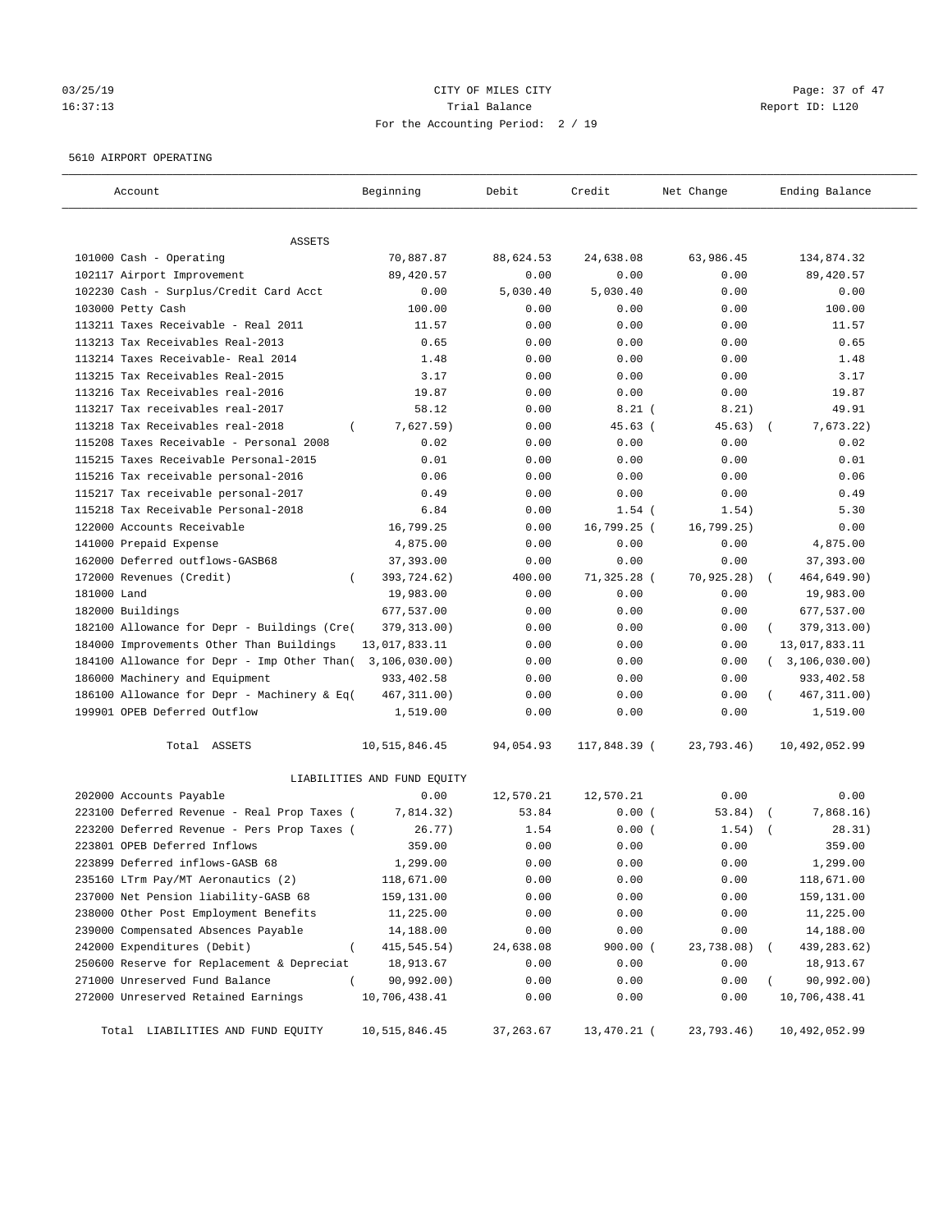CITY OF MILES CITY
Trial Balance
For the Accounting Period: 2 / 19

03/25/19
16:37:13

Report ID: L120

5610 AIRPORT OPERATING

| Account | Beginning | Debit | Credit | Net Change | Ending Balance |
|---|---|---|---|---|---|
| ASSETS | | | | | |
| 101000 Cash - Operating | 70,887.87 | 88,624.53 | 24,638.08 | 63,986.45 | 134,874.32 |
| 102117 Airport Improvement | 89,420.57 | 0.00 | 0.00 | 0.00 | 89,420.57 |
| 102230 Cash - Surplus/Credit Card Acct | 0.00 | 5,030.40 | 5,030.40 | 0.00 | 0.00 |
| 103000 Petty Cash | 100.00 | 0.00 | 0.00 | 0.00 | 100.00 |
| 113211 Taxes Receivable - Real 2011 | 11.57 | 0.00 | 0.00 | 0.00 | 11.57 |
| 113213 Tax Receivables Real-2013 | 0.65 | 0.00 | 0.00 | 0.00 | 0.65 |
| 113214 Taxes Receivable- Real 2014 | 1.48 | 0.00 | 0.00 | 0.00 | 1.48 |
| 113215 Tax Receivables Real-2015 | 3.17 | 0.00 | 0.00 | 0.00 | 3.17 |
| 113216 Tax Receivables real-2016 | 19.87 | 0.00 | 0.00 | 0.00 | 19.87 |
| 113217 Tax receivables real-2017 | 58.12 | 0.00 | 8.21 | ( 8.21) | 49.91 |
| 113218 Tax Receivables real-2018 | ( 7,627.59) | 0.00 | 45.63 | ( 45.63) | ( 7,673.22) |
| 115208 Taxes Receivable - Personal 2008 | 0.02 | 0.00 | 0.00 | 0.00 | 0.02 |
| 115215 Taxes Receivable Personal-2015 | 0.01 | 0.00 | 0.00 | 0.00 | 0.01 |
| 115216 Tax receivable personal-2016 | 0.06 | 0.00 | 0.00 | 0.00 | 0.06 |
| 115217 Tax receivable personal-2017 | 0.49 | 0.00 | 0.00 | 0.00 | 0.49 |
| 115218 Tax Receivable Personal-2018 | 6.84 | 0.00 | 1.54 | ( 1.54) | 5.30 |
| 122000 Accounts Receivable | 16,799.25 | 0.00 | 16,799.25 | ( 16,799.25) | 0.00 |
| 141000 Prepaid Expense | 4,875.00 | 0.00 | 0.00 | 0.00 | 4,875.00 |
| 162000 Deferred outflows-GASB68 | 37,393.00 | 0.00 | 0.00 | 0.00 | 37,393.00 |
| 172000 Revenues (Credit) | ( 393,724.62) | 400.00 | 71,325.28 | ( 70,925.28) | ( 464,649.90) |
| 181000 Land | 19,983.00 | 0.00 | 0.00 | 0.00 | 19,983.00 |
| 182000 Buildings | 677,537.00 | 0.00 | 0.00 | 0.00 | 677,537.00 |
| 182100 Allowance for Depr - Buildings (Cre( | 379,313.00) | 0.00 | 0.00 | 0.00 | ( 379,313.00) |
| 184000 Improvements Other Than Buildings | 13,017,833.11 | 0.00 | 0.00 | 0.00 | 13,017,833.11 |
| 184100 Allowance for Depr - Imp Other Than( | 3,106,030.00) | 0.00 | 0.00 | 0.00 | ( 3,106,030.00) |
| 186000 Machinery and Equipment | 933,402.58 | 0.00 | 0.00 | 0.00 | 933,402.58 |
| 186100 Allowance for Depr - Machinery & Eq( | 467,311.00) | 0.00 | 0.00 | 0.00 | ( 467,311.00) |
| 199901 OPEB Deferred Outflow | 1,519.00 | 0.00 | 0.00 | 0.00 | 1,519.00 |
| Total ASSETS | 10,515,846.45 | 94,054.93 | 117,848.39 | ( 23,793.46) | 10,492,052.99 |
| LIABILITIES AND FUND EQUITY | | | | | |
| 202000 Accounts Payable | 0.00 | 12,570.21 | 12,570.21 | 0.00 | 0.00 |
| 223100 Deferred Revenue - Real Prop Taxes ( | 7,814.32) | 53.84 | 0.00 | ( 53.84) | ( 7,868.16) |
| 223200 Deferred Revenue - Pers Prop Taxes ( | 26.77) | 1.54 | 0.00 | ( 1.54) | ( 28.31) |
| 223801 OPEB Deferred Inflows | 359.00 | 0.00 | 0.00 | 0.00 | 359.00 |
| 223899 Deferred inflows-GASB 68 | 1,299.00 | 0.00 | 0.00 | 0.00 | 1,299.00 |
| 235160 LTrm Pay/MT Aeronautics (2) | 118,671.00 | 0.00 | 0.00 | 0.00 | 118,671.00 |
| 237000 Net Pension liability-GASB 68 | 159,131.00 | 0.00 | 0.00 | 0.00 | 159,131.00 |
| 238000 Other Post Employment Benefits | 11,225.00 | 0.00 | 0.00 | 0.00 | 11,225.00 |
| 239000 Compensated Absences Payable | 14,188.00 | 0.00 | 0.00 | 0.00 | 14,188.00 |
| 242000 Expenditures (Debit) | ( 415,545.54) | 24,638.08 | 900.00 | ( 23,738.08) | ( 439,283.62) |
| 250600 Reserve for Replacement & Depreciat | 18,913.67 | 0.00 | 0.00 | 0.00 | 18,913.67 |
| 271000 Unreserved Fund Balance | ( 90,992.00) | 0.00 | 0.00 | 0.00 | ( 90,992.00) |
| 272000 Unreserved Retained Earnings | 10,706,438.41 | 0.00 | 0.00 | 0.00 | 10,706,438.41 |
| Total LIABILITIES AND FUND EQUITY | 10,515,846.45 | 37,263.67 | 13,470.21 | ( 23,793.46) | 10,492,052.99 |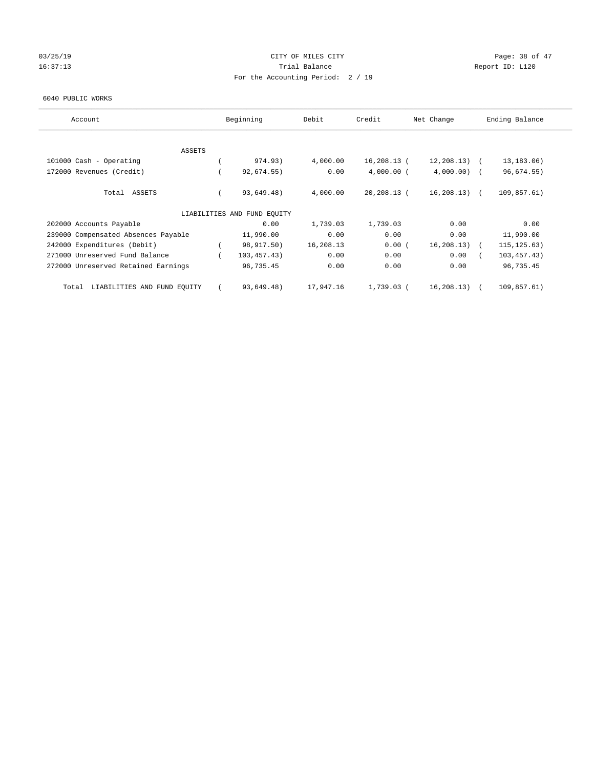CITY OF MILES CITY

Trial Balance

For the Accounting Period: 2 / 19

03/25/19 16:37:13 — Report ID: L120

6040 PUBLIC WORKS

| Account | Beginning | Debit | Credit | Net Change | Ending Balance |
|---|---|---|---|---|---|
| ASSETS | | | | | |
| 101000 Cash - Operating | ( 974.93) | 4,000.00 | 16,208.13 | ( 12,208.13) | ( 13,183.06) |
| 172000 Revenues (Credit) | ( 92,674.55) | 0.00 | 4,000.00 | ( 4,000.00) | ( 96,674.55) |
| Total ASSETS | ( 93,649.48) | 4,000.00 | 20,208.13 | ( 16,208.13) | ( 109,857.61) |
| LIABILITIES AND FUND EQUITY | | | | | |
| 202000 Accounts Payable | 0.00 | 1,739.03 | 1,739.03 | 0.00 | 0.00 |
| 239000 Compensated Absences Payable | 11,990.00 | 0.00 | 0.00 | 0.00 | 11,990.00 |
| 242000 Expenditures (Debit) | ( 98,917.50) | 16,208.13 | 0.00 | ( 16,208.13) | ( 115,125.63) |
| 271000 Unreserved Fund Balance | ( 103,457.43) | 0.00 | 0.00 | 0.00 | ( 103,457.43) |
| 272000 Unreserved Retained Earnings | 96,735.45 | 0.00 | 0.00 | 0.00 | 96,735.45 |
| Total LIABILITIES AND FUND EQUITY | ( 93,649.48) | 17,947.16 | 1,739.03 | ( 16,208.13) | ( 109,857.61) |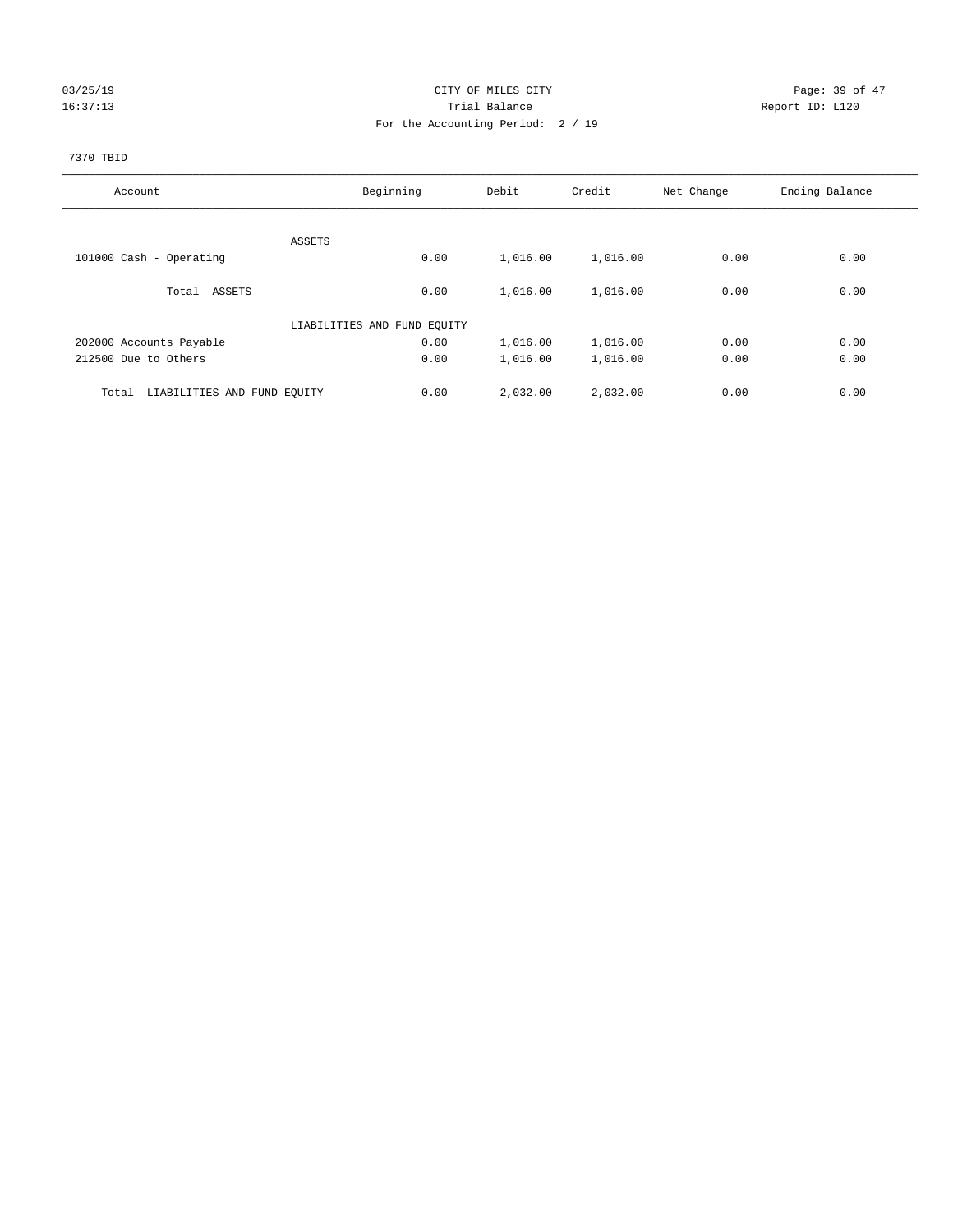03/25/19 CITY OF MILES CITY

16:37:13 Trial Balance Report ID: L120

For the Accounting Period: 2 / 19

7370 TBID

| Account | Beginning | Debit | Credit | Net Change | Ending Balance |
|---|---|---|---|---|---|
| ASSETS | | | | | |
| 101000 Cash - Operating | 0.00 | 1,016.00 | 1,016.00 | 0.00 | 0.00 |
| Total ASSETS | 0.00 | 1,016.00 | 1,016.00 | 0.00 | 0.00 |
| LIABILITIES AND FUND EQUITY | | | | | |
| 202000 Accounts Payable | 0.00 | 1,016.00 | 1,016.00 | 0.00 | 0.00 |
| 212500 Due to Others | 0.00 | 1,016.00 | 1,016.00 | 0.00 | 0.00 |
| Total LIABILITIES AND FUND EQUITY | 0.00 | 2,032.00 | 2,032.00 | 0.00 | 0.00 |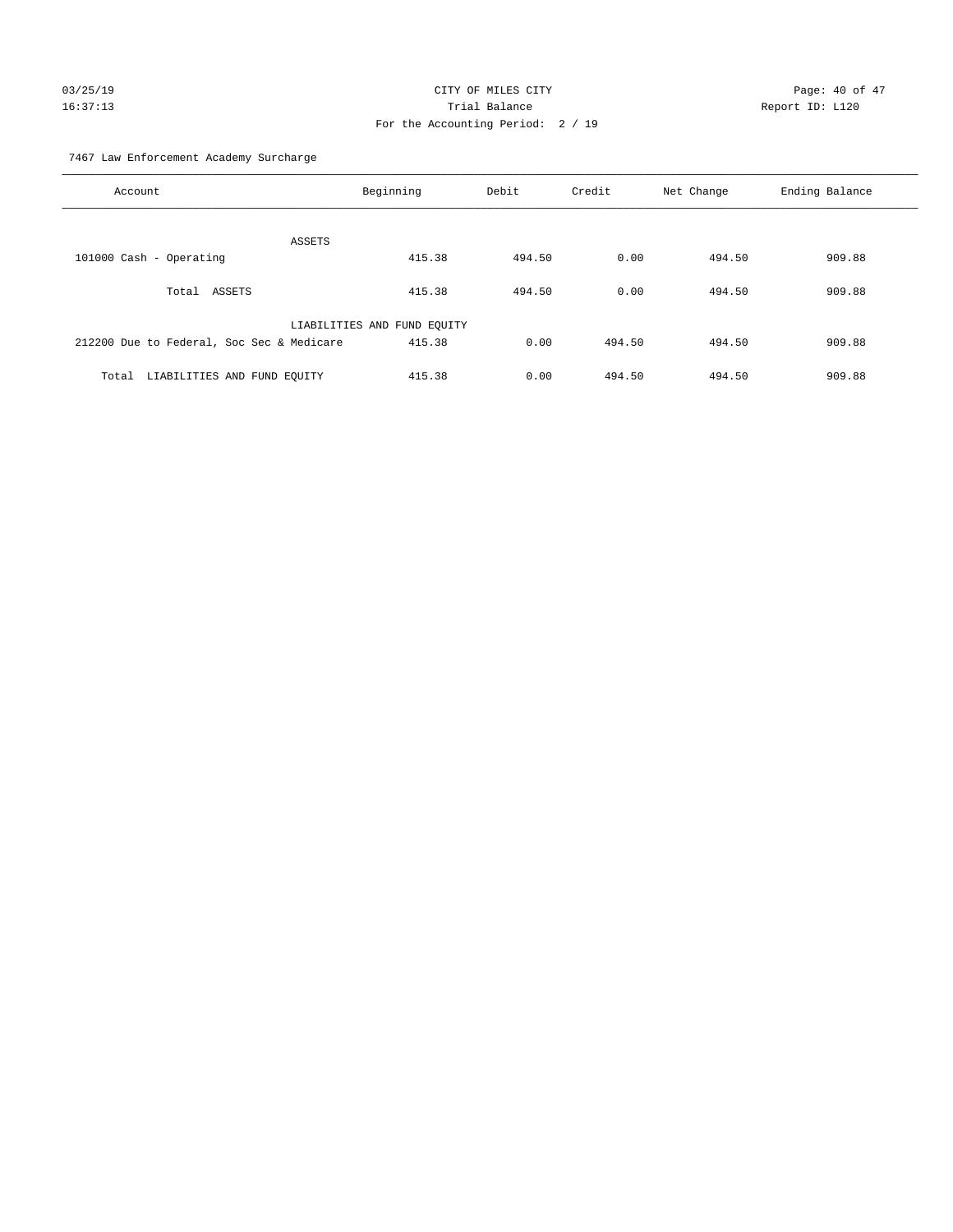CITY OF MILES CITY

Trial Balance

For the Accounting Period: 2 / 19

03/25/19 16:37:13 Report ID: L120

7467 Law Enforcement Academy Surcharge

| Account | Beginning | Debit | Credit | Net Change | Ending Balance |
|---|---|---|---|---|---|
| ASSETS | | | | | |
| 101000 Cash - Operating | 415.38 | 494.50 | 0.00 | 494.50 | 909.88 |
| Total ASSETS | 415.38 | 494.50 | 0.00 | 494.50 | 909.88 |
| LIABILITIES AND FUND EQUITY | | | | | |
| 212200 Due to Federal, Soc Sec & Medicare | 415.38 | 0.00 | 494.50 | 494.50 | 909.88 |
| Total LIABILITIES AND FUND EQUITY | 415.38 | 0.00 | 494.50 | 494.50 | 909.88 |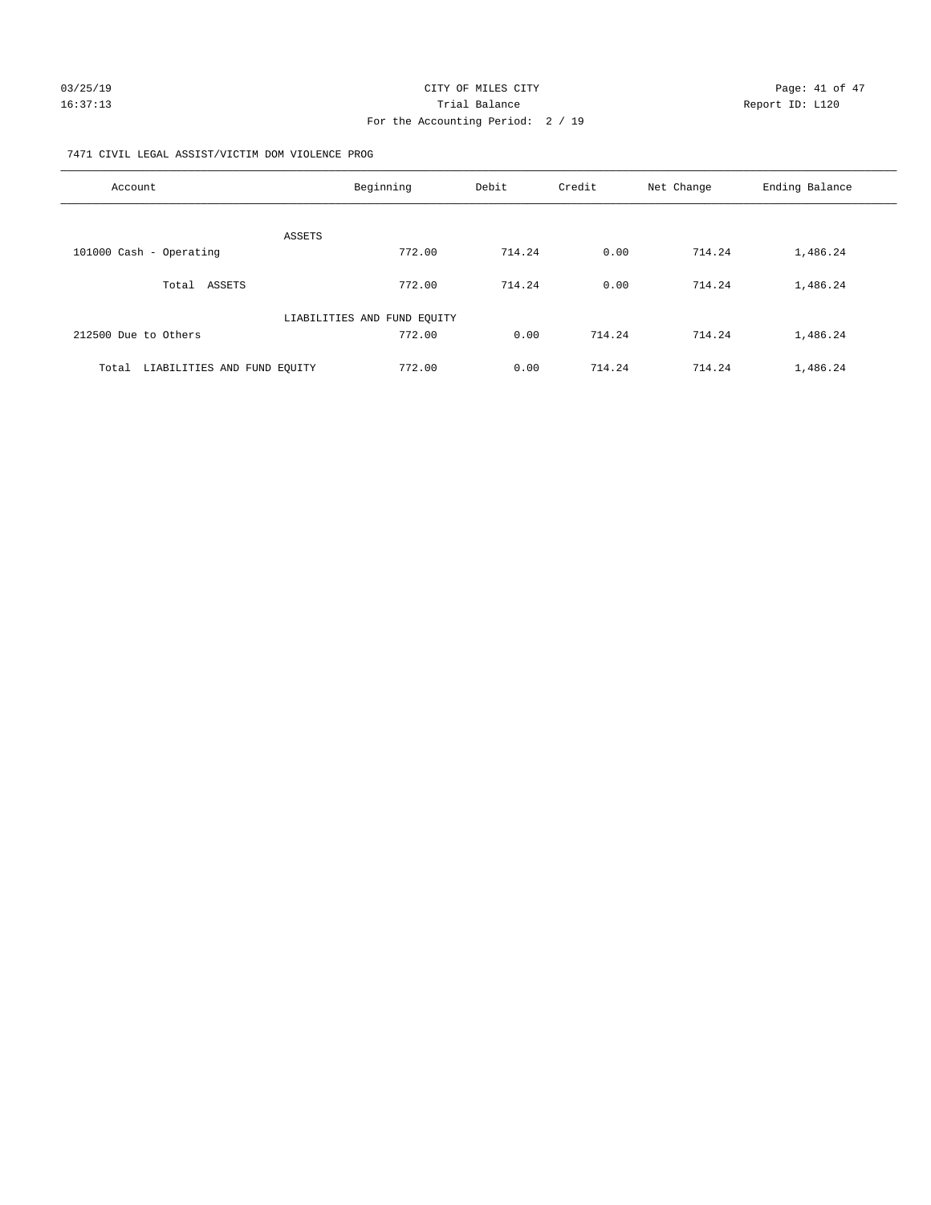CITY OF MILES CITY
Trial Balance
For the Accounting Period: 2 / 19

03/25/19
16:37:13

Report ID: L120

7471 CIVIL LEGAL ASSIST/VICTIM DOM VIOLENCE PROG

| Account | Beginning | Debit | Credit | Net Change | Ending Balance |
|---|---|---|---|---|---|
| ASSETS | | | | | |
| 101000 Cash - Operating | 772.00 | 714.24 | 0.00 | 714.24 | 1,486.24 |
| Total ASSETS | 772.00 | 714.24 | 0.00 | 714.24 | 1,486.24 |
| LIABILITIES AND FUND EQUITY | | | | | |
| 212500 Due to Others | 772.00 | 0.00 | 714.24 | 714.24 | 1,486.24 |
| Total LIABILITIES AND FUND EQUITY | 772.00 | 0.00 | 714.24 | 714.24 | 1,486.24 |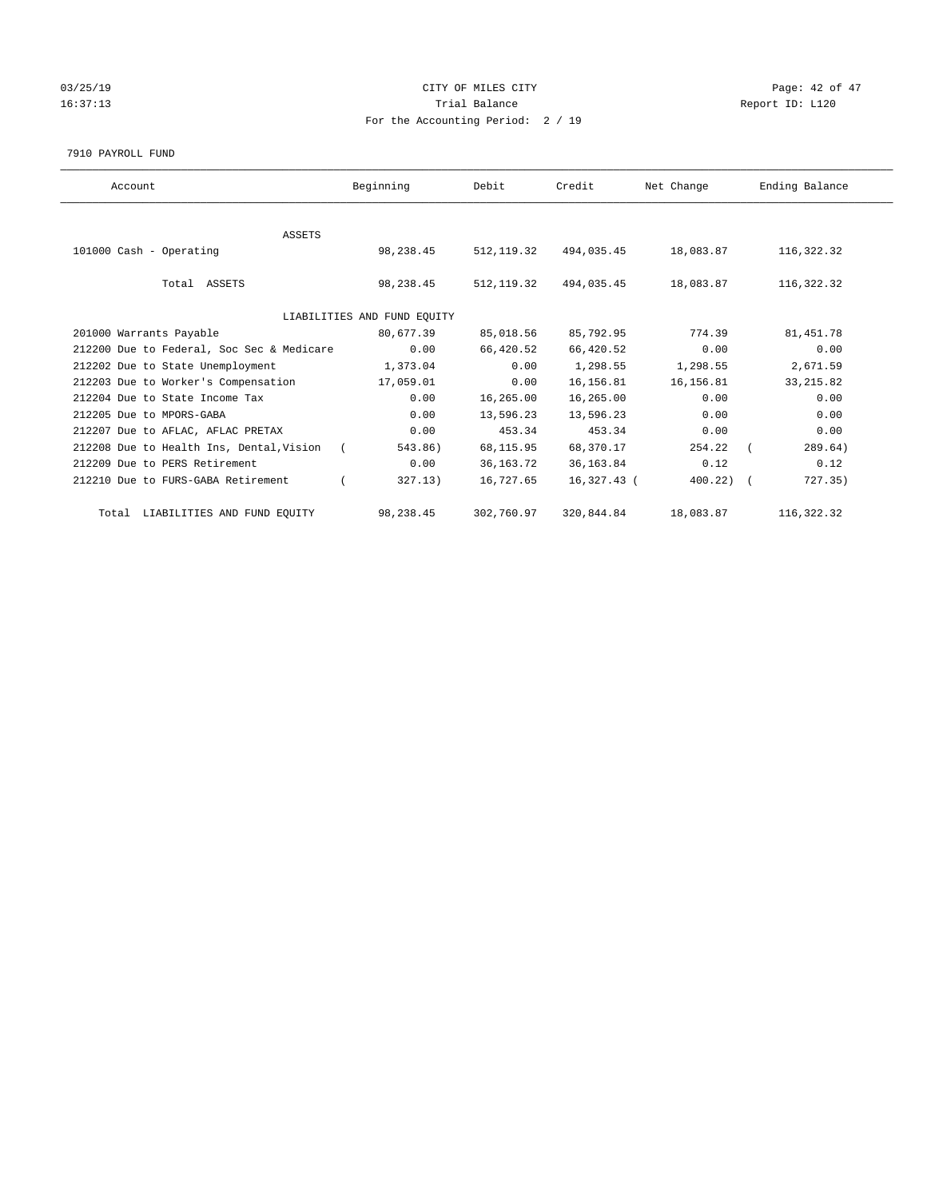CITY OF MILES CITY
Trial Balance
For the Accounting Period: 2 / 19

03/25/19
16:37:13

Report ID: L120

7910 PAYROLL FUND

| Account | Beginning | Debit | Credit | Net Change | Ending Balance |
|---|---|---|---|---|---|
| ASSETS | | | | | |
| 101000 Cash - Operating | 98,238.45 | 512,119.32 | 494,035.45 | 18,083.87 | 116,322.32 |
| Total ASSETS | 98,238.45 | 512,119.32 | 494,035.45 | 18,083.87 | 116,322.32 |
| LIABILITIES AND FUND EQUITY | | | | | |
| 201000 Warrants Payable | 80,677.39 | 85,018.56 | 85,792.95 | 774.39 | 81,451.78 |
| 212200 Due to Federal, Soc Sec & Medicare | 0.00 | 66,420.52 | 66,420.52 | 0.00 | 0.00 |
| 212202 Due to State Unemployment | 1,373.04 | 0.00 | 1,298.55 | 1,298.55 | 2,671.59 |
| 212203 Due to Worker's Compensation | 17,059.01 | 0.00 | 16,156.81 | 16,156.81 | 33,215.82 |
| 212204 Due to State Income Tax | 0.00 | 16,265.00 | 16,265.00 | 0.00 | 0.00 |
| 212205 Due to MPORS-GABA | 0.00 | 13,596.23 | 13,596.23 | 0.00 | 0.00 |
| 212207 Due to AFLAC, AFLAC PRETAX | 0.00 | 453.34 | 453.34 | 0.00 | 0.00 |
| 212208 Due to Health Ins, Dental,Vision | ( 543.86) | 68,115.95 | 68,370.17 | 254.22 | ( 289.64) |
| 212209 Due to PERS Retirement | 0.00 | 36,163.72 | 36,163.84 | 0.12 | 0.12 |
| 212210 Due to FURS-GABA Retirement | ( 327.13) | 16,727.65 | 16,327.43 | ( 400.22) | ( 727.35) |
| Total LIABILITIES AND FUND EQUITY | 98,238.45 | 302,760.97 | 320,844.84 | 18,083.87 | 116,322.32 |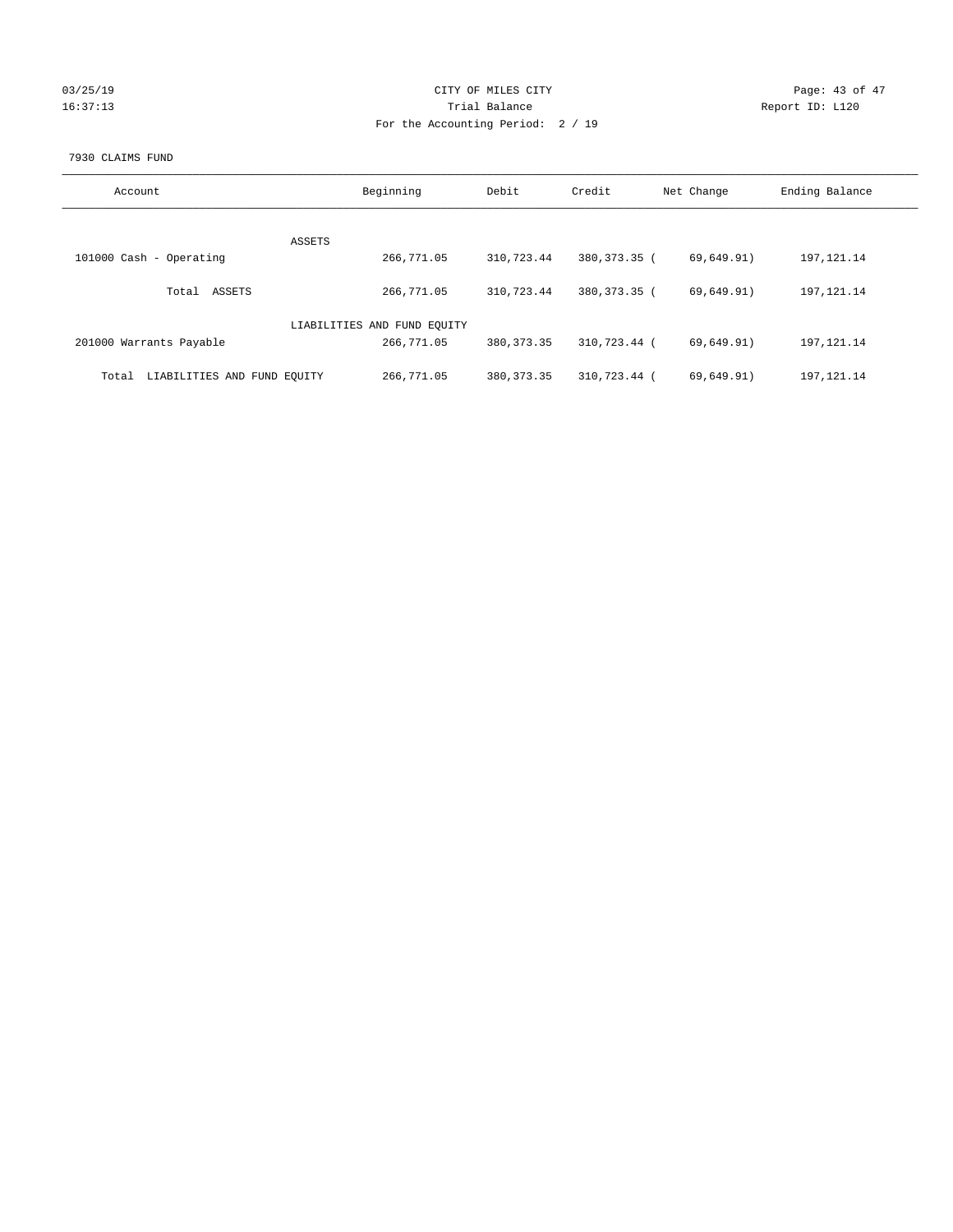CITY OF MILES CITY
Trial Balance
For the Accounting Period: 2 / 19

03/25/19 16:37:13 — Report ID: L120

7930 CLAIMS FUND

| Account | Beginning | Debit | Credit | Net Change | Ending Balance |
|---|---|---|---|---|---|
| ASSETS | | | | | |
| 101000 Cash - Operating | 266,771.05 | 310,723.44 | 380,373.35 | ( 69,649.91) | 197,121.14 |
| Total ASSETS | 266,771.05 | 310,723.44 | 380,373.35 | ( 69,649.91) | 197,121.14 |
| LIABILITIES AND FUND EQUITY | | | | | |
| 201000 Warrants Payable | 266,771.05 | 380,373.35 | 310,723.44 | ( 69,649.91) | 197,121.14 |
| Total LIABILITIES AND FUND EQUITY | 266,771.05 | 380,373.35 | 310,723.44 | ( 69,649.91) | 197,121.14 |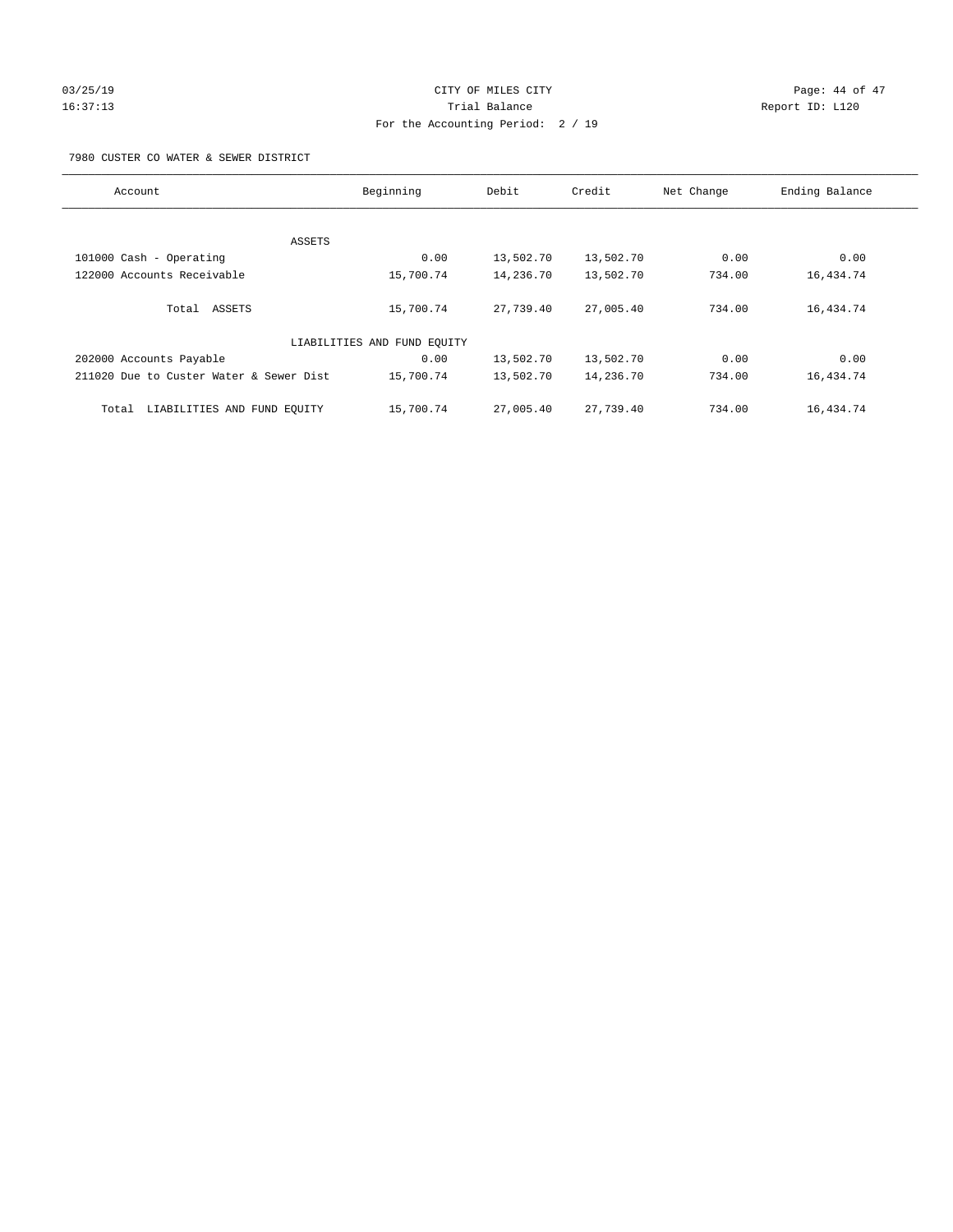CITY OF MILES CITY
Trial Balance
For the Accounting Period: 2 / 19

03/25/19
16:37:13

Report ID: L120

7980 CUSTER CO WATER & SEWER DISTRICT

| Account | Beginning | Debit | Credit | Net Change | Ending Balance |
|---|---|---|---|---|---|
| ASSETS | | | | | |
| 101000 Cash - Operating | 0.00 | 13,502.70 | 13,502.70 | 0.00 | 0.00 |
| 122000 Accounts Receivable | 15,700.74 | 14,236.70 | 13,502.70 | 734.00 | 16,434.74 |
| Total ASSETS | 15,700.74 | 27,739.40 | 27,005.40 | 734.00 | 16,434.74 |
| LIABILITIES AND FUND EQUITY | | | | | |
| 202000 Accounts Payable | 0.00 | 13,502.70 | 13,502.70 | 0.00 | 0.00 |
| 211020 Due to Custer Water & Sewer Dist | 15,700.74 | 13,502.70 | 14,236.70 | 734.00 | 16,434.74 |
| Total LIABILITIES AND FUND EQUITY | 15,700.74 | 27,005.40 | 27,739.40 | 734.00 | 16,434.74 |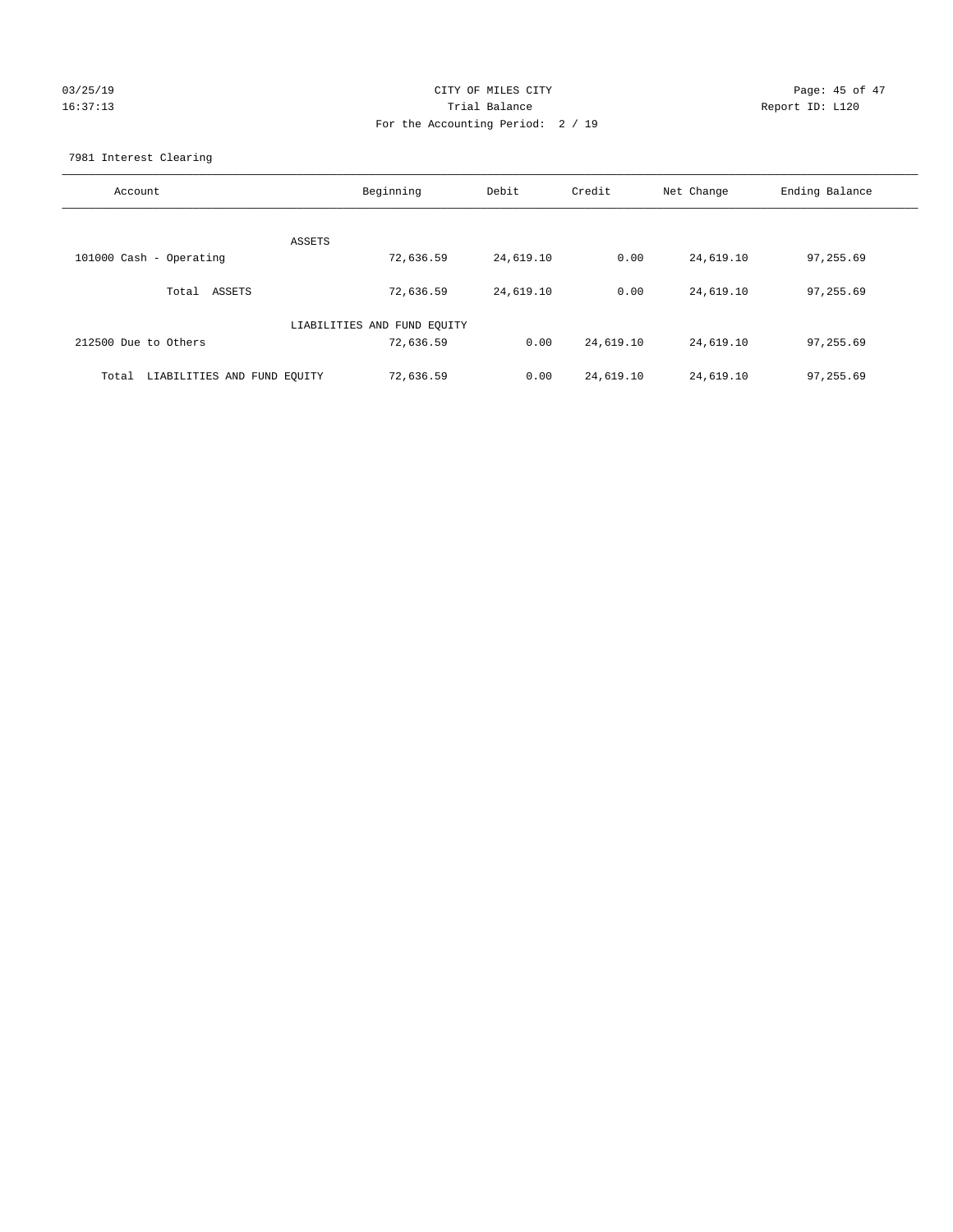CITY OF MILES CITY
Trial Balance
For the Accounting Period: 2 / 19

03/25/19
16:37:13

Report ID: L120

7981 Interest Clearing

| Account | Beginning | Debit | Credit | Net Change | Ending Balance |
|---|---|---|---|---|---|
| ASSETS | | | | | |
| 101000 Cash - Operating | 72,636.59 | 24,619.10 | 0.00 | 24,619.10 | 97,255.69 |
| Total ASSETS | 72,636.59 | 24,619.10 | 0.00 | 24,619.10 | 97,255.69 |
| LIABILITIES AND FUND EQUITY | | | | | |
| 212500 Due to Others | 72,636.59 | 0.00 | 24,619.10 | 24,619.10 | 97,255.69 |
| Total LIABILITIES AND FUND EQUITY | 72,636.59 | 0.00 | 24,619.10 | 24,619.10 | 97,255.69 |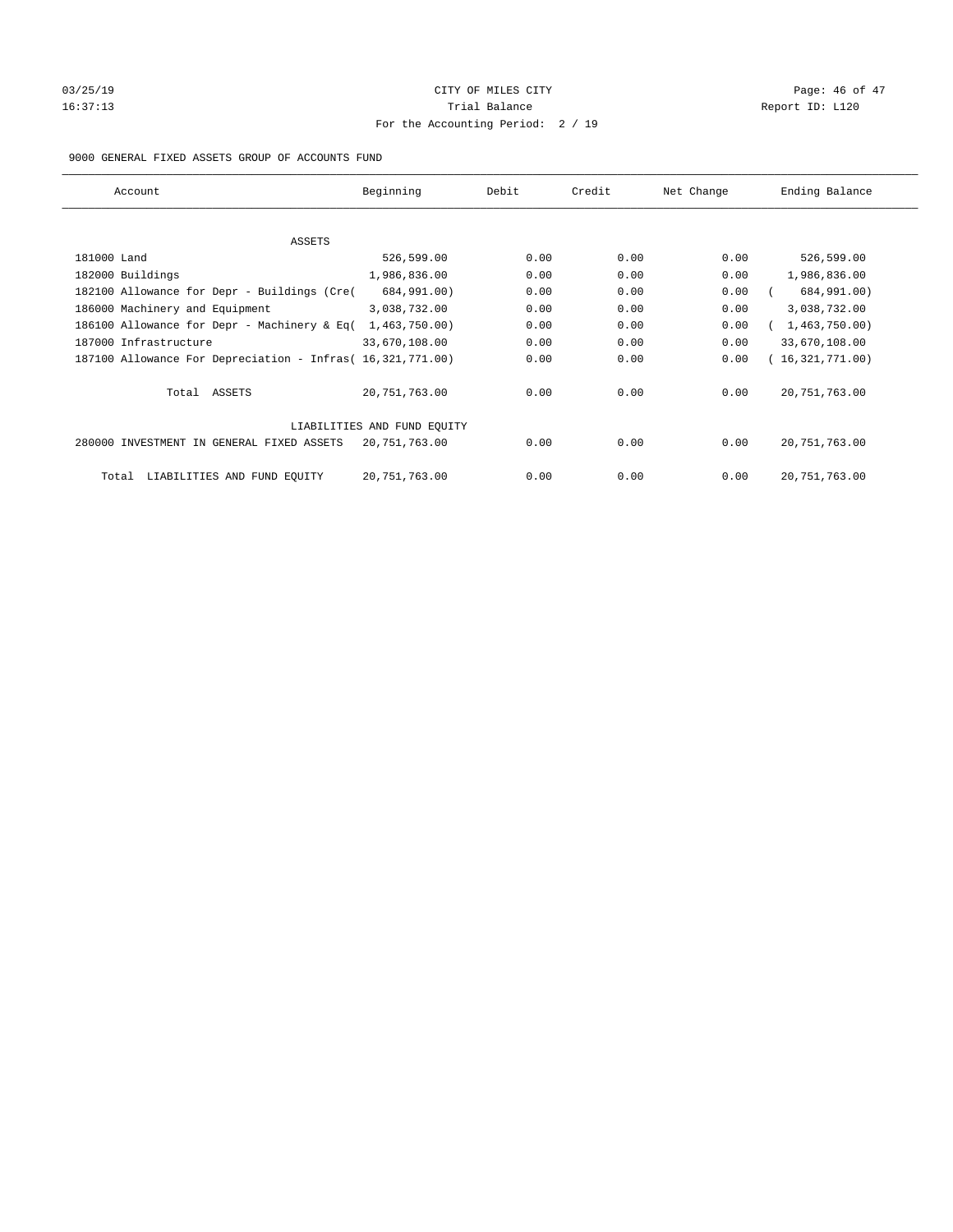CITY OF MILES CITY

Trial Balance

For the Accounting Period: 2 / 19

03/25/19 16:37:13 — Report ID: L120

9000 GENERAL FIXED ASSETS GROUP OF ACCOUNTS FUND

| Account | Beginning | Debit | Credit | Net Change | Ending Balance |
|---|---|---|---|---|---|
| ASSETS | | | | | |
| 181000 Land | 526,599.00 | 0.00 | 0.00 | 0.00 | 526,599.00 |
| 182000 Buildings | 1,986,836.00 | 0.00 | 0.00 | 0.00 | 1,986,836.00 |
| 182100 Allowance for Depr - Buildings (Cre( | 684,991.00) | 0.00 | 0.00 | 0.00 | ( 684,991.00) |
| 186000 Machinery and Equipment | 3,038,732.00 | 0.00 | 0.00 | 0.00 | 3,038,732.00 |
| 186100 Allowance for Depr - Machinery & Eq( | 1,463,750.00) | 0.00 | 0.00 | 0.00 | ( 1,463,750.00) |
| 187000 Infrastructure | 33,670,108.00 | 0.00 | 0.00 | 0.00 | 33,670,108.00 |
| 187100 Allowance For Depreciation - Infras( | 16,321,771.00) | 0.00 | 0.00 | 0.00 | ( 16,321,771.00) |
| Total ASSETS | 20,751,763.00 | 0.00 | 0.00 | 0.00 | 20,751,763.00 |
| LIABILITIES AND FUND EQUITY | | | | | |
| 280000 INVESTMENT IN GENERAL FIXED ASSETS | 20,751,763.00 | 0.00 | 0.00 | 0.00 | 20,751,763.00 |
| Total LIABILITIES AND FUND EQUITY | 20,751,763.00 | 0.00 | 0.00 | 0.00 | 20,751,763.00 |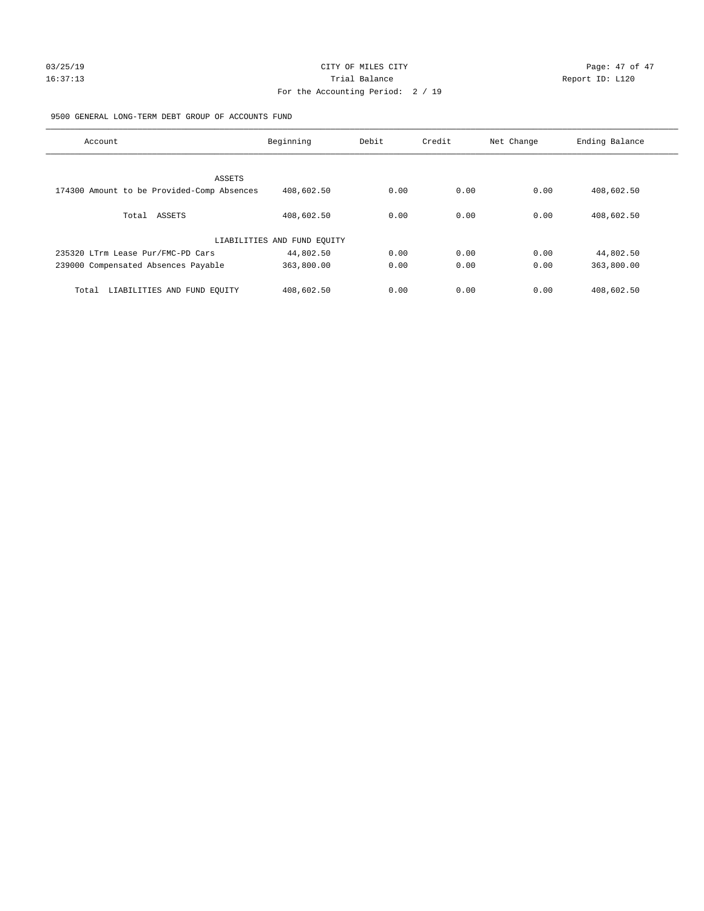CITY OF MILES CITY

Trial Balance

For the Accounting Period: 2 / 19

9500 GENERAL LONG-TERM DEBT GROUP OF ACCOUNTS FUND

| Account | Beginning | Debit | Credit | Net Change | Ending Balance |
|---|---|---|---|---|---|
| ASSETS | | | | | |
| 174300 Amount to be Provided-Comp Absences | 408,602.50 | 0.00 | 0.00 | 0.00 | 408,602.50 |
| Total ASSETS | 408,602.50 | 0.00 | 0.00 | 0.00 | 408,602.50 |
| LIABILITIES AND FUND EQUITY | | | | | |
| 235320 LTrm Lease Pur/FMC-PD Cars | 44,802.50 | 0.00 | 0.00 | 0.00 | 44,802.50 |
| 239000 Compensated Absences Payable | 363,800.00 | 0.00 | 0.00 | 0.00 | 363,800.00 |
| Total LIABILITIES AND FUND EQUITY | 408,602.50 | 0.00 | 0.00 | 0.00 | 408,602.50 |